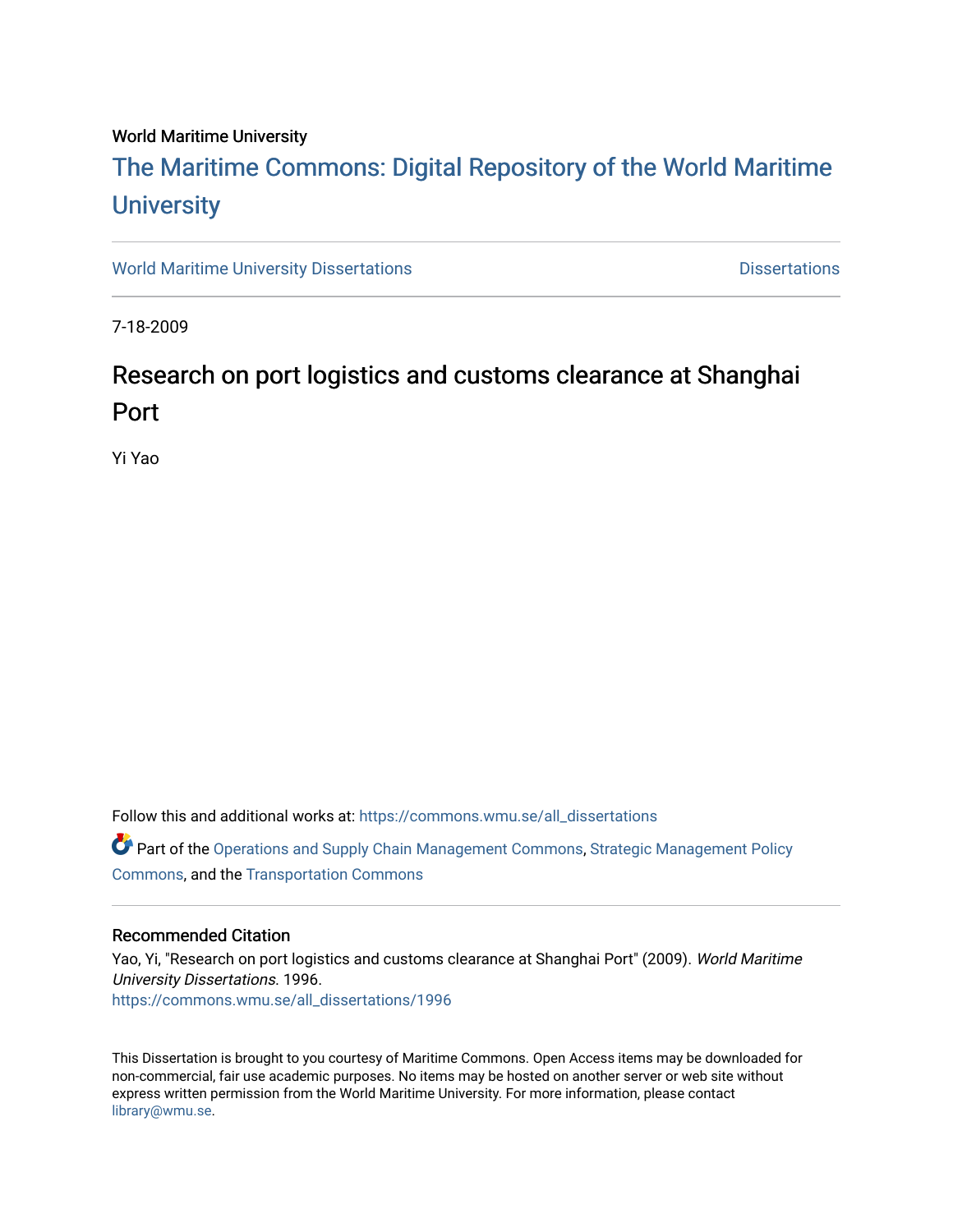World Maritime University

# The Maritime Commons: Digital Repository of the World Maritime University

World Maritime University Dissertations | Dissertations

7-18-2009

## Research on port logistics and customs clearance at Shanghai Port

Yi Yao

Follow this and additional works at: https://commons.wmu.se/all_dissertations

Part of the Operations and Supply Chain Management Commons, Strategic Management Policy Commons, and the Transportation Commons

### Recommended Citation

Yao, Yi, "Research on port logistics and customs clearance at Shanghai Port" (2009). *World Maritime University Dissertations*. 1996.
https://commons.wmu.se/all_dissertations/1996

This Dissertation is brought to you courtesy of Maritime Commons. Open Access items may be downloaded for non-commercial, fair use academic purposes. No items may be hosted on another server or web site without express written permission from the World Maritime University. For more information, please contact library@wmu.se.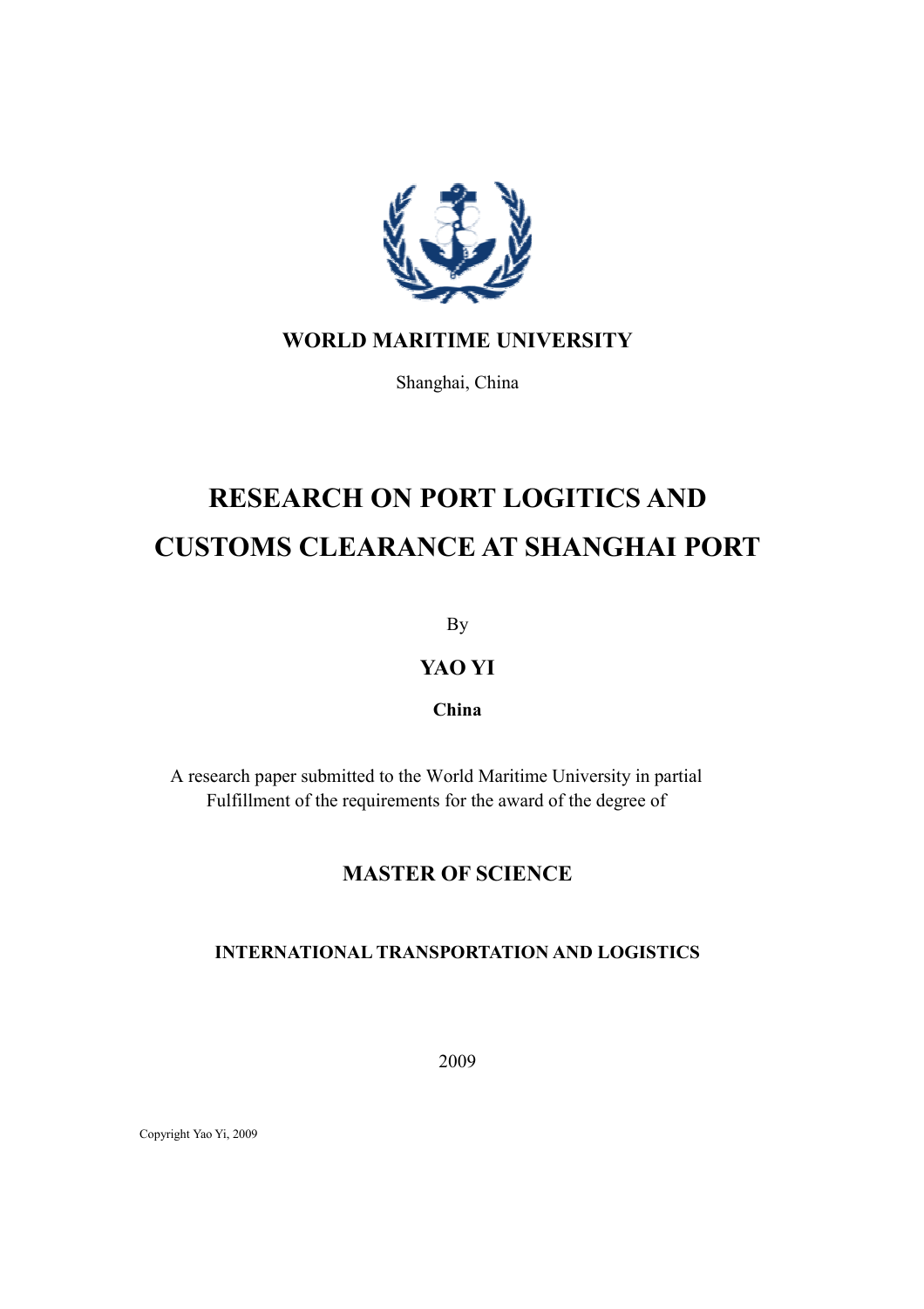**WORLD MARITIME UNIVERSITY**

Shanghai, China

# RESEARCH ON PORT LOGITICS AND CUSTOMS CLEARANCE AT SHANGHAI PORT

By

**YAO YI**

**China**

A research paper submitted to the World Maritime University in partial Fulfillment of the requirements for the award of the degree of

## MASTER OF SCIENCE

### INTERNATIONAL TRANSPORTATION AND LOGISTICS

2009

Copyright Yao Yi, 2009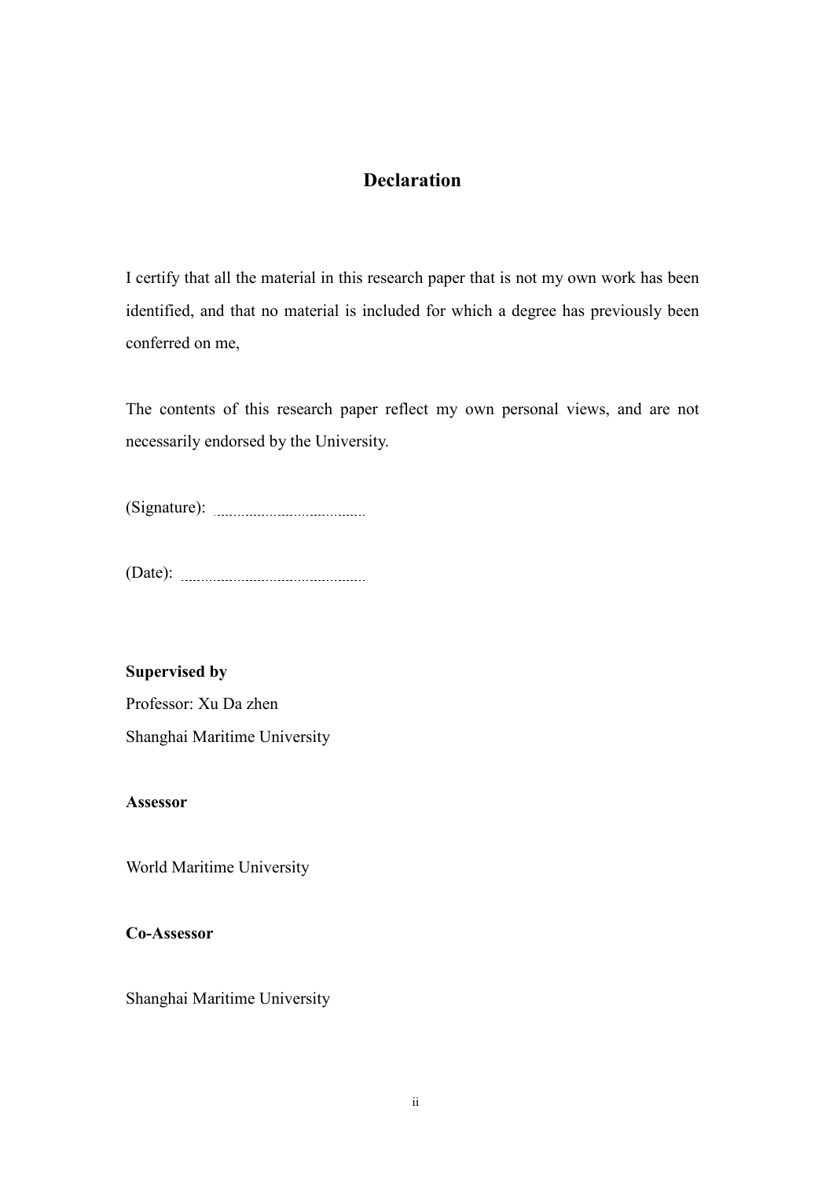# Declaration

I certify that all the material in this research paper that is not my own work has been identified, and that no material is included for which a degree has previously been conferred on me,

The contents of this research paper reflect my own personal views, and are not necessarily endorsed by the University.

(Signature): ..................................

(Date): ..........................................

**Supervised by**

Professor: Xu Da zhen

Shanghai Maritime University

**Assessor**

World Maritime University

**Co-Assessor**

Shanghai Maritime University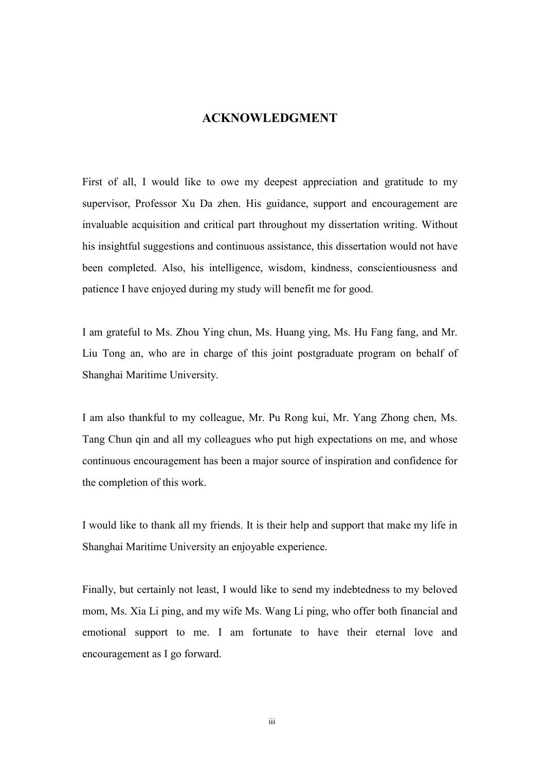# ACKNOWLEDGMENT

First of all, I would like to owe my deepest appreciation and gratitude to my supervisor, Professor Xu Da zhen. His guidance, support and encouragement are invaluable acquisition and critical part throughout my dissertation writing. Without his insightful suggestions and continuous assistance, this dissertation would not have been completed. Also, his intelligence, wisdom, kindness, conscientiousness and patience I have enjoyed during my study will benefit me for good.

I am grateful to Ms. Zhou Ying chun, Ms. Huang ying, Ms. Hu Fang fang, and Mr. Liu Tong an, who are in charge of this joint postgraduate program on behalf of Shanghai Maritime University.

I am also thankful to my colleague, Mr. Pu Rong kui, Mr. Yang Zhong chen, Ms. Tang Chun qin and all my colleagues who put high expectations on me, and whose continuous encouragement has been a major source of inspiration and confidence for the completion of this work.

I would like to thank all my friends. It is their help and support that make my life in Shanghai Maritime University an enjoyable experience.

Finally, but certainly not least, I would like to send my indebtedness to my beloved mom, Ms. Xia Li ping, and my wife Ms. Wang Li ping, who offer both financial and emotional support to me. I am fortunate to have their eternal love and encouragement as I go forward.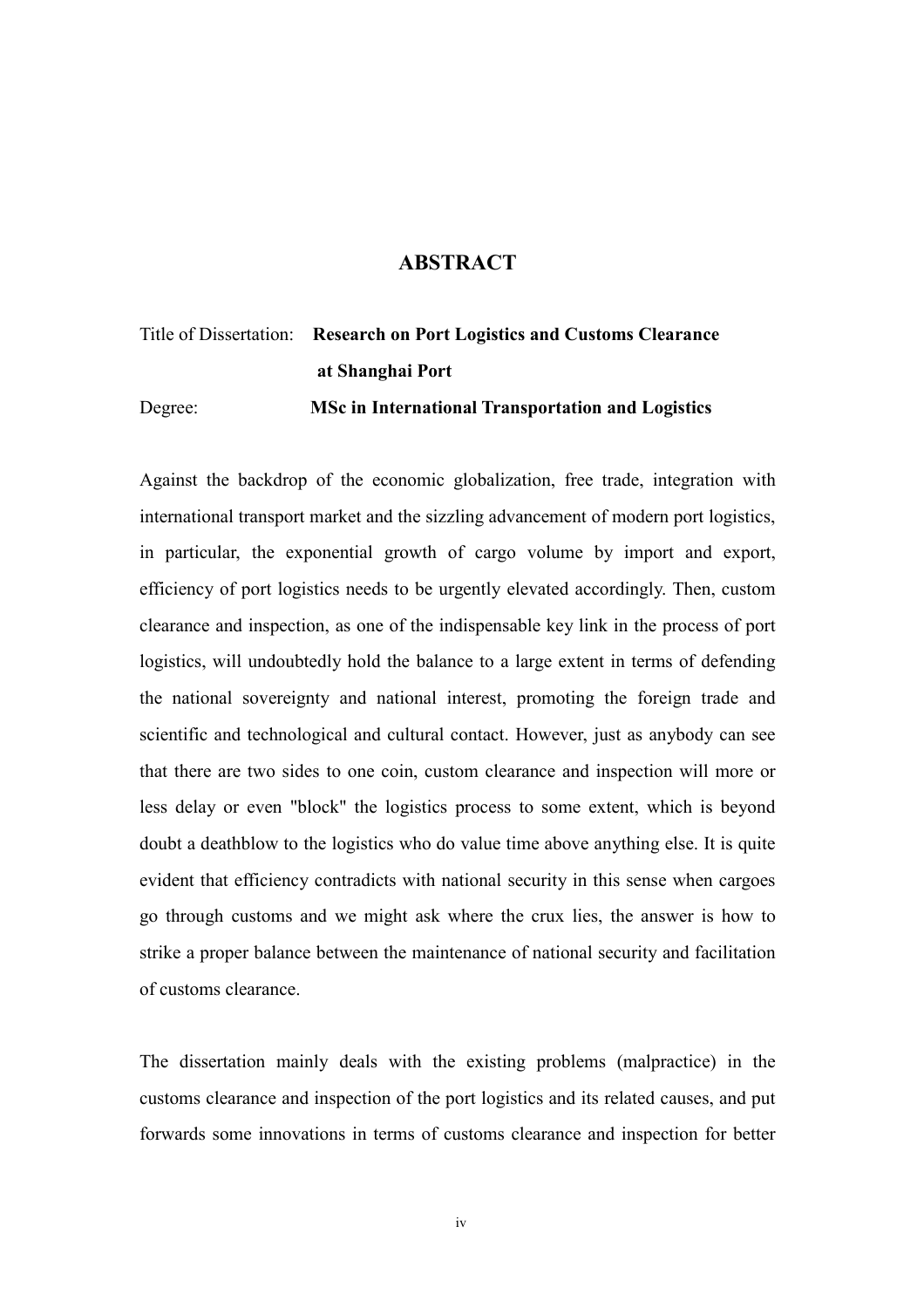# ABSTRACT

Title of Dissertation: **Research on Port Logistics and Customs Clearance at Shanghai Port**

Degree: **MSc in International Transportation and Logistics**

Against the backdrop of the economic globalization, free trade, integration with international transport market and the sizzling advancement of modern port logistics, in particular, the exponential growth of cargo volume by import and export, efficiency of port logistics needs to be urgently elevated accordingly. Then, custom clearance and inspection, as one of the indispensable key link in the process of port logistics, will undoubtedly hold the balance to a large extent in terms of defending the national sovereignty and national interest, promoting the foreign trade and scientific and technological and cultural contact. However, just as anybody can see that there are two sides to one coin, custom clearance and inspection will more or less delay or even "block" the logistics process to some extent, which is beyond doubt a deathblow to the logistics who do value time above anything else. It is quite evident that efficiency contradicts with national security in this sense when cargoes go through customs and we might ask where the crux lies, the answer is how to strike a proper balance between the maintenance of national security and facilitation of customs clearance.

The dissertation mainly deals with the existing problems (malpractice) in the customs clearance and inspection of the port logistics and its related causes, and put forwards some innovations in terms of customs clearance and inspection for better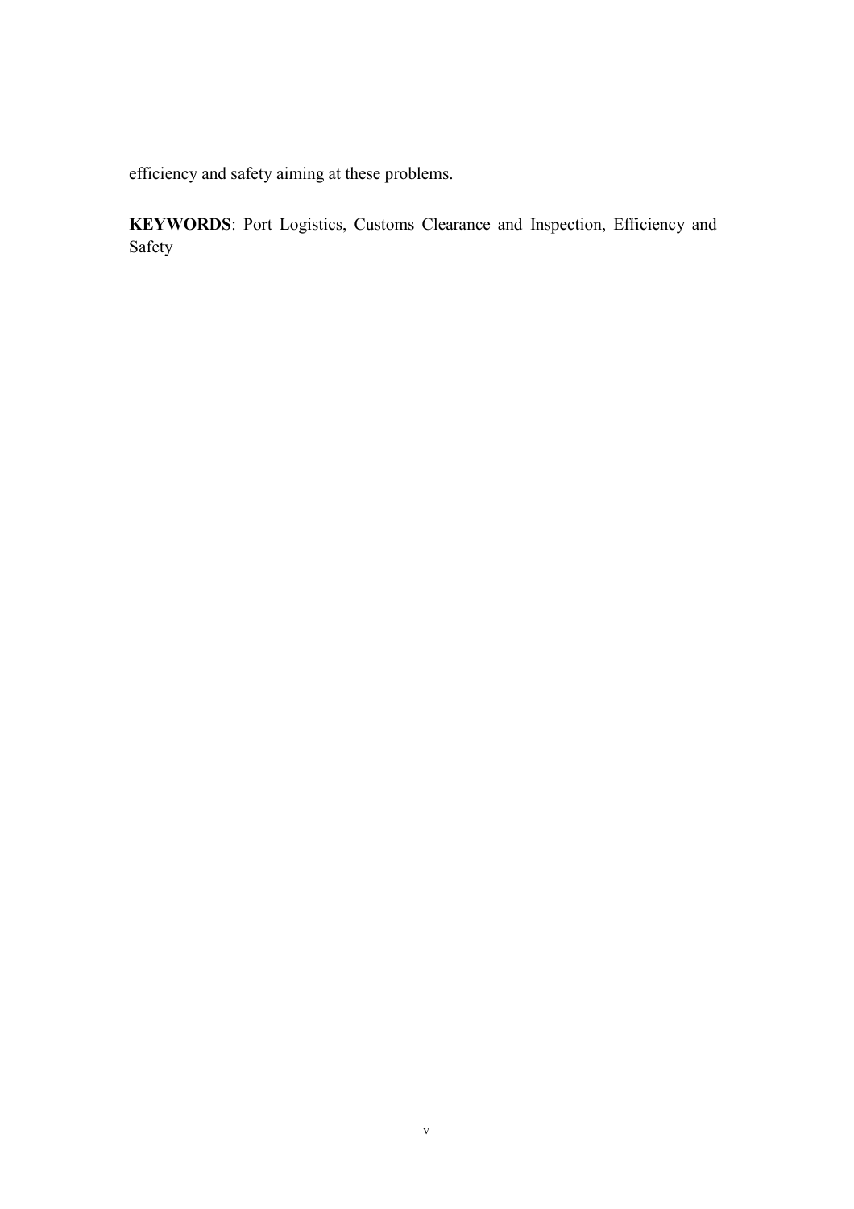efficiency and safety aiming at these problems.

**KEYWORDS**: Port Logistics, Customs Clearance and Inspection, Efficiency and Safety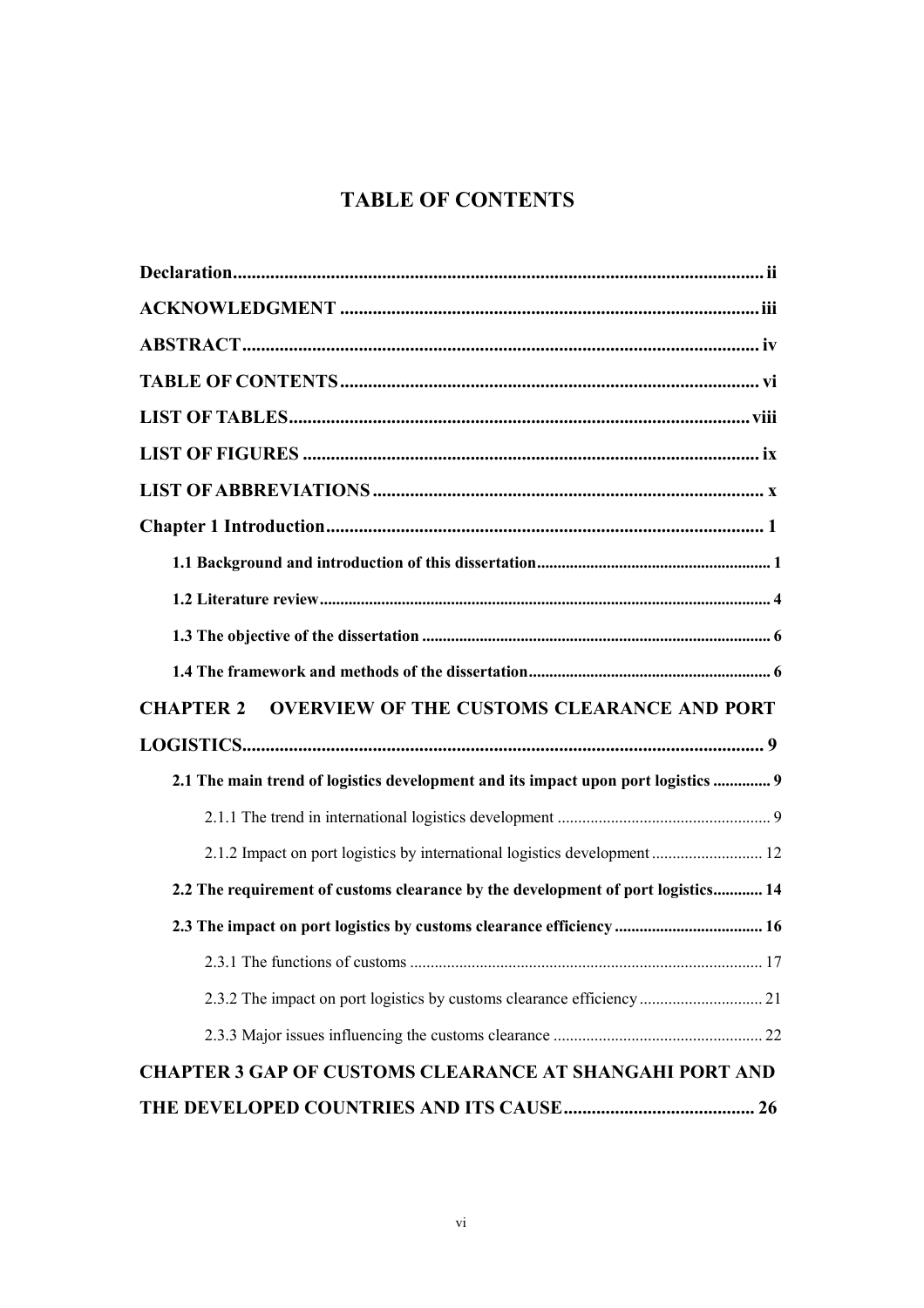# TABLE OF CONTENTS

**Declaration** ........................................................................................................ **ii**

**ACKNOWLEDGMENT** ........................................................................................ **iii**

**ABSTRACT** ........................................................................................................ **iv**

**TABLE OF CONTENTS** ...................................................................................... **vi**

**LIST OF TABLES** ............................................................................................... **viii**

**LIST OF FIGURES** ............................................................................................. **ix**

**LIST OF ABBREVIATIONS** ................................................................................ **x**

**Chapter 1 Introduction** ........................................................................................ **1**

**1.1 Background and introduction of this dissertation** ........................................... **1**

**1.2 Literature review** ............................................................................................ **4**

**1.3 The objective of the dissertation** .................................................................... **6**

**1.4 The framework and methods of the dissertation** ............................................ **6**

**CHAPTER 2 OVERVIEW OF THE CUSTOMS CLEARANCE AND PORT LOGISTICS** ........................................................................................................ **9**

**2.1 The main trend of logistics development and its impact upon port logistics** .............. **9**

2.1.1 The trend in international logistics development ........................................ 9

2.1.2 Impact on port logistics by international logistics development ................. 12

**2.2 The requirement of customs clearance by the development of port logistics** ............ **14**

**2.3 The impact on port logistics by customs clearance efficiency** ............................ **16**

2.3.1 The functions of customs ........................................................................... 17

2.3.2 The impact on port logistics by customs clearance efficiency ..................... 21

2.3.3 Major issues influencing the customs clearance ........................................ 22

**CHAPTER 3 GAP OF CUSTOMS CLEARANCE AT SHANGAHI PORT AND THE DEVELOPED COUNTRIES AND ITS CAUSE** ............................................. **26**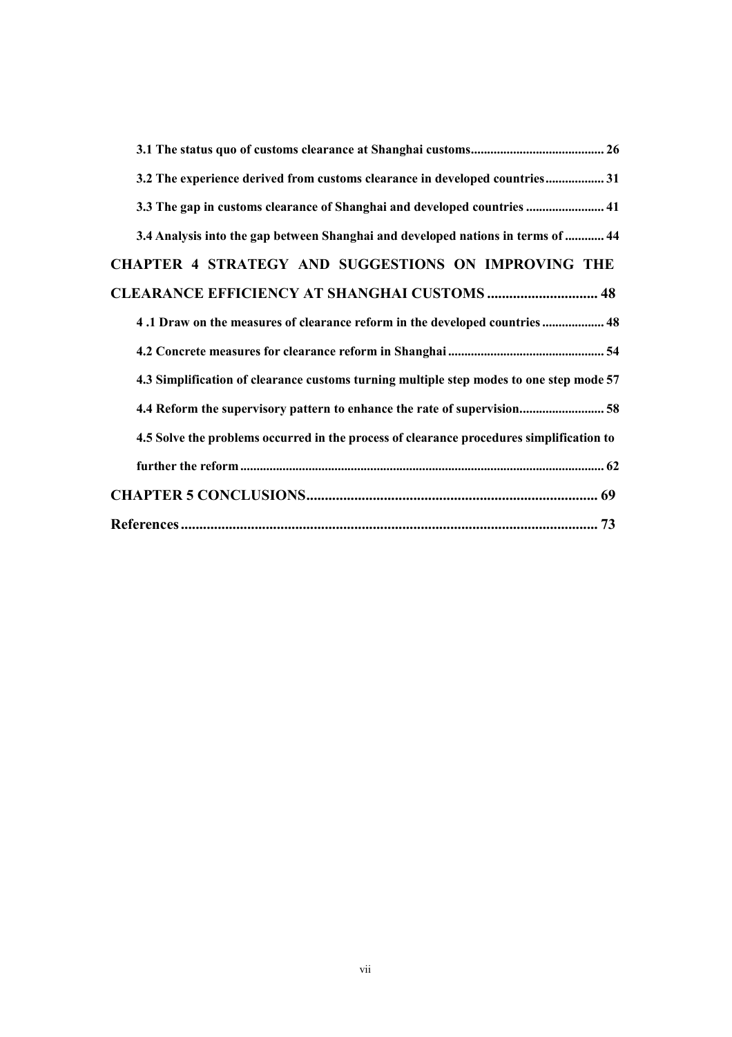**3.1 The status quo of customs clearance at Shanghai customs......................................... 26**

**3.2 The experience derived from customs clearance in developed countries.................. 31**

**3.3 The gap in customs clearance of Shanghai and developed countries ........................ 41**

**3.4 Analysis into the gap between Shanghai and developed nations in terms of ............ 44**

**CHAPTER 4 STRATEGY AND SUGGESTIONS ON IMPROVING THE CLEARANCE EFFICIENCY AT SHANGHAI CUSTOMS ............................. 48**

**4 .1 Draw on the measures of clearance reform in the developed countries ................... 48**

**4.2 Concrete measures for clearance reform in Shanghai ................................................ 54**

**4.3 Simplification of clearance customs turning multiple step modes to one step mode 57**

**4.4 Reform the supervisory pattern to enhance the rate of supervision.......................... 58**

**4.5 Solve the problems occurred in the process of clearance procedures simplification to further the reform ............................................................................................................... 62**

**CHAPTER 5 CONCLUSIONS............................................................................. 69**

**References ............................................................................................................... 73**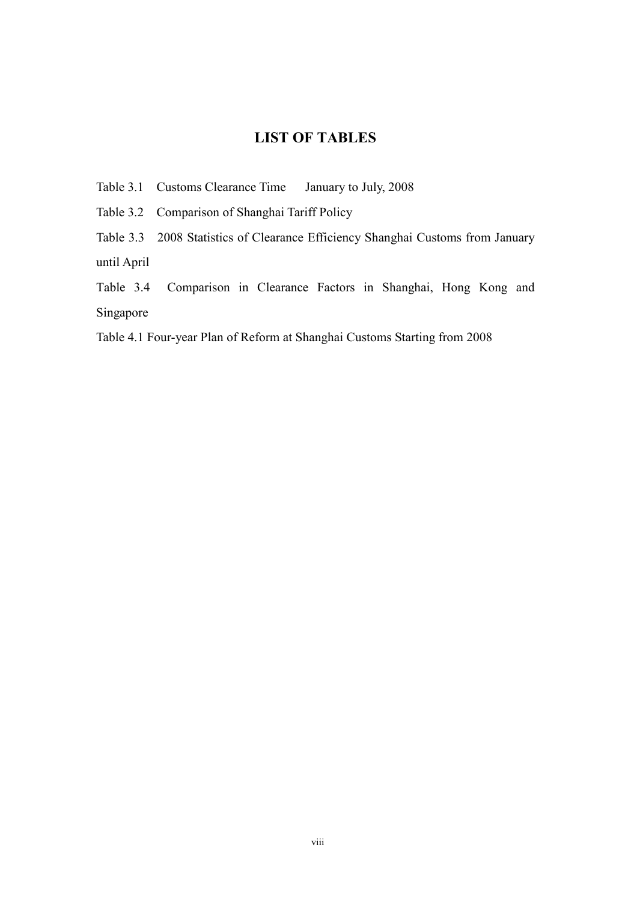# LIST OF TABLES

Table 3.1 Customs Clearance Time January to July, 2008

Table 3.2 Comparison of Shanghai Tariff Policy

Table 3.3 2008 Statistics of Clearance Efficiency Shanghai Customs from January until April

Table 3.4 Comparison in Clearance Factors in Shanghai, Hong Kong and Singapore

Table 4.1 Four-year Plan of Reform at Shanghai Customs Starting from 2008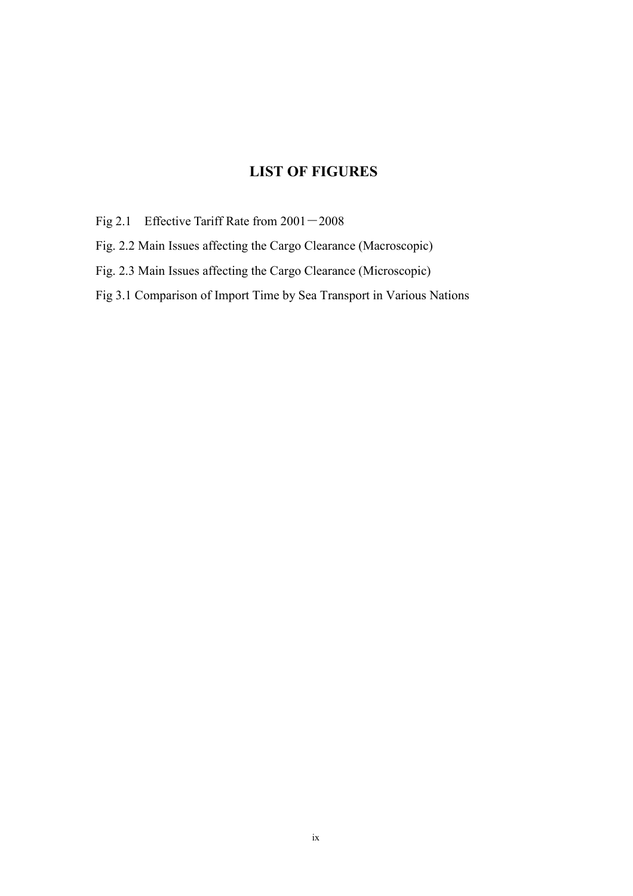# LIST OF FIGURES

Fig 2.1 Effective Tariff Rate from 2001－2008

Fig. 2.2 Main Issues affecting the Cargo Clearance (Macroscopic)

Fig. 2.3 Main Issues affecting the Cargo Clearance (Microscopic)

Fig 3.1 Comparison of Import Time by Sea Transport in Various Nations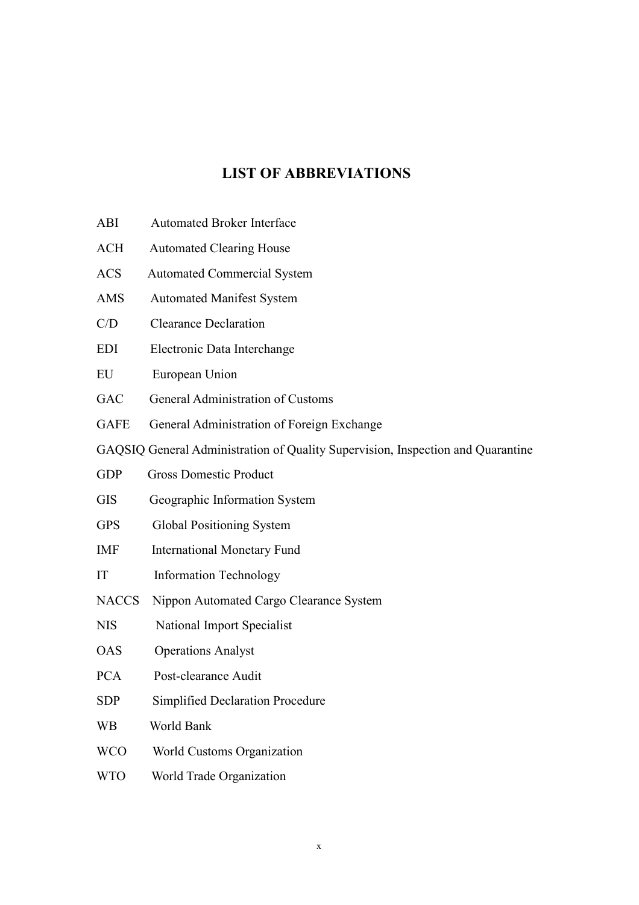# LIST OF ABBREVIATIONS

ABI Automated Broker Interface

ACH Automated Clearing House

ACS Automated Commercial System

AMS Automated Manifest System

C/D Clearance Declaration

EDI Electronic Data Interchange

EU European Union

GAC General Administration of Customs

GAFE General Administration of Foreign Exchange

GAQSIQ General Administration of Quality Supervision, Inspection and Quarantine

GDP Gross Domestic Product

GIS Geographic Information System

GPS Global Positioning System

IMF International Monetary Fund

IT Information Technology

NACCS Nippon Automated Cargo Clearance System

NIS National Import Specialist

OAS Operations Analyst

PCA Post-clearance Audit

SDP Simplified Declaration Procedure

WB World Bank

WCO World Customs Organization

WTO World Trade Organization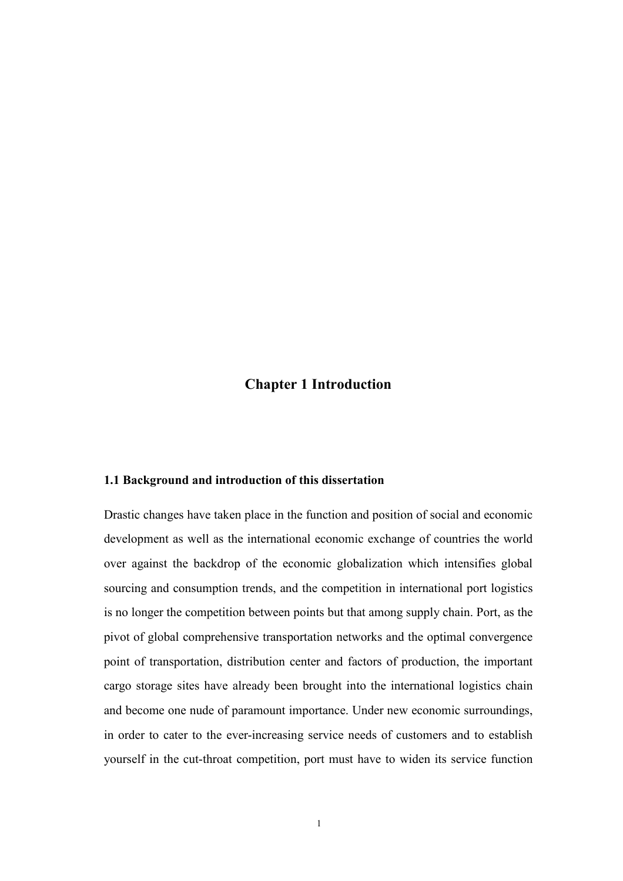# Chapter 1 Introduction

## 1.1 Background and introduction of this dissertation

Drastic changes have taken place in the function and position of social and economic development as well as the international economic exchange of countries the world over against the backdrop of the economic globalization which intensifies global sourcing and consumption trends, and the competition in international port logistics is no longer the competition between points but that among supply chain. Port, as the pivot of global comprehensive transportation networks and the optimal convergence point of transportation, distribution center and factors of production, the important cargo storage sites have already been brought into the international logistics chain and become one nude of paramount importance. Under new economic surroundings, in order to cater to the ever-increasing service needs of customers and to establish yourself in the cut-throat competition, port must have to widen its service function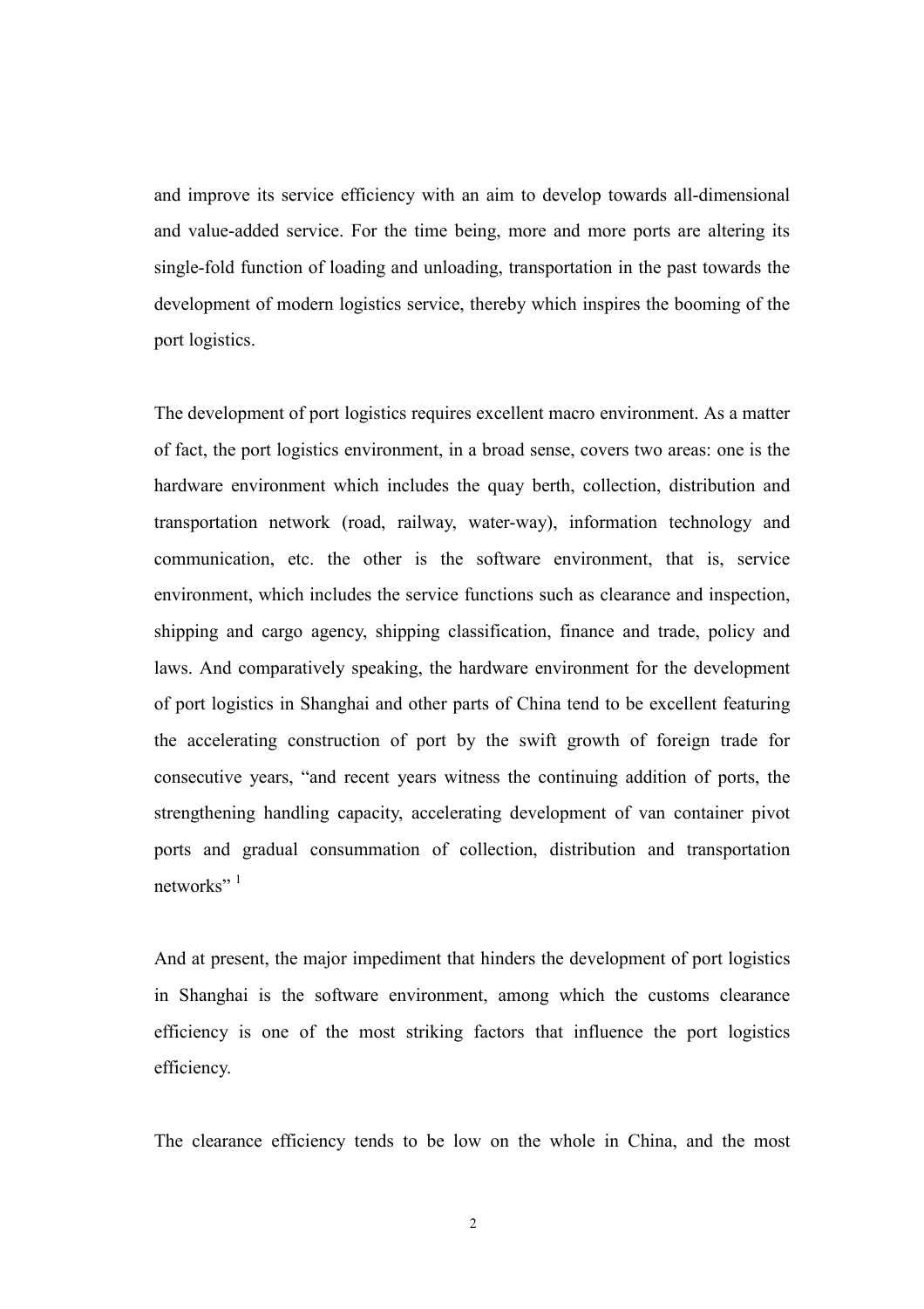and improve its service efficiency with an aim to develop towards all-dimensional and value-added service. For the time being, more and more ports are altering its single-fold function of loading and unloading, transportation in the past towards the development of modern logistics service, thereby which inspires the booming of the port logistics.

The development of port logistics requires excellent macro environment. As a matter of fact, the port logistics environment, in a broad sense, covers two areas: one is the hardware environment which includes the quay berth, collection, distribution and transportation network (road, railway, water-way), information technology and communication, etc. the other is the software environment, that is, service environment, which includes the service functions such as clearance and inspection, shipping and cargo agency, shipping classification, finance and trade, policy and laws. And comparatively speaking, the hardware environment for the development of port logistics in Shanghai and other parts of China tend to be excellent featuring the accelerating construction of port by the swift growth of foreign trade for consecutive years, "and recent years witness the continuing addition of ports, the strengthening handling capacity, accelerating development of van container pivot ports and gradual consummation of collection, distribution and transportation networks" [1]

And at present, the major impediment that hinders the development of port logistics in Shanghai is the software environment, among which the customs clearance efficiency is one of the most striking factors that influence the port logistics efficiency.

The clearance efficiency tends to be low on the whole in China, and the most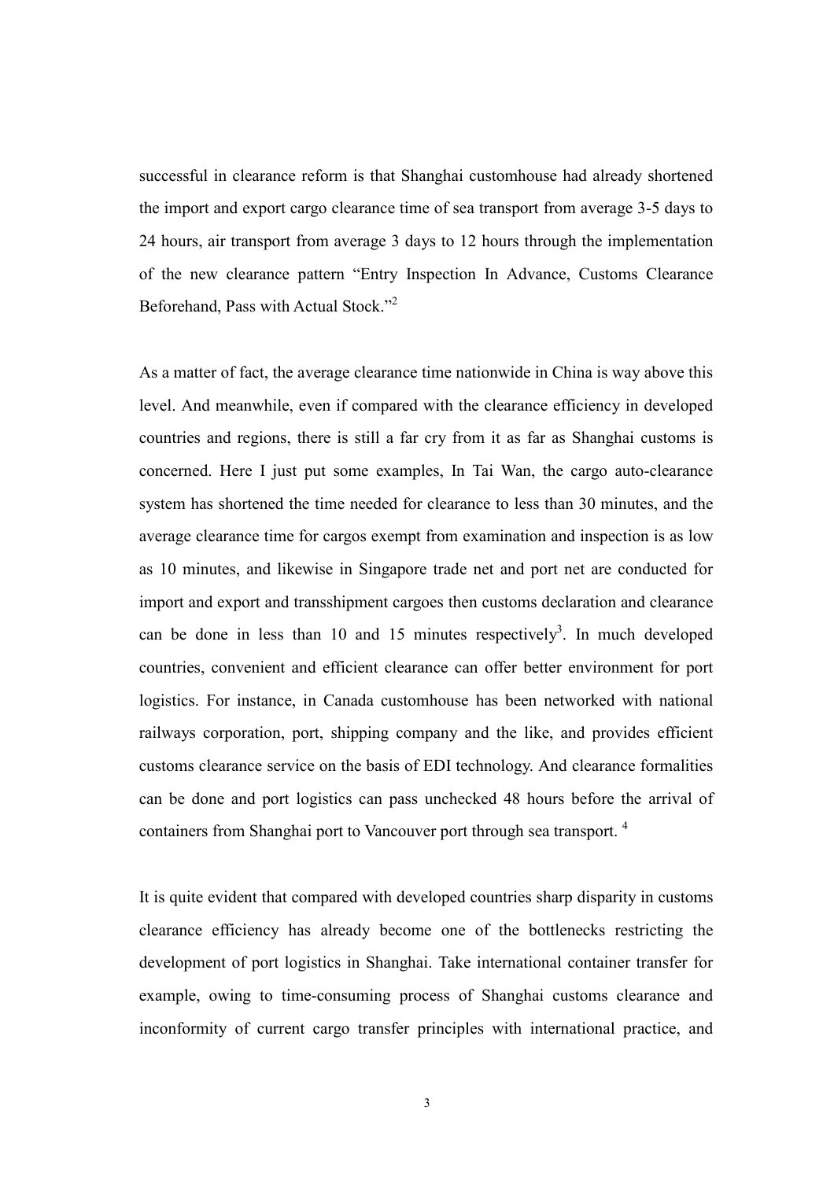successful in clearance reform is that Shanghai customhouse had already shortened the import and export cargo clearance time of sea transport from average 3-5 days to 24 hours, air transport from average 3 days to 12 hours through the implementation of the new clearance pattern "Entry Inspection In Advance, Customs Clearance Beforehand, Pass with Actual Stock."[2]

As a matter of fact, the average clearance time nationwide in China is way above this level. And meanwhile, even if compared with the clearance efficiency in developed countries and regions, there is still a far cry from it as far as Shanghai customs is concerned. Here I just put some examples, In Tai Wan, the cargo auto-clearance system has shortened the time needed for clearance to less than 30 minutes, and the average clearance time for cargos exempt from examination and inspection is as low as 10 minutes, and likewise in Singapore trade net and port net are conducted for import and export and transshipment cargoes then customs declaration and clearance can be done in less than 10 and 15 minutes respectively[3]. In much developed countries, convenient and efficient clearance can offer better environment for port logistics. For instance, in Canada customhouse has been networked with national railways corporation, port, shipping company and the like, and provides efficient customs clearance service on the basis of EDI technology. And clearance formalities can be done and port logistics can pass unchecked 48 hours before the arrival of containers from Shanghai port to Vancouver port through sea transport. [4]

It is quite evident that compared with developed countries sharp disparity in customs clearance efficiency has already become one of the bottlenecks restricting the development of port logistics in Shanghai. Take international container transfer for example, owing to time-consuming process of Shanghai customs clearance and inconformity of current cargo transfer principles with international practice, and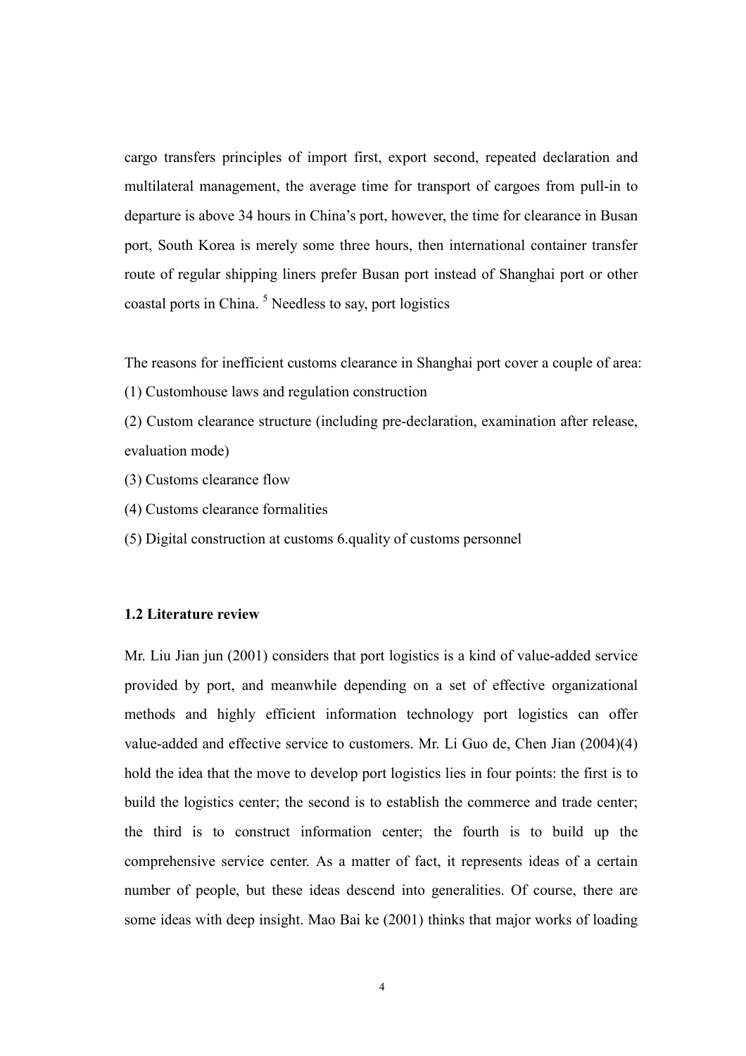cargo transfers principles of import first, export second, repeated declaration and multilateral management, the average time for transport of cargoes from pull-in to departure is above 34 hours in China's port, however, the time for clearance in Busan port, South Korea is merely some three hours, then international container transfer route of regular shipping liners prefer Busan port instead of Shanghai port or other coastal ports in China. [5] Needless to say, port logistics

The reasons for inefficient customs clearance in Shanghai port cover a couple of area:

(1) Customhouse laws and regulation construction

(2) Custom clearance structure (including pre-declaration, examination after release, evaluation mode)

(3) Customs clearance flow

(4) Customs clearance formalities

(5) Digital construction at customs 6.quality of customs personnel

### 1.2 Literature review

Mr. Liu Jian jun (2001) considers that port logistics is a kind of value-added service provided by port, and meanwhile depending on a set of effective organizational methods and highly efficient information technology port logistics can offer value-added and effective service to customers. Mr. Li Guo de, Chen Jian (2004)(4) hold the idea that the move to develop port logistics lies in four points: the first is to build the logistics center; the second is to establish the commerce and trade center; the third is to construct information center; the fourth is to build up the comprehensive service center. As a matter of fact, it represents ideas of a certain number of people, but these ideas descend into generalities. Of course, there are some ideas with deep insight. Mao Bai ke (2001) thinks that major works of loading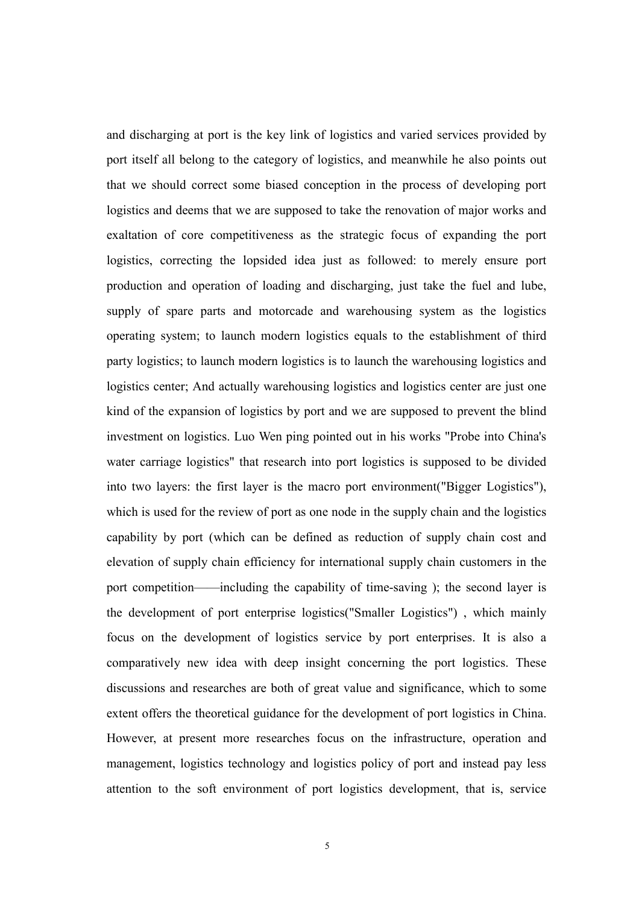and discharging at port is the key link of logistics and varied services provided by port itself all belong to the category of logistics, and meanwhile he also points out that we should correct some biased conception in the process of developing port logistics and deems that we are supposed to take the renovation of major works and exaltation of core competitiveness as the strategic focus of expanding the port logistics, correcting the lopsided idea just as followed: to merely ensure port production and operation of loading and discharging, just take the fuel and lube, supply of spare parts and motorcade and warehousing system as the logistics operating system; to launch modern logistics equals to the establishment of third party logistics; to launch modern logistics is to launch the warehousing logistics and logistics center; And actually warehousing logistics and logistics center are just one kind of the expansion of logistics by port and we are supposed to prevent the blind investment on logistics. Luo Wen ping pointed out in his works "Probe into China's water carriage logistics" that research into port logistics is supposed to be divided into two layers: the first layer is the macro port environment("Bigger Logistics"), which is used for the review of port as one node in the supply chain and the logistics capability by port (which can be defined as reduction of supply chain cost and elevation of supply chain efficiency for international supply chain customers in the port competition——including the capability of time-saving ); the second layer is the development of port enterprise logistics("Smaller Logistics") , which mainly focus on the development of logistics service by port enterprises. It is also a comparatively new idea with deep insight concerning the port logistics. These discussions and researches are both of great value and significance, which to some extent offers the theoretical guidance for the development of port logistics in China. However, at present more researches focus on the infrastructure, operation and management, logistics technology and logistics policy of port and instead pay less attention to the soft environment of port logistics development, that is, service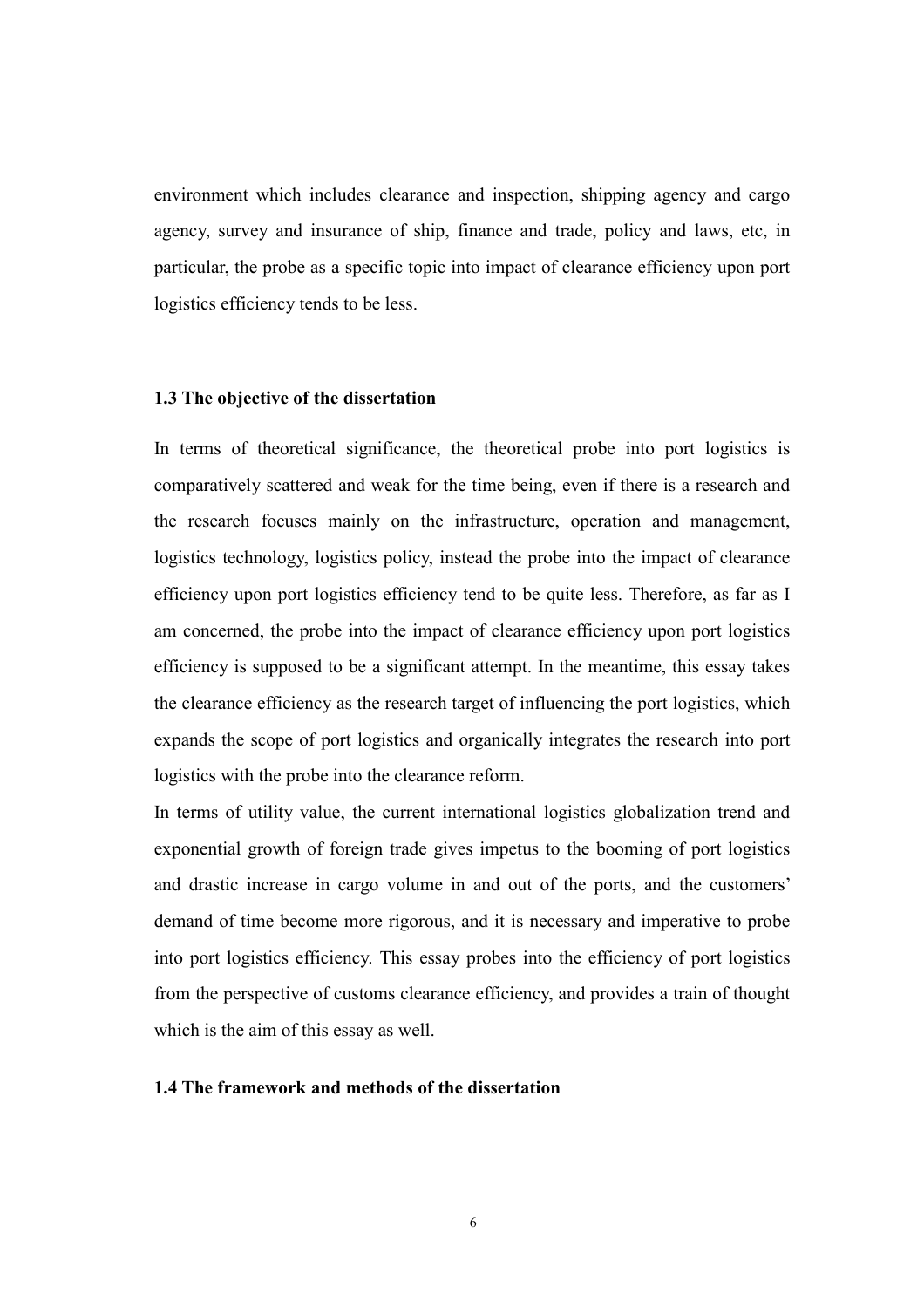environment which includes clearance and inspection, shipping agency and cargo agency, survey and insurance of ship, finance and trade, policy and laws, etc, in particular, the probe as a specific topic into impact of clearance efficiency upon port logistics efficiency tends to be less.

### 1.3 The objective of the dissertation

In terms of theoretical significance, the theoretical probe into port logistics is comparatively scattered and weak for the time being, even if there is a research and the research focuses mainly on the infrastructure, operation and management, logistics technology, logistics policy, instead the probe into the impact of clearance efficiency upon port logistics efficiency tend to be quite less. Therefore, as far as I am concerned, the probe into the impact of clearance efficiency upon port logistics efficiency is supposed to be a significant attempt. In the meantime, this essay takes the clearance efficiency as the research target of influencing the port logistics, which expands the scope of port logistics and organically integrates the research into port logistics with the probe into the clearance reform.

In terms of utility value, the current international logistics globalization trend and exponential growth of foreign trade gives impetus to the booming of port logistics and drastic increase in cargo volume in and out of the ports, and the customers' demand of time become more rigorous, and it is necessary and imperative to probe into port logistics efficiency. This essay probes into the efficiency of port logistics from the perspective of customs clearance efficiency, and provides a train of thought which is the aim of this essay as well.

### 1.4 The framework and methods of the dissertation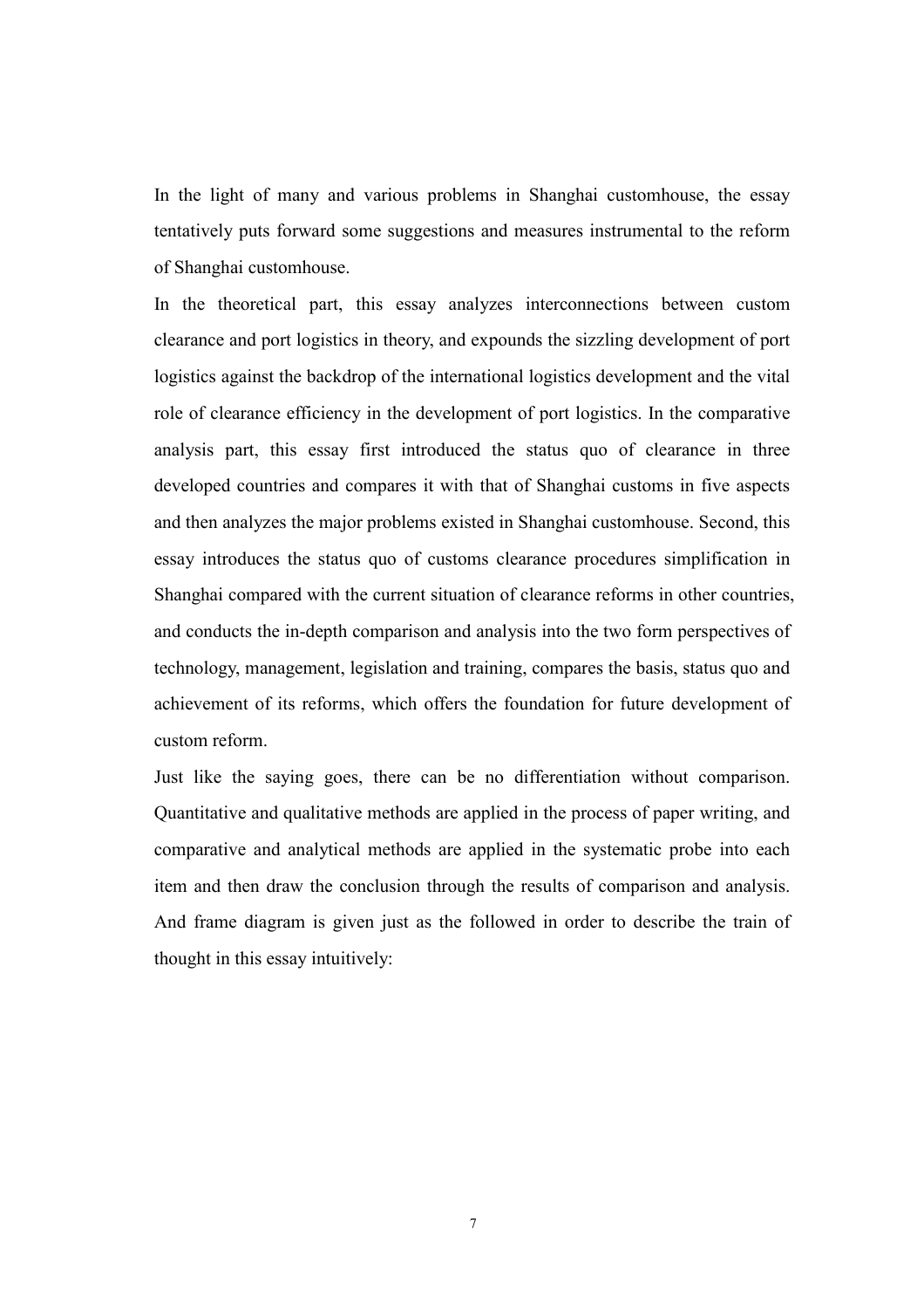In the light of many and various problems in Shanghai customhouse, the essay tentatively puts forward some suggestions and measures instrumental to the reform of Shanghai customhouse.

In the theoretical part, this essay analyzes interconnections between custom clearance and port logistics in theory, and expounds the sizzling development of port logistics against the backdrop of the international logistics development and the vital role of clearance efficiency in the development of port logistics. In the comparative analysis part, this essay first introduced the status quo of clearance in three developed countries and compares it with that of Shanghai customs in five aspects and then analyzes the major problems existed in Shanghai customhouse. Second, this essay introduces the status quo of customs clearance procedures simplification in Shanghai compared with the current situation of clearance reforms in other countries, and conducts the in-depth comparison and analysis into the two form perspectives of technology, management, legislation and training, compares the basis, status quo and achievement of its reforms, which offers the foundation for future development of custom reform.

Just like the saying goes, there can be no differentiation without comparison. Quantitative and qualitative methods are applied in the process of paper writing, and comparative and analytical methods are applied in the systematic probe into each item and then draw the conclusion through the results of comparison and analysis. And frame diagram is given just as the followed in order to describe the train of thought in this essay intuitively: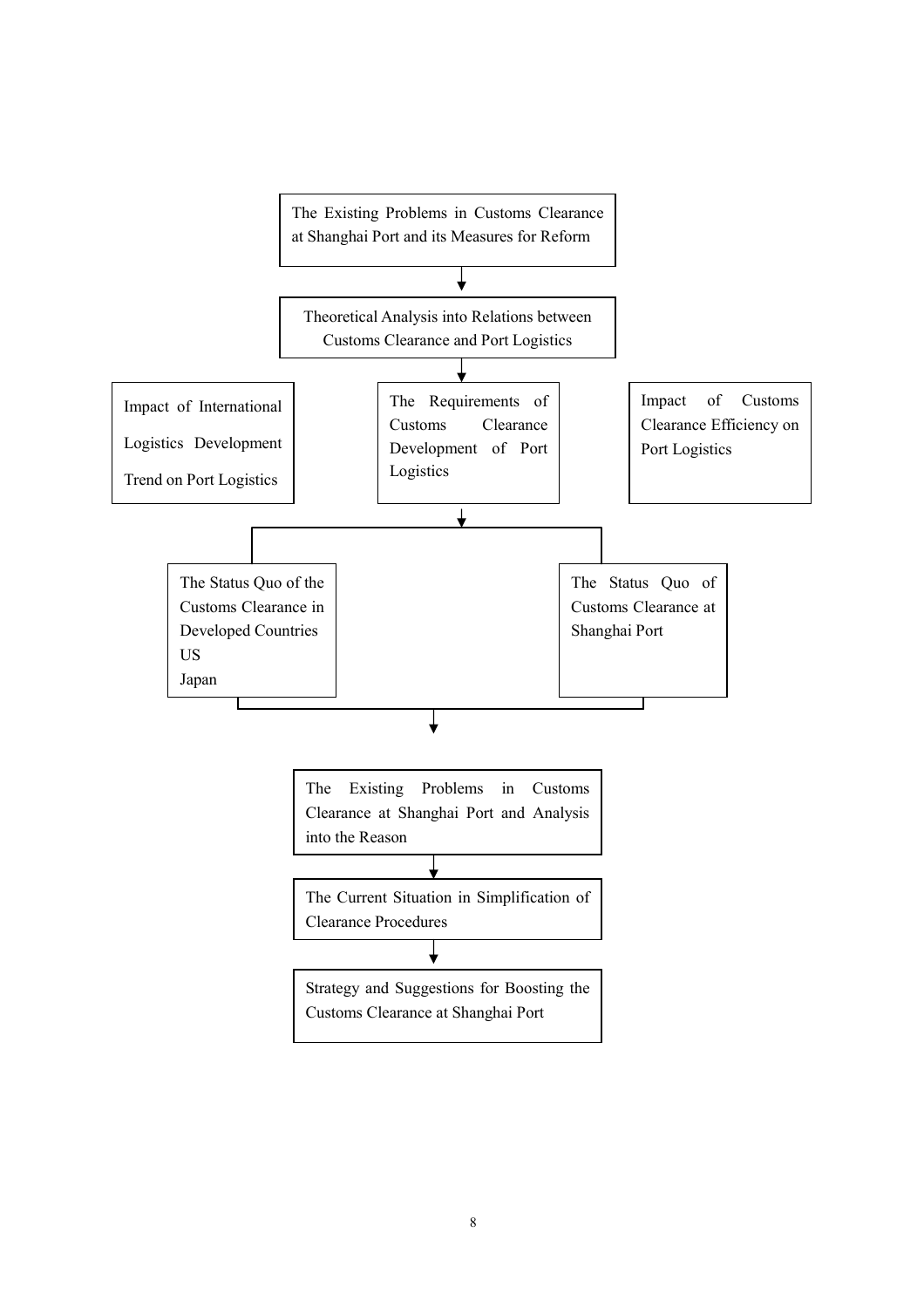The Existing Problems in Customs Clearance at Shanghai Port and its Measures for Reform

↓

Theoretical Analysis into Relations between Customs Clearance and Port Logistics

↓

Impact of International Logistics Development Trend on Port Logistics

The Requirements of Customs Clearance Development of Port Logistics

Impact of Customs Clearance Efficiency on Port Logistics

↓

The Status Quo of the Customs Clearance in Developed Countries
US
Japan

The Status Quo of Customs Clearance at Shanghai Port

↓

The Existing Problems in Customs Clearance at Shanghai Port and Analysis into the Reason

↓

The Current Situation in Simplification of Clearance Procedures

↓

Strategy and Suggestions for Boosting the Customs Clearance at Shanghai Port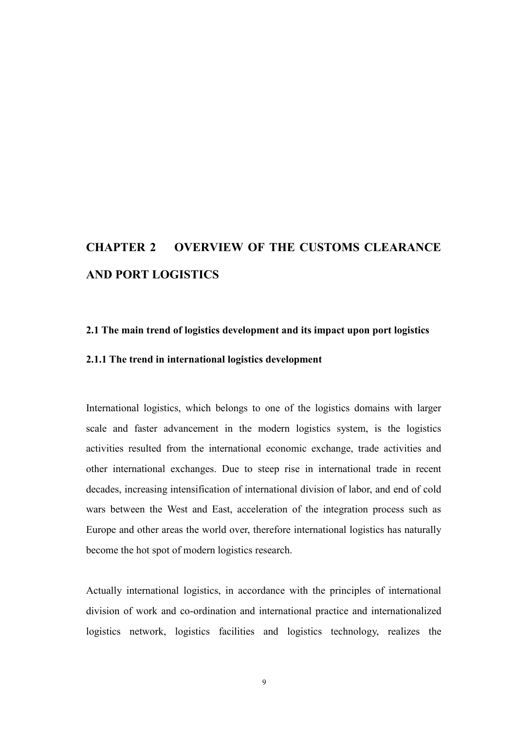# CHAPTER 2 OVERVIEW OF THE CUSTOMS CLEARANCE AND PORT LOGISTICS

## 2.1 The main trend of logistics development and its impact upon port logistics

### 2.1.1 The trend in international logistics development

International logistics, which belongs to one of the logistics domains with larger scale and faster advancement in the modern logistics system, is the logistics activities resulted from the international economic exchange, trade activities and other international exchanges. Due to steep rise in international trade in recent decades, increasing intensification of international division of labor, and end of cold wars between the West and East, acceleration of the integration process such as Europe and other areas the world over, therefore international logistics has naturally become the hot spot of modern logistics research.

Actually international logistics, in accordance with the principles of international division of work and co-ordination and international practice and internationalized logistics network, logistics facilities and logistics technology, realizes the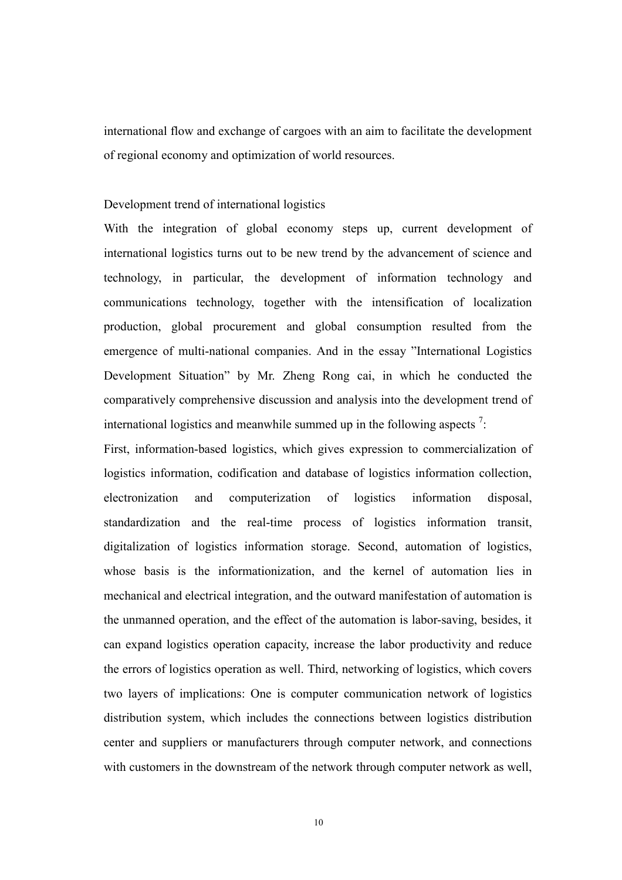international flow and exchange of cargoes with an aim to facilitate the development of regional economy and optimization of world resources.

## Development trend of international logistics

With the integration of global economy steps up, current development of international logistics turns out to be new trend by the advancement of science and technology, in particular, the development of information technology and communications technology, together with the intensification of localization production, global procurement and global consumption resulted from the emergence of multi-national companies. And in the essay "International Logistics Development Situation" by Mr. Zheng Rong cai, in which he conducted the comparatively comprehensive discussion and analysis into the development trend of international logistics and meanwhile summed up in the following aspects [7]:

First, information-based logistics, which gives expression to commercialization of logistics information, codification and database of logistics information collection, electronization and computerization of logistics information disposal, standardization and the real-time process of logistics information transit, digitalization of logistics information storage. Second, automation of logistics, whose basis is the informationization, and the kernel of automation lies in mechanical and electrical integration, and the outward manifestation of automation is the unmanned operation, and the effect of the automation is labor-saving, besides, it can expand logistics operation capacity, increase the labor productivity and reduce the errors of logistics operation as well. Third, networking of logistics, which covers two layers of implications: One is computer communication network of logistics distribution system, which includes the connections between logistics distribution center and suppliers or manufacturers through computer network, and connections with customers in the downstream of the network through computer network as well,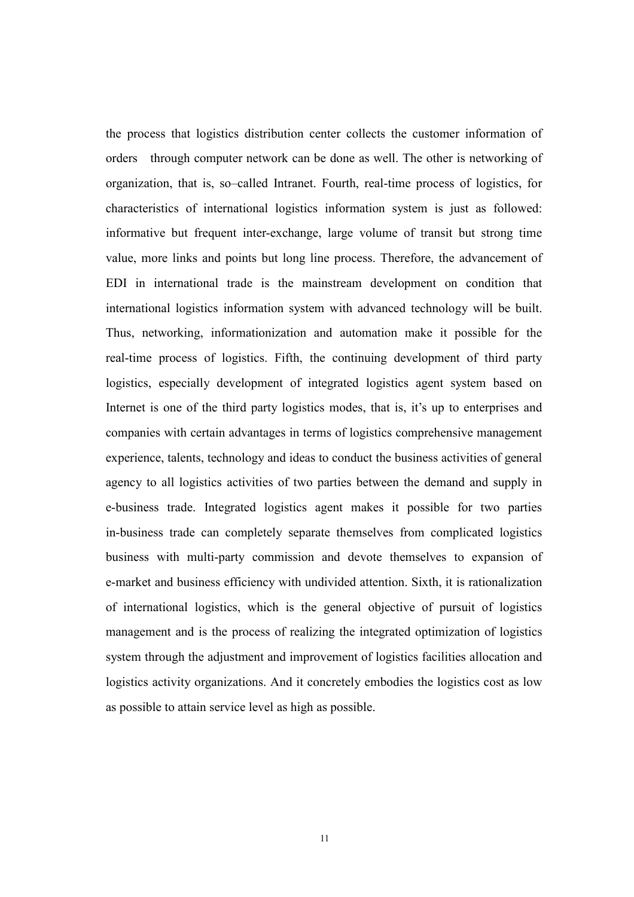the process that logistics distribution center collects the customer information of orders through computer network can be done as well. The other is networking of organization, that is, so–called Intranet. Fourth, real-time process of logistics, for characteristics of international logistics information system is just as followed: informative but frequent inter-exchange, large volume of transit but strong time value, more links and points but long line process. Therefore, the advancement of EDI in international trade is the mainstream development on condition that international logistics information system with advanced technology will be built. Thus, networking, informationization and automation make it possible for the real-time process of logistics. Fifth, the continuing development of third party logistics, especially development of integrated logistics agent system based on Internet is one of the third party logistics modes, that is, it's up to enterprises and companies with certain advantages in terms of logistics comprehensive management experience, talents, technology and ideas to conduct the business activities of general agency to all logistics activities of two parties between the demand and supply in e-business trade. Integrated logistics agent makes it possible for two parties in-business trade can completely separate themselves from complicated logistics business with multi-party commission and devote themselves to expansion of e-market and business efficiency with undivided attention. Sixth, it is rationalization of international logistics, which is the general objective of pursuit of logistics management and is the process of realizing the integrated optimization of logistics system through the adjustment and improvement of logistics facilities allocation and logistics activity organizations. And it concretely embodies the logistics cost as low as possible to attain service level as high as possible.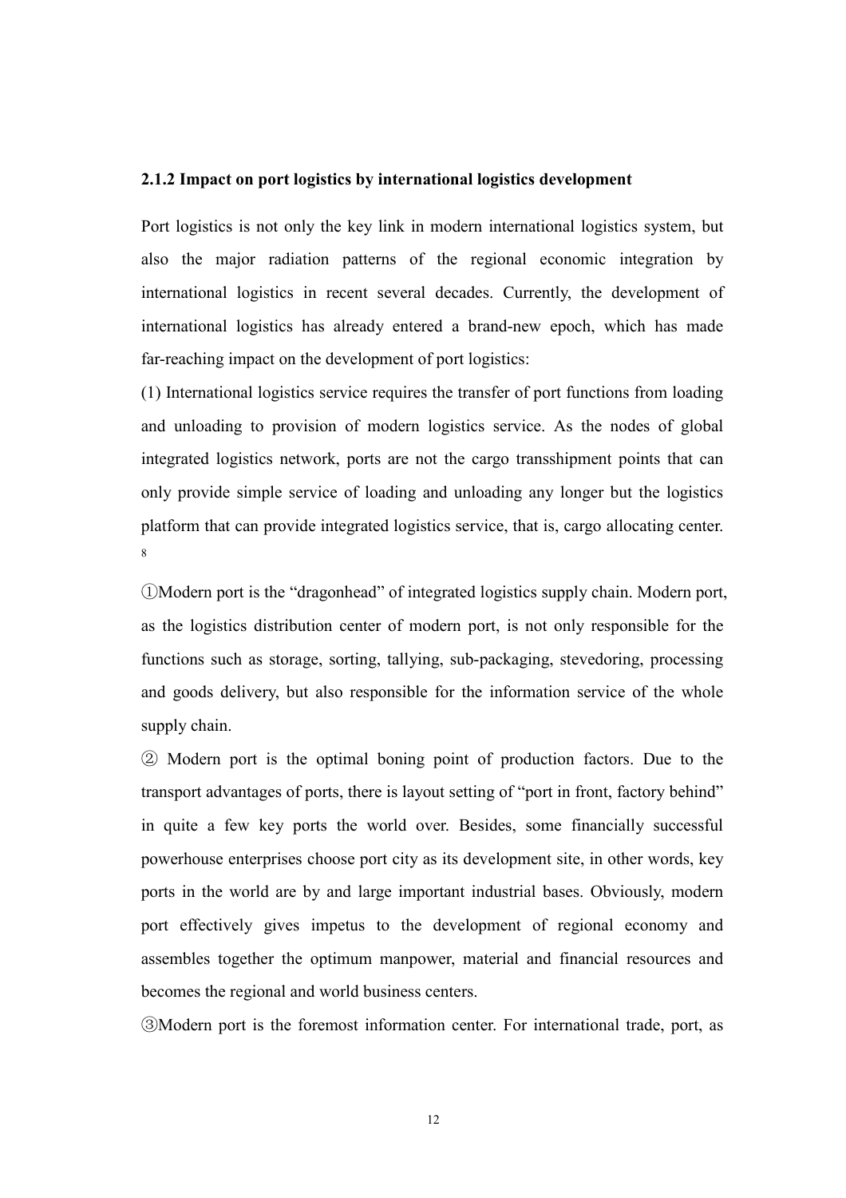### 2.1.2 Impact on port logistics by international logistics development

Port logistics is not only the key link in modern international logistics system, but also the major radiation patterns of the regional economic integration by international logistics in recent several decades. Currently, the development of international logistics has already entered a brand-new epoch, which has made far-reaching impact on the development of port logistics:

(1) International logistics service requires the transfer of port functions from loading and unloading to provision of modern logistics service. As the nodes of global integrated logistics network, ports are not the cargo transshipment points that can only provide simple service of loading and unloading any longer but the logistics platform that can provide integrated logistics service, that is, cargo allocating center.[8]

①Modern port is the "dragonhead" of integrated logistics supply chain. Modern port, as the logistics distribution center of modern port, is not only responsible for the functions such as storage, sorting, tallying, sub-packaging, stevedoring, processing and goods delivery, but also responsible for the information service of the whole supply chain.

② Modern port is the optimal boning point of production factors. Due to the transport advantages of ports, there is layout setting of "port in front, factory behind" in quite a few key ports the world over. Besides, some financially successful powerhouse enterprises choose port city as its development site, in other words, key ports in the world are by and large important industrial bases. Obviously, modern port effectively gives impetus to the development of regional economy and assembles together the optimum manpower, material and financial resources and becomes the regional and world business centers.

③Modern port is the foremost information center. For international trade, port, as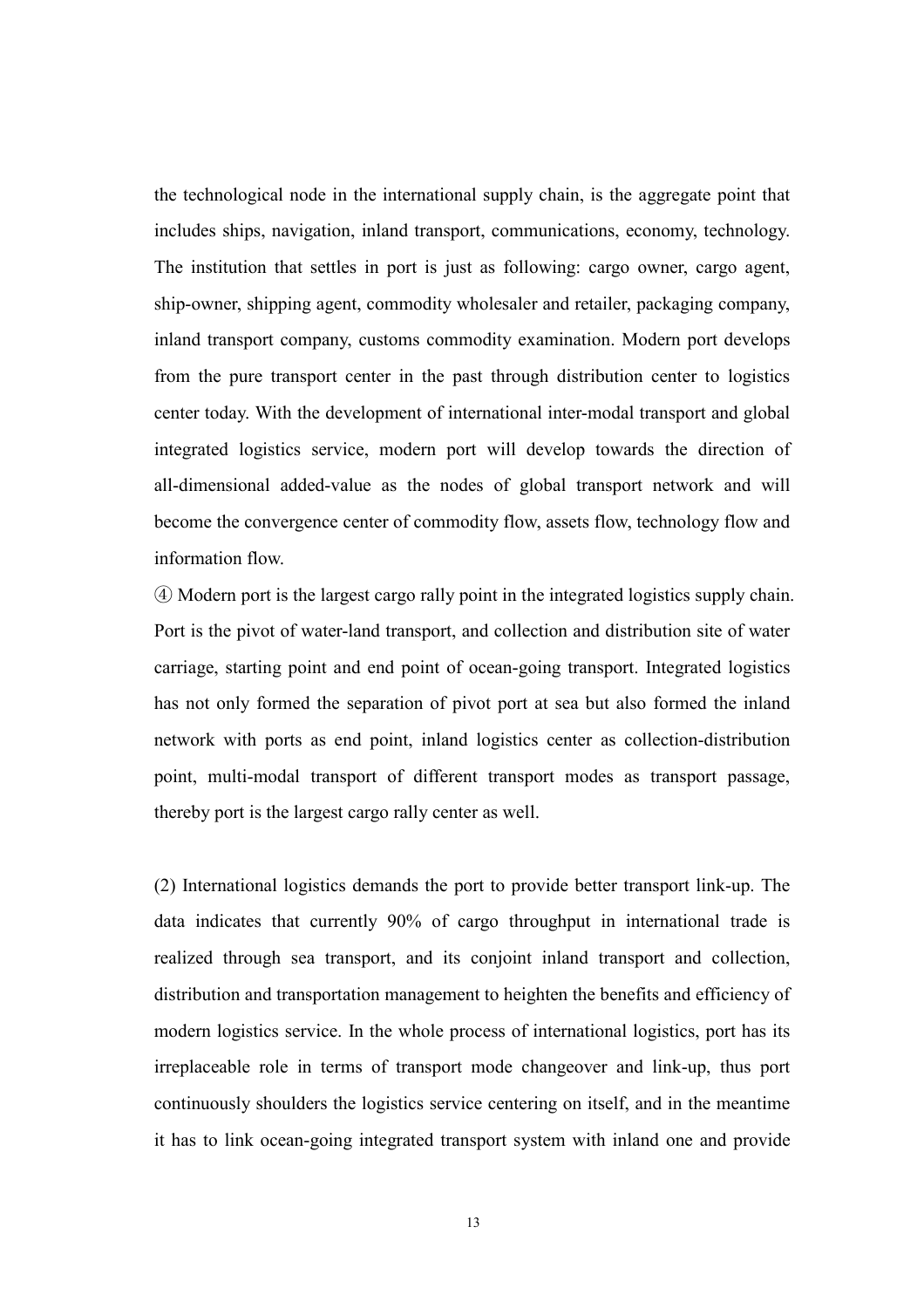the technological node in the international supply chain, is the aggregate point that includes ships, navigation, inland transport, communications, economy, technology. The institution that settles in port is just as following: cargo owner, cargo agent, ship-owner, shipping agent, commodity wholesaler and retailer, packaging company, inland transport company, customs commodity examination. Modern port develops from the pure transport center in the past through distribution center to logistics center today. With the development of international inter-modal transport and global integrated logistics service, modern port will develop towards the direction of all-dimensional added-value as the nodes of global transport network and will become the convergence center of commodity flow, assets flow, technology flow and information flow.

④ Modern port is the largest cargo rally point in the integrated logistics supply chain. Port is the pivot of water-land transport, and collection and distribution site of water carriage, starting point and end point of ocean-going transport. Integrated logistics has not only formed the separation of pivot port at sea but also formed the inland network with ports as end point, inland logistics center as collection-distribution point, multi-modal transport of different transport modes as transport passage, thereby port is the largest cargo rally center as well.

(2) International logistics demands the port to provide better transport link-up. The data indicates that currently 90% of cargo throughput in international trade is realized through sea transport, and its conjoint inland transport and collection, distribution and transportation management to heighten the benefits and efficiency of modern logistics service. In the whole process of international logistics, port has its irreplaceable role in terms of transport mode changeover and link-up, thus port continuously shoulders the logistics service centering on itself, and in the meantime it has to link ocean-going integrated transport system with inland one and provide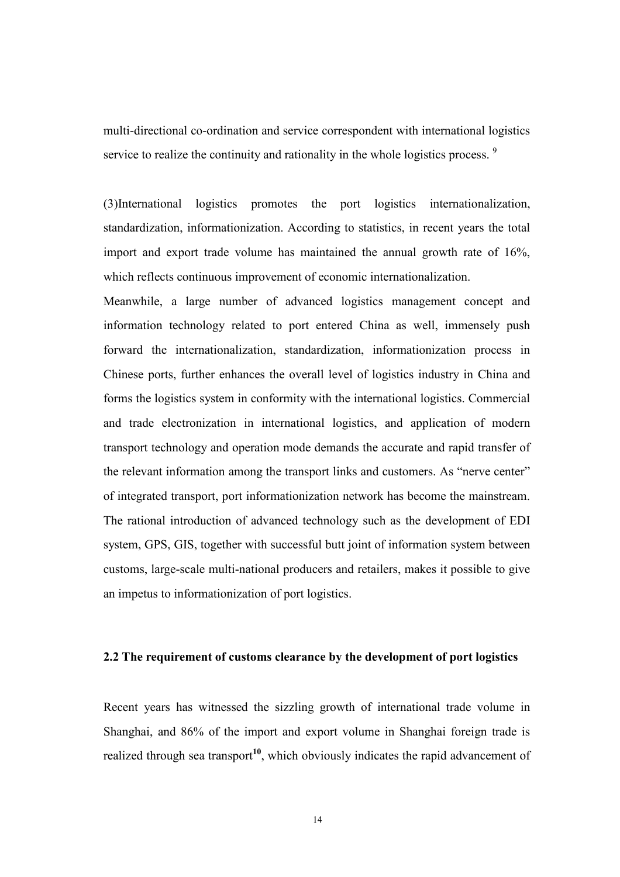multi-directional co-ordination and service correspondent with international logistics service to realize the continuity and rationality in the whole logistics process. [9]

(3)International logistics promotes the port logistics internationalization, standardization, informationization. According to statistics, in recent years the total import and export trade volume has maintained the annual growth rate of 16%, which reflects continuous improvement of economic internationalization.
Meanwhile, a large number of advanced logistics management concept and information technology related to port entered China as well, immensely push forward the internationalization, standardization, informationization process in Chinese ports, further enhances the overall level of logistics industry in China and forms the logistics system in conformity with the international logistics. Commercial and trade electronization in international logistics, and application of modern transport technology and operation mode demands the accurate and rapid transfer of the relevant information among the transport links and customers. As "nerve center" of integrated transport, port informationization network has become the mainstream. The rational introduction of advanced technology such as the development of EDI system, GPS, GIS, together with successful butt joint of information system between customs, large-scale multi-national producers and retailers, makes it possible to give an impetus to informationization of port logistics.

### 2.2 The requirement of customs clearance by the development of port logistics

Recent years has witnessed the sizzling growth of international trade volume in Shanghai, and 86% of the import and export volume in Shanghai foreign trade is realized through sea transport[10], which obviously indicates the rapid advancement of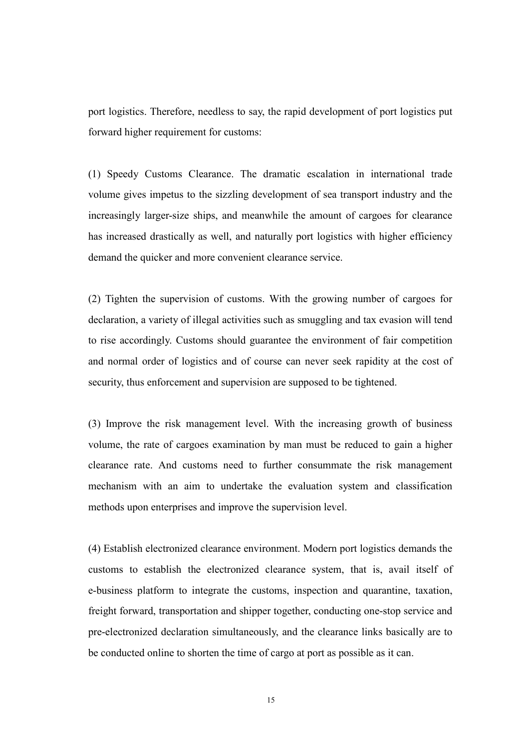port logistics. Therefore, needless to say, the rapid development of port logistics put forward higher requirement for customs:

(1) Speedy Customs Clearance. The dramatic escalation in international trade volume gives impetus to the sizzling development of sea transport industry and the increasingly larger-size ships, and meanwhile the amount of cargoes for clearance has increased drastically as well, and naturally port logistics with higher efficiency demand the quicker and more convenient clearance service.

(2) Tighten the supervision of customs. With the growing number of cargoes for declaration, a variety of illegal activities such as smuggling and tax evasion will tend to rise accordingly. Customs should guarantee the environment of fair competition and normal order of logistics and of course can never seek rapidity at the cost of security, thus enforcement and supervision are supposed to be tightened.

(3) Improve the risk management level. With the increasing growth of business volume, the rate of cargoes examination by man must be reduced to gain a higher clearance rate. And customs need to further consummate the risk management mechanism with an aim to undertake the evaluation system and classification methods upon enterprises and improve the supervision level.

(4) Establish electronized clearance environment. Modern port logistics demands the customs to establish the electronized clearance system, that is, avail itself of e-business platform to integrate the customs, inspection and quarantine, taxation, freight forward, transportation and shipper together, conducting one-stop service and pre-electronized declaration simultaneously, and the clearance links basically are to be conducted online to shorten the time of cargo at port as possible as it can.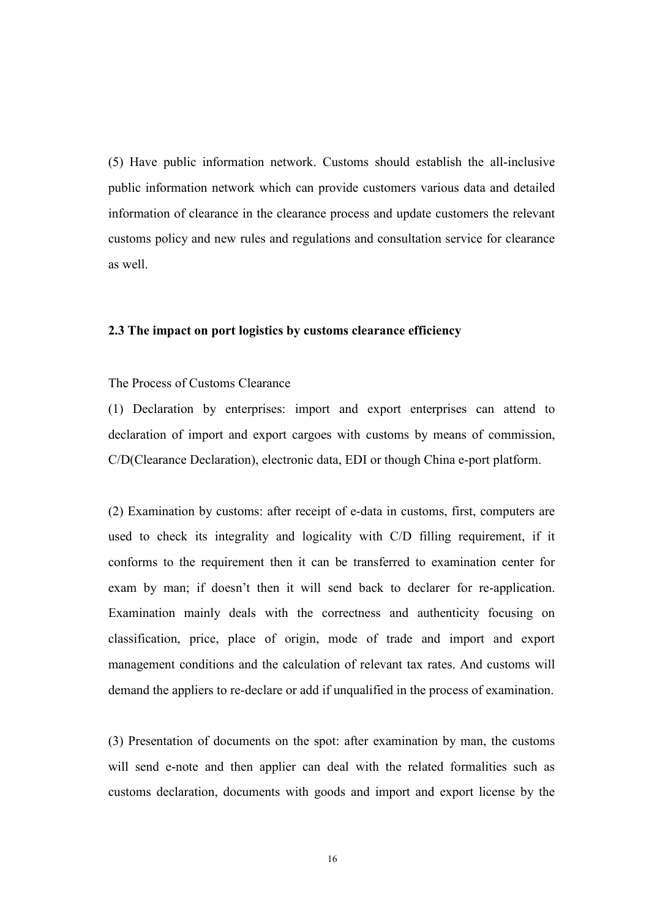(5) Have public information network. Customs should establish the all-inclusive public information network which can provide customers various data and detailed information of clearance in the clearance process and update customers the relevant customs policy and new rules and regulations and consultation service for clearance as well.

### 2.3 The impact on port logistics by customs clearance efficiency

The Process of Customs Clearance

(1) Declaration by enterprises: import and export enterprises can attend to declaration of import and export cargoes with customs by means of commission, C/D(Clearance Declaration), electronic data, EDI or though China e-port platform.

(2) Examination by customs: after receipt of e-data in customs, first, computers are used to check its integrality and logicality with C/D filling requirement, if it conforms to the requirement then it can be transferred to examination center for exam by man; if doesn't then it will send back to declarer for re-application. Examination mainly deals with the correctness and authenticity focusing on classification, price, place of origin, mode of trade and import and export management conditions and the calculation of relevant tax rates. And customs will demand the appliers to re-declare or add if unqualified in the process of examination.

(3) Presentation of documents on the spot: after examination by man, the customs will send e-note and then applier can deal with the related formalities such as customs declaration, documents with goods and import and export license by the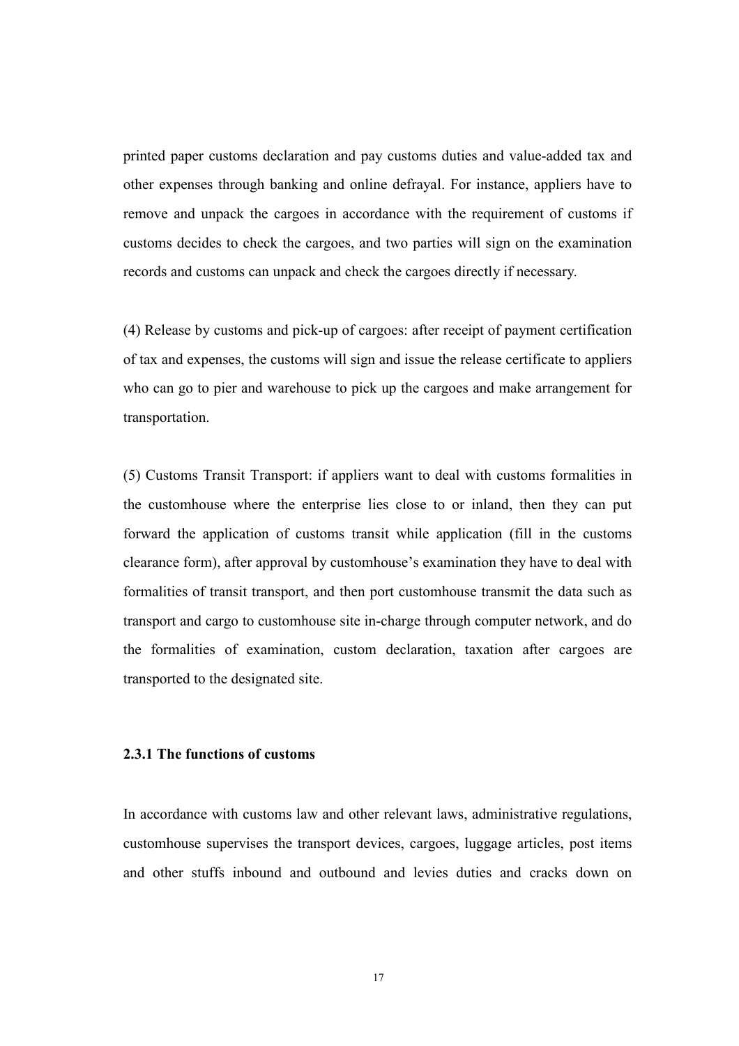printed paper customs declaration and pay customs duties and value-added tax and other expenses through banking and online defrayal. For instance, appliers have to remove and unpack the cargoes in accordance with the requirement of customs if customs decides to check the cargoes, and two parties will sign on the examination records and customs can unpack and check the cargoes directly if necessary.

(4) Release by customs and pick-up of cargoes: after receipt of payment certification of tax and expenses, the customs will sign and issue the release certificate to appliers who can go to pier and warehouse to pick up the cargoes and make arrangement for transportation.

(5) Customs Transit Transport: if appliers want to deal with customs formalities in the customhouse where the enterprise lies close to or inland, then they can put forward the application of customs transit while application (fill in the customs clearance form), after approval by customhouse's examination they have to deal with formalities of transit transport, and then port customhouse transmit the data such as transport and cargo to customhouse site in-charge through computer network, and do the formalities of examination, custom declaration, taxation after cargoes are transported to the designated site.

### 2.3.1 The functions of customs

In accordance with customs law and other relevant laws, administrative regulations, customhouse supervises the transport devices, cargoes, luggage articles, post items and other stuffs inbound and outbound and levies duties and cracks down on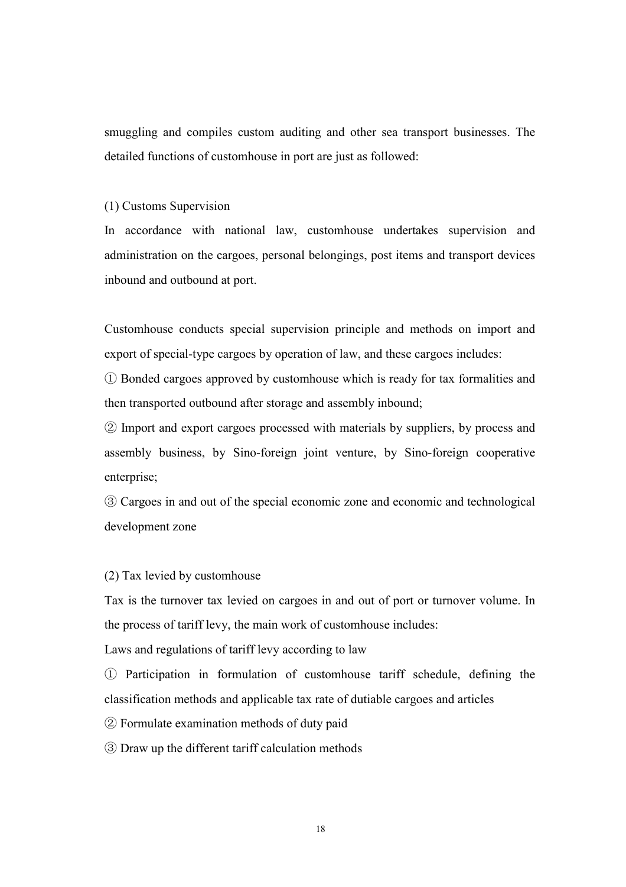smuggling and compiles custom auditing and other sea transport businesses. The detailed functions of customhouse in port are just as followed:

(1) Customs Supervision

In accordance with national law, customhouse undertakes supervision and administration on the cargoes, personal belongings, post items and transport devices inbound and outbound at port.

Customhouse conducts special supervision principle and methods on import and export of special-type cargoes by operation of law, and these cargoes includes:

① Bonded cargoes approved by customhouse which is ready for tax formalities and then transported outbound after storage and assembly inbound;

② Import and export cargoes processed with materials by suppliers, by process and assembly business, by Sino-foreign joint venture, by Sino-foreign cooperative enterprise;

③ Cargoes in and out of the special economic zone and economic and technological development zone

(2) Tax levied by customhouse

Tax is the turnover tax levied on cargoes in and out of port or turnover volume. In the process of tariff levy, the main work of customhouse includes:

Laws and regulations of tariff levy according to law

① Participation in formulation of customhouse tariff schedule, defining the classification methods and applicable tax rate of dutiable cargoes and articles

② Formulate examination methods of duty paid

③ Draw up the different tariff calculation methods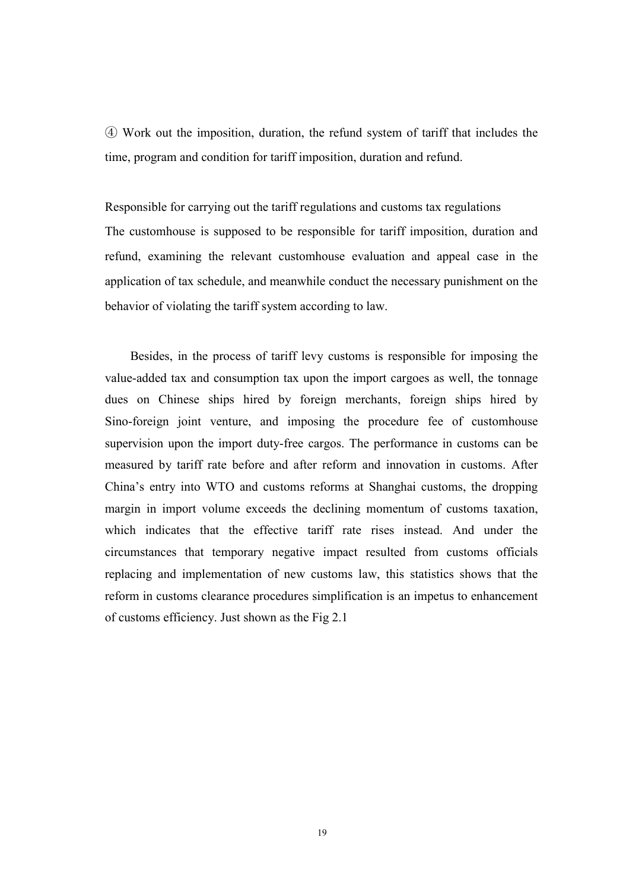④ Work out the imposition, duration, the refund system of tariff that includes the time, program and condition for tariff imposition, duration and refund.

Responsible for carrying out the tariff regulations and customs tax regulations
The customhouse is supposed to be responsible for tariff imposition, duration and refund, examining the relevant customhouse evaluation and appeal case in the application of tax schedule, and meanwhile conduct the necessary punishment on the behavior of violating the tariff system according to law.

Besides, in the process of tariff levy customs is responsible for imposing the value-added tax and consumption tax upon the import cargoes as well, the tonnage dues on Chinese ships hired by foreign merchants, foreign ships hired by Sino-foreign joint venture, and imposing the procedure fee of customhouse supervision upon the import duty-free cargos. The performance in customs can be measured by tariff rate before and after reform and innovation in customs. After China's entry into WTO and customs reforms at Shanghai customs, the dropping margin in import volume exceeds the declining momentum of customs taxation, which indicates that the effective tariff rate rises instead. And under the circumstances that temporary negative impact resulted from customs officials replacing and implementation of new customs law, this statistics shows that the reform in customs clearance procedures simplification is an impetus to enhancement of customs efficiency. Just shown as the Fig 2.1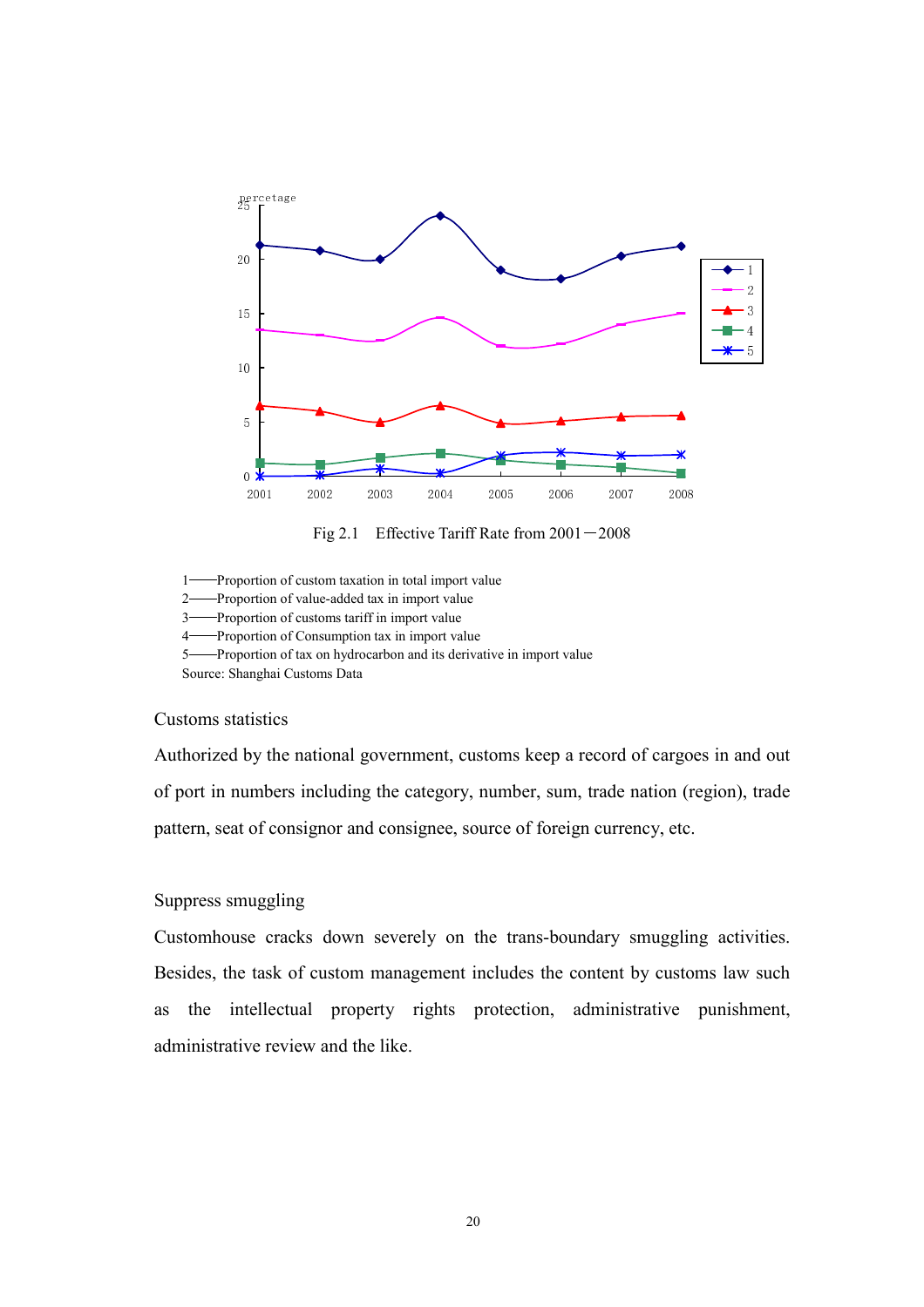Fig 2.1 Effective Tariff Rate from 2001－2008

1——Proportion of custom taxation in total import value
2——Proportion of value-added tax in import value
3——Proportion of customs tariff in import value
4——Proportion of Consumption tax in import value
5——Proportion of tax on hydrocarbon and its derivative in import value
Source: Shanghai Customs Data

Customs statistics

Authorized by the national government, customs keep a record of cargoes in and out of port in numbers including the category, number, sum, trade nation (region), trade pattern, seat of consignor and consignee, source of foreign currency, etc.

Suppress smuggling

Customhouse cracks down severely on the trans-boundary smuggling activities. Besides, the task of custom management includes the content by customs law such as the intellectual property rights protection, administrative punishment, administrative review and the like.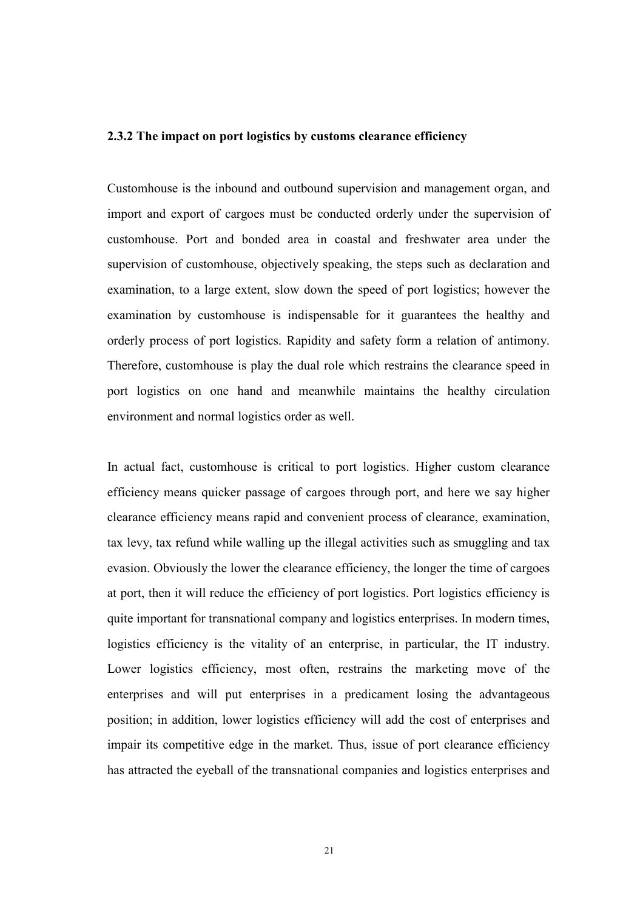### 2.3.2 The impact on port logistics by customs clearance efficiency

Customhouse is the inbound and outbound supervision and management organ, and import and export of cargoes must be conducted orderly under the supervision of customhouse. Port and bonded area in coastal and freshwater area under the supervision of customhouse, objectively speaking, the steps such as declaration and examination, to a large extent, slow down the speed of port logistics; however the examination by customhouse is indispensable for it guarantees the healthy and orderly process of port logistics. Rapidity and safety form a relation of antimony. Therefore, customhouse is play the dual role which restrains the clearance speed in port logistics on one hand and meanwhile maintains the healthy circulation environment and normal logistics order as well.

In actual fact, customhouse is critical to port logistics. Higher custom clearance efficiency means quicker passage of cargoes through port, and here we say higher clearance efficiency means rapid and convenient process of clearance, examination, tax levy, tax refund while walling up the illegal activities such as smuggling and tax evasion. Obviously the lower the clearance efficiency, the longer the time of cargoes at port, then it will reduce the efficiency of port logistics. Port logistics efficiency is quite important for transnational company and logistics enterprises. In modern times, logistics efficiency is the vitality of an enterprise, in particular, the IT industry. Lower logistics efficiency, most often, restrains the marketing move of the enterprises and will put enterprises in a predicament losing the advantageous position; in addition, lower logistics efficiency will add the cost of enterprises and impair its competitive edge in the market. Thus, issue of port clearance efficiency has attracted the eyeball of the transnational companies and logistics enterprises and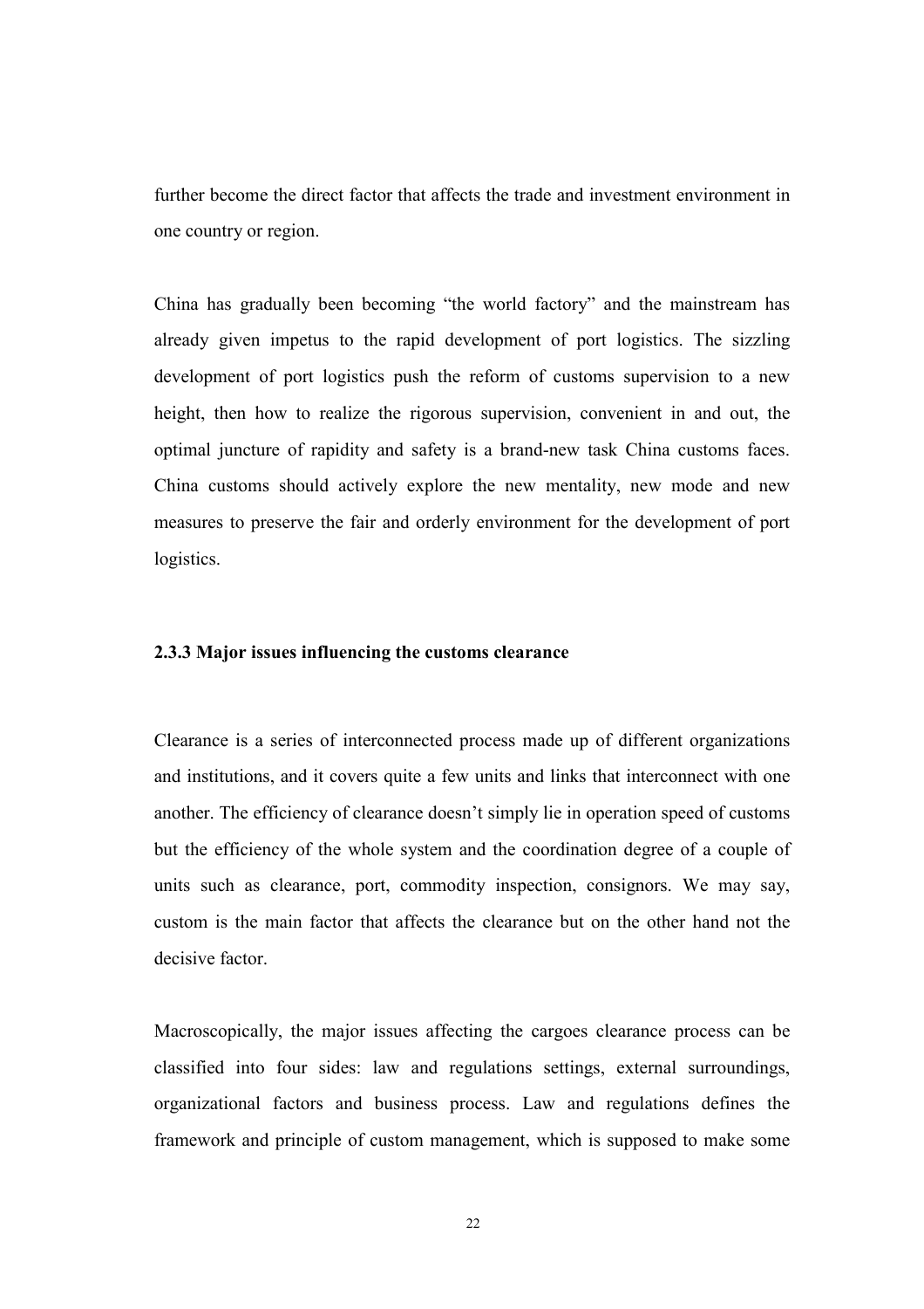further become the direct factor that affects the trade and investment environment in one country or region.

China has gradually been becoming “the world factory” and the mainstream has already given impetus to the rapid development of port logistics. The sizzling development of port logistics push the reform of customs supervision to a new height, then how to realize the rigorous supervision, convenient in and out, the optimal juncture of rapidity and safety is a brand-new task China customs faces. China customs should actively explore the new mentality, new mode and new measures to preserve the fair and orderly environment for the development of port logistics.

### 2.3.3 Major issues influencing the customs clearance

Clearance is a series of interconnected process made up of different organizations and institutions, and it covers quite a few units and links that interconnect with one another. The efficiency of clearance doesn’t simply lie in operation speed of customs but the efficiency of the whole system and the coordination degree of a couple of units such as clearance, port, commodity inspection, consignors. We may say, custom is the main factor that affects the clearance but on the other hand not the decisive factor.

Macroscopically, the major issues affecting the cargoes clearance process can be classified into four sides: law and regulations settings, external surroundings, organizational factors and business process. Law and regulations defines the framework and principle of custom management, which is supposed to make some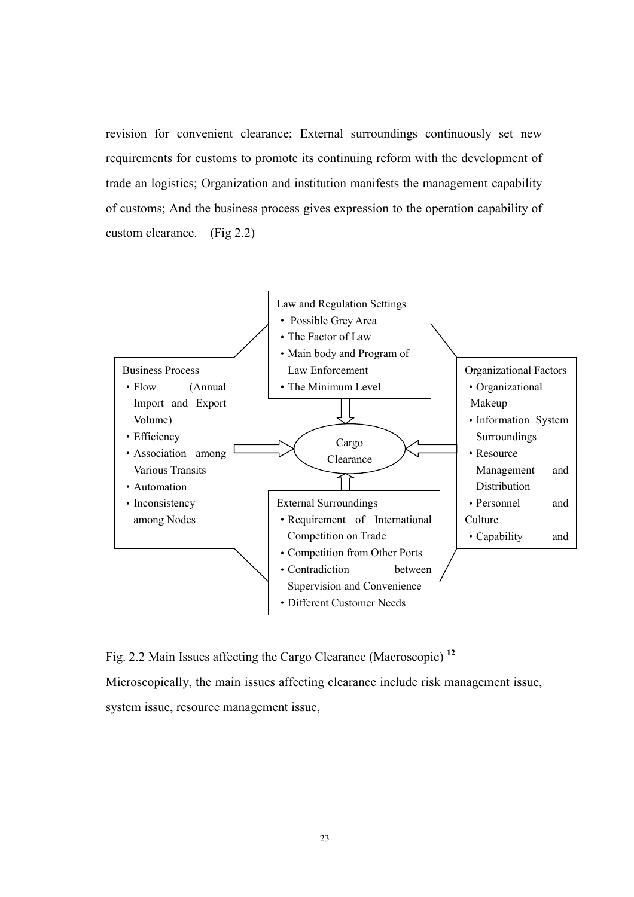revision for convenient clearance; External surroundings continuously set new requirements for customs to promote its continuing reform with the development of trade an logistics; Organization and institution manifests the management capability of customs; And the business process gives expression to the operation capability of custom clearance. (Fig 2.2)

Law and Regulation Settings
- Possible Grey Area
- The Factor of Law
- Main body and Program of Law Enforcement
- The Minimum Level

Business Process
- Flow (Annual Import and Export Volume)
- Efficiency
- Association among Various Transits
- Automation
- Inconsistency among Nodes

Cargo Clearance

Organizational Factors
- Organizational Makeup
- Information System Surroundings
- Resource Management and Distribution
- Personnel and Culture
- Capability and

External Surroundings
- Requirement of International Competition on Trade
- Competition from Other Ports
- Contradiction between Supervision and Convenience
- Different Customer Needs

Fig. 2.2 Main Issues affecting the Cargo Clearance (Macroscopic) [12]

Microscopically, the main issues affecting clearance include risk management issue, system issue, resource management issue,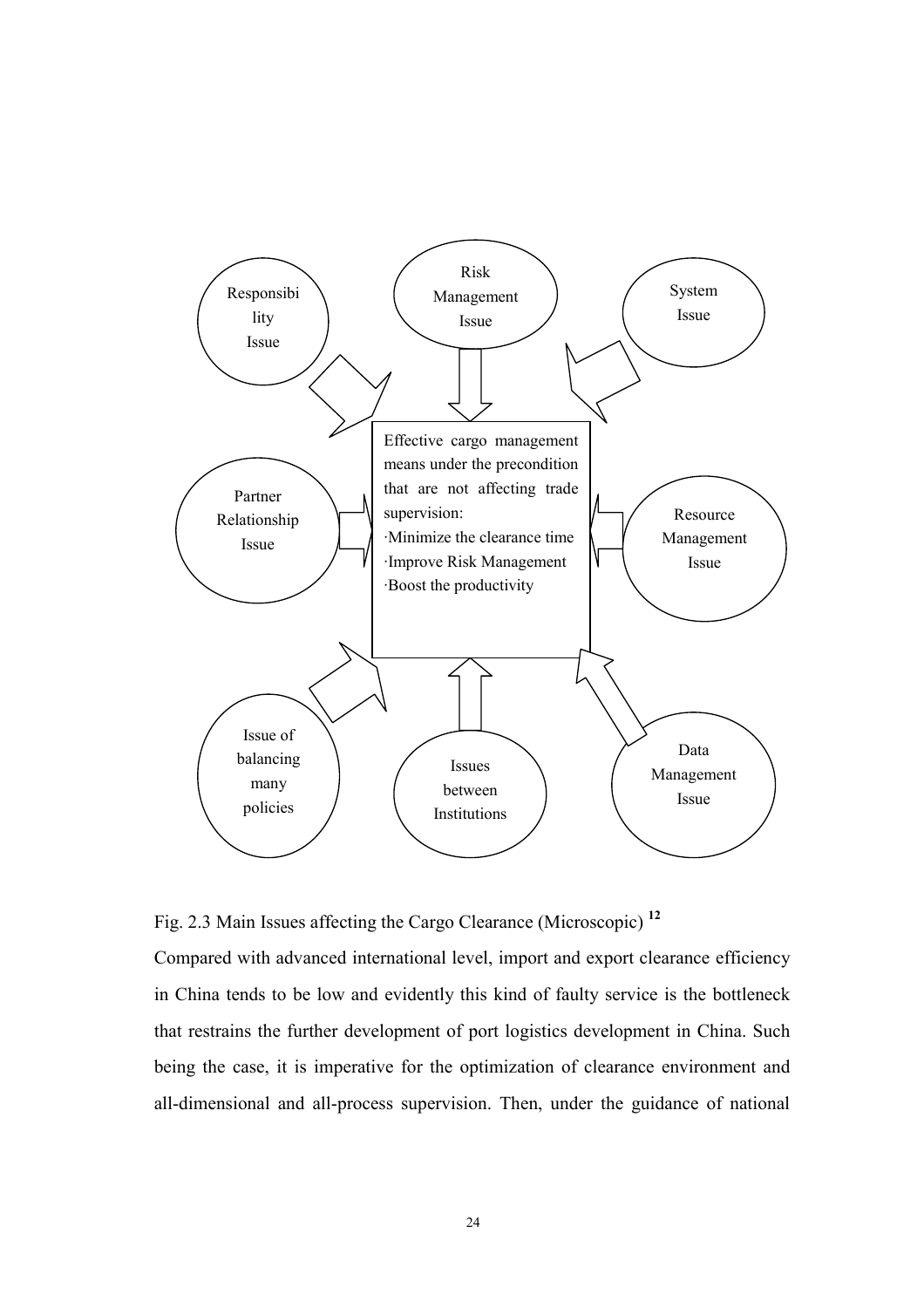Responsibility Issue

Risk Management Issue

System Issue

Partner Relationship Issue

Effective cargo management means under the precondition that are not affecting trade supervision:
·Minimize the clearance time
·Improve Risk Management
·Boost the productivity

Resource Management Issue

Issue of balancing many policies

Issues between Institutions

Data Management Issue

Fig. 2.3 Main Issues affecting the Cargo Clearance (Microscopic) [12]

Compared with advanced international level, import and export clearance efficiency in China tends to be low and evidently this kind of faulty service is the bottleneck that restrains the further development of port logistics development in China. Such being the case, it is imperative for the optimization of clearance environment and all-dimensional and all-process supervision. Then, under the guidance of national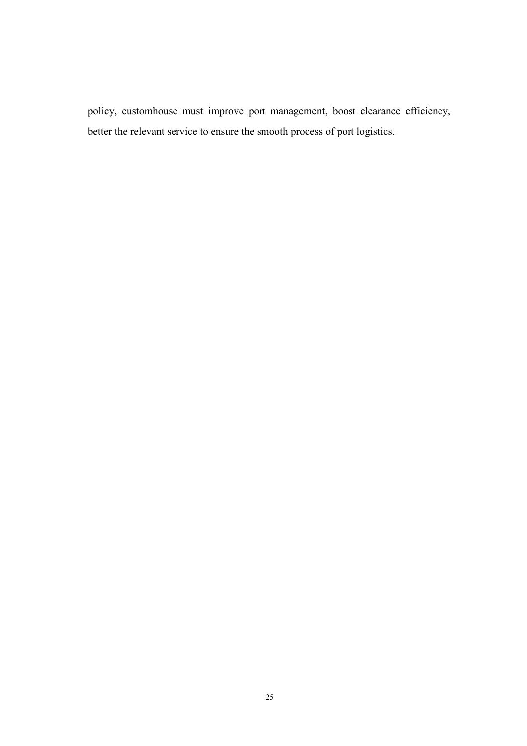policy, customhouse must improve port management, boost clearance efficiency, better the relevant service to ensure the smooth process of port logistics.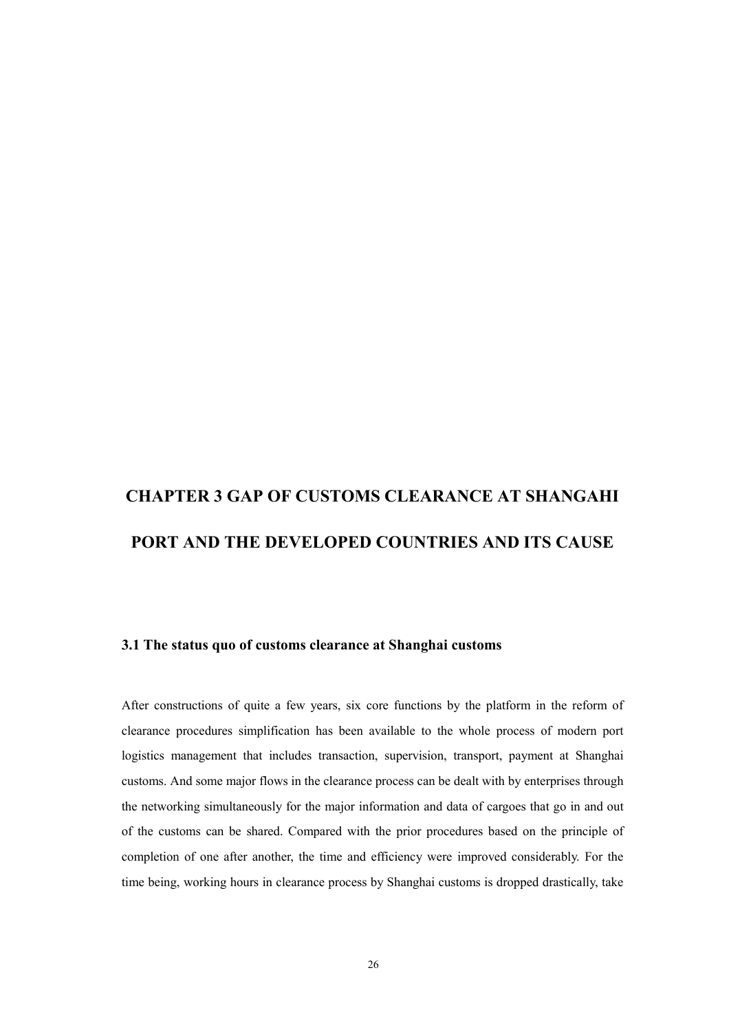# CHAPTER 3 GAP OF CUSTOMS CLEARANCE AT SHANGAHI PORT AND THE DEVELOPED COUNTRIES AND ITS CAUSE

### 3.1 The status quo of customs clearance at Shanghai customs

After constructions of quite a few years, six core functions by the platform in the reform of clearance procedures simplification has been available to the whole process of modern port logistics management that includes transaction, supervision, transport, payment at Shanghai customs. And some major flows in the clearance process can be dealt with by enterprises through the networking simultaneously for the major information and data of cargoes that go in and out of the customs can be shared. Compared with the prior procedures based on the principle of completion of one after another, the time and efficiency were improved considerably. For the time being, working hours in clearance process by Shanghai customs is dropped drastically, take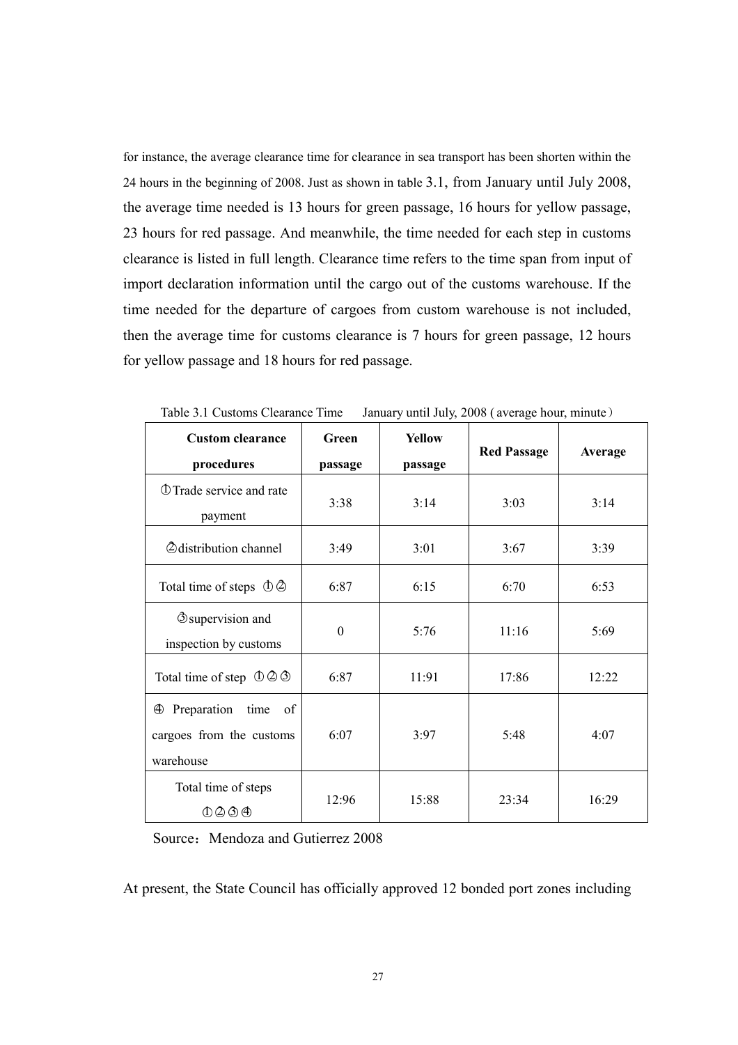for instance, the average clearance time for clearance in sea transport has been shorten within the 24 hours in the beginning of 2008. Just as shown in table 3.1, from January until July 2008, the average time needed is 13 hours for green passage, 16 hours for yellow passage, 23 hours for red passage. And meanwhile, the time needed for each step in customs clearance is listed in full length. Clearance time refers to the time span from input of import declaration information until the cargo out of the customs warehouse. If the time needed for the departure of cargoes from custom warehouse is not included, then the average time for customs clearance is 7 hours for green passage, 12 hours for yellow passage and 18 hours for red passage.

Table 3.1 Customs Clearance Time  January until July, 2008 ( average hour, minute）

| Custom clearance procedures | Green passage | Yellow passage | Red Passage | Average |
|---|---|---|---|---|
| ①Trade service and rate payment | 3:38 | 3:14 | 3:03 | 3:14 |
| ②distribution channel | 3:49 | 3:01 | 3:67 | 3:39 |
| Total time of steps ①② | 6:87 | 6:15 | 6:70 | 6:53 |
| ③supervision and inspection by customs | 0 | 5:76 | 11:16 | 5:69 |
| Total time of step ①②③ | 6:87 | 11:91 | 17:86 | 12:22 |
| ④ Preparation time of cargoes from the customs warehouse | 6:07 | 3:97 | 5:48 | 4:07 |
| Total time of steps ①②③④ | 12:96 | 15:88 | 23:34 | 16:29 |

Source：Mendoza and Gutierrez 2008

At present, the State Council has officially approved 12 bonded port zones including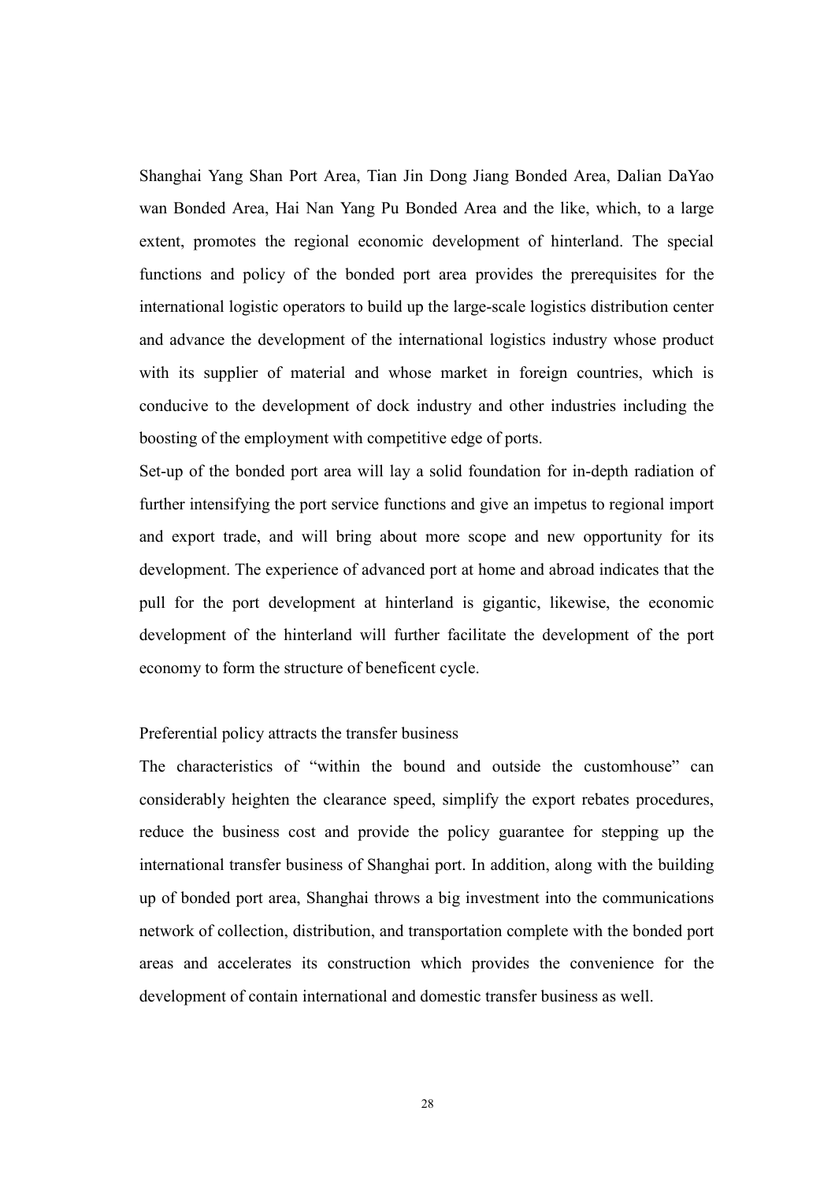Shanghai Yang Shan Port Area, Tian Jin Dong Jiang Bonded Area, Dalian DaYao wan Bonded Area, Hai Nan Yang Pu Bonded Area and the like, which, to a large extent, promotes the regional economic development of hinterland. The special functions and policy of the bonded port area provides the prerequisites for the international logistic operators to build up the large-scale logistics distribution center and advance the development of the international logistics industry whose product with its supplier of material and whose market in foreign countries, which is conducive to the development of dock industry and other industries including the boosting of the employment with competitive edge of ports.

Set-up of the bonded port area will lay a solid foundation for in-depth radiation of further intensifying the port service functions and give an impetus to regional import and export trade, and will bring about more scope and new opportunity for its development. The experience of advanced port at home and abroad indicates that the pull for the port development at hinterland is gigantic, likewise, the economic development of the hinterland will further facilitate the development of the port economy to form the structure of beneficent cycle.

Preferential policy attracts the transfer business

The characteristics of "within the bound and outside the customhouse" can considerably heighten the clearance speed, simplify the export rebates procedures, reduce the business cost and provide the policy guarantee for stepping up the international transfer business of Shanghai port. In addition, along with the building up of bonded port area, Shanghai throws a big investment into the communications network of collection, distribution, and transportation complete with the bonded port areas and accelerates its construction which provides the convenience for the development of contain international and domestic transfer business as well.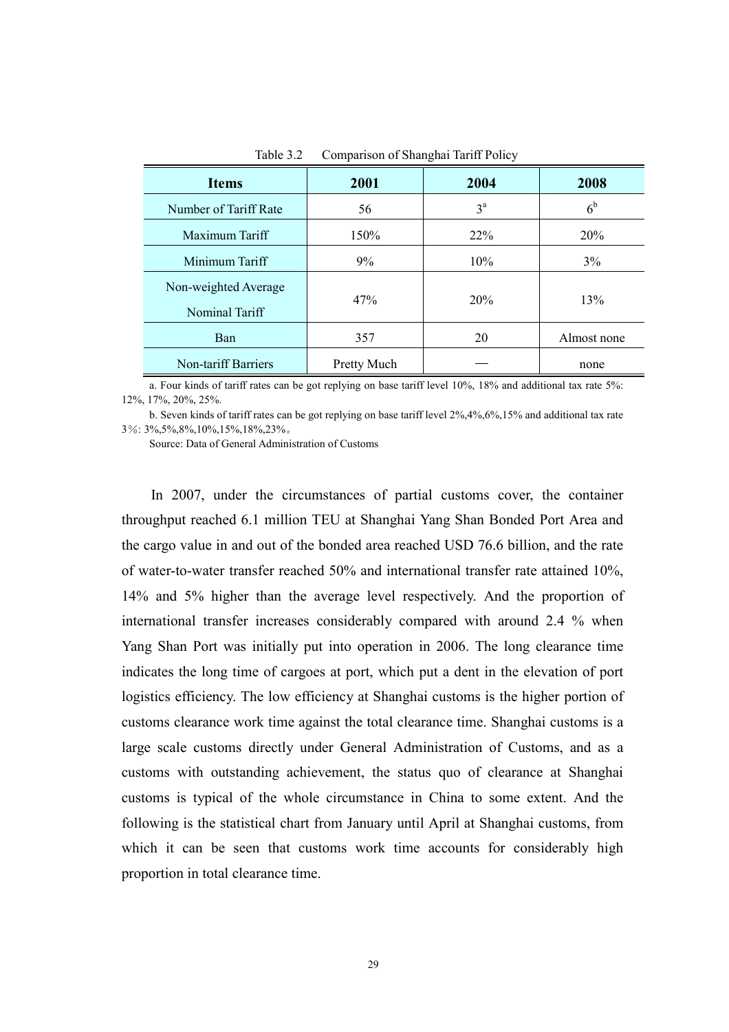Table 3.2 Comparison of Shanghai Tariff Policy

| Items | 2001 | 2004 | 2008 |
| --- | --- | --- | --- |
| Number of Tariff Rate | 56 | 3[a] | 6[b] |
| Maximum Tariff | 150% | 22% | 20% |
| Minimum Tariff | 9% | 10% | 3% |
| Non-weighted Average Nominal Tariff | 47% | 20% | 13% |
| Ban | 357 | 20 | Almost none |
| Non-tariff Barriers | Pretty Much | — | none |

a. Four kinds of tariff rates can be got replying on base tariff level 10%, 18% and additional tax rate 5%: 12%, 17%, 20%, 25%.

b. Seven kinds of tariff rates can be got replying on base tariff level 2%,4%,6%,15% and additional tax rate 3%: 3%,5%,8%,10%,15%,18%,23%。

Source: Data of General Administration of Customs

In 2007, under the circumstances of partial customs cover, the container throughput reached 6.1 million TEU at Shanghai Yang Shan Bonded Port Area and the cargo value in and out of the bonded area reached USD 76.6 billion, and the rate of water-to-water transfer reached 50% and international transfer rate attained 10%, 14% and 5% higher than the average level respectively. And the proportion of international transfer increases considerably compared with around 2.4 % when Yang Shan Port was initially put into operation in 2006. The long clearance time indicates the long time of cargoes at port, which put a dent in the elevation of port logistics efficiency. The low efficiency at Shanghai customs is the higher portion of customs clearance work time against the total clearance time. Shanghai customs is a large scale customs directly under General Administration of Customs, and as a customs with outstanding achievement, the status quo of clearance at Shanghai customs is typical of the whole circumstance in China to some extent. And the following is the statistical chart from January until April at Shanghai customs, from which it can be seen that customs work time accounts for considerably high proportion in total clearance time.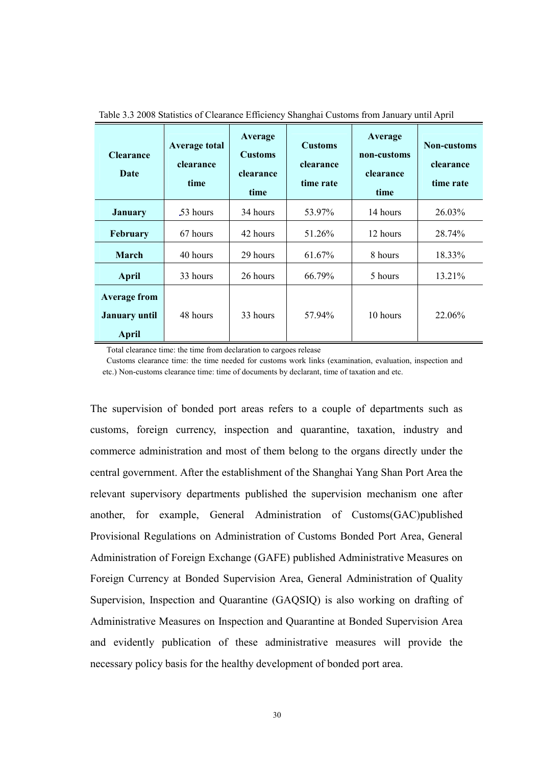Table 3.3 2008 Statistics of Clearance Efficiency Shanghai Customs from January until April

| Clearance Date | Average total clearance time | Average Customs clearance time | Customs clearance time rate | Average non-customs clearance time | Non-customs clearance time rate |
|---|---|---|---|---|---|
| **January** | 53 hours | 34 hours | 53.97% | 14 hours | 26.03% |
| **February** | 67 hours | 42 hours | 51.26% | 12 hours | 28.74% |
| **March** | 40 hours | 29 hours | 61.67% | 8 hours | 18.33% |
| **April** | 33 hours | 26 hours | 66.79% | 5 hours | 13.21% |
| **Average from January until April** | 48 hours | 33 hours | 57.94% | 10 hours | 22.06% |

Total clearance time: the time from declaration to cargoes release

Customs clearance time: the time needed for customs work links (examination, evaluation, inspection and etc.) Non-customs clearance time: time of documents by declarant, time of taxation and etc.

The supervision of bonded port areas refers to a couple of departments such as customs, foreign currency, inspection and quarantine, taxation, industry and commerce administration and most of them belong to the organs directly under the central government. After the establishment of the Shanghai Yang Shan Port Area the relevant supervisory departments published the supervision mechanism one after another, for example, General Administration of Customs(GAC)published Provisional Regulations on Administration of Customs Bonded Port Area, General Administration of Foreign Exchange (GAFE) published Administrative Measures on Foreign Currency at Bonded Supervision Area, General Administration of Quality Supervision, Inspection and Quarantine (GAQSIQ) is also working on drafting of Administrative Measures on Inspection and Quarantine at Bonded Supervision Area and evidently publication of these administrative measures will provide the necessary policy basis for the healthy development of bonded port area.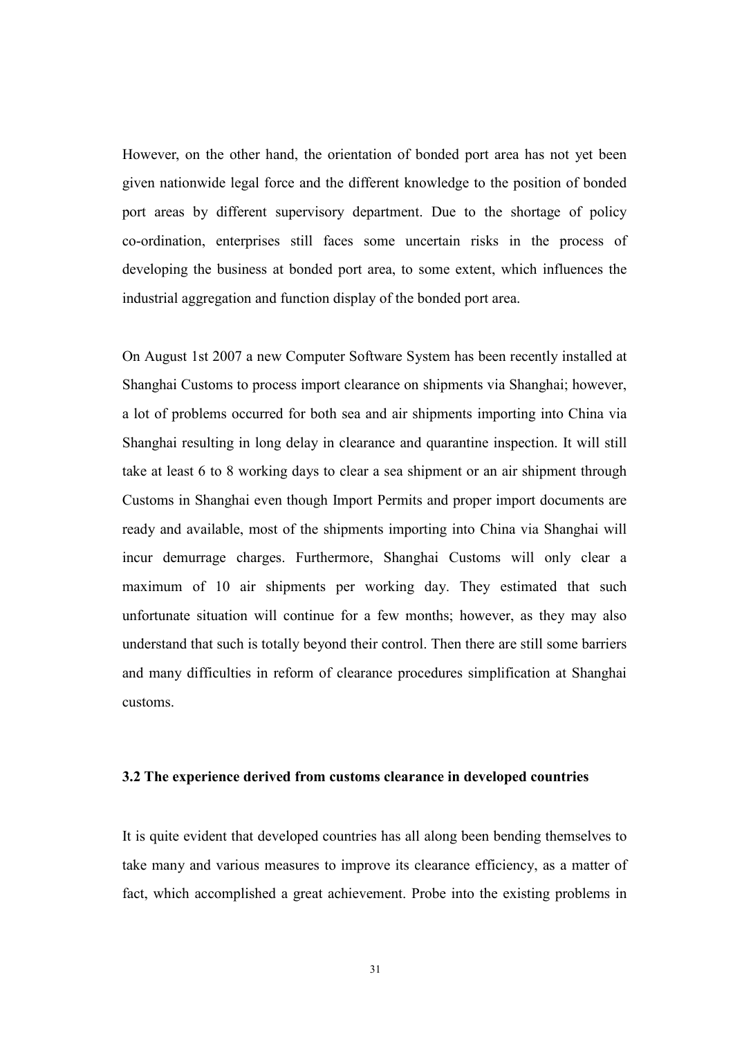However, on the other hand, the orientation of bonded port area has not yet been given nationwide legal force and the different knowledge to the position of bonded port areas by different supervisory department. Due to the shortage of policy co-ordination, enterprises still faces some uncertain risks in the process of developing the business at bonded port area, to some extent, which influences the industrial aggregation and function display of the bonded port area.

On August 1st 2007 a new Computer Software System has been recently installed at Shanghai Customs to process import clearance on shipments via Shanghai; however, a lot of problems occurred for both sea and air shipments importing into China via Shanghai resulting in long delay in clearance and quarantine inspection. It will still take at least 6 to 8 working days to clear a sea shipment or an air shipment through Customs in Shanghai even though Import Permits and proper import documents are ready and available, most of the shipments importing into China via Shanghai will incur demurrage charges. Furthermore, Shanghai Customs will only clear a maximum of 10 air shipments per working day. They estimated that such unfortunate situation will continue for a few months; however, as they may also understand that such is totally beyond their control. Then there are still some barriers and many difficulties in reform of clearance procedures simplification at Shanghai customs.

### 3.2 The experience derived from customs clearance in developed countries

It is quite evident that developed countries has all along been bending themselves to take many and various measures to improve its clearance efficiency, as a matter of fact, which accomplished a great achievement. Probe into the existing problems in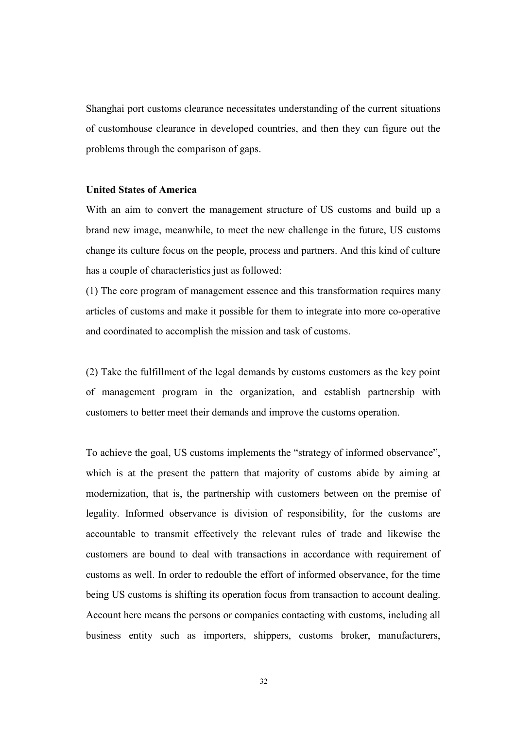Shanghai port customs clearance necessitates understanding of the current situations of customhouse clearance in developed countries, and then they can figure out the problems through the comparison of gaps.

**United States of America**

With an aim to convert the management structure of US customs and build up a brand new image, meanwhile, to meet the new challenge in the future, US customs change its culture focus on the people, process and partners. And this kind of culture has a couple of characteristics just as followed:

(1) The core program of management essence and this transformation requires many articles of customs and make it possible for them to integrate into more co-operative and coordinated to accomplish the mission and task of customs.

(2) Take the fulfillment of the legal demands by customs customers as the key point of management program in the organization, and establish partnership with customers to better meet their demands and improve the customs operation.

To achieve the goal, US customs implements the "strategy of informed observance", which is at the present the pattern that majority of customs abide by aiming at modernization, that is, the partnership with customers between on the premise of legality. Informed observance is division of responsibility, for the customs are accountable to transmit effectively the relevant rules of trade and likewise the customers are bound to deal with transactions in accordance with requirement of customs as well. In order to redouble the effort of informed observance, for the time being US customs is shifting its operation focus from transaction to account dealing. Account here means the persons or companies contacting with customs, including all business entity such as importers, shippers, customs broker, manufacturers,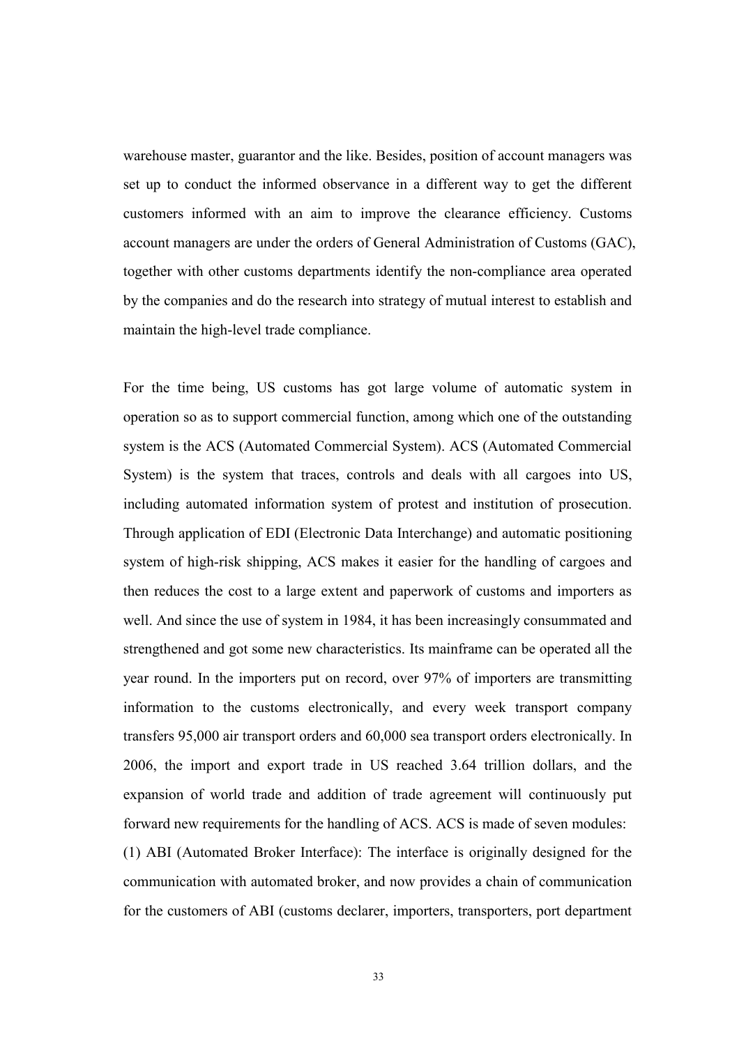warehouse master, guarantor and the like. Besides, position of account managers was set up to conduct the informed observance in a different way to get the different customers informed with an aim to improve the clearance efficiency. Customs account managers are under the orders of General Administration of Customs (GAC), together with other customs departments identify the non-compliance area operated by the companies and do the research into strategy of mutual interest to establish and maintain the high-level trade compliance.

For the time being, US customs has got large volume of automatic system in operation so as to support commercial function, among which one of the outstanding system is the ACS (Automated Commercial System). ACS (Automated Commercial System) is the system that traces, controls and deals with all cargoes into US, including automated information system of protest and institution of prosecution. Through application of EDI (Electronic Data Interchange) and automatic positioning system of high-risk shipping, ACS makes it easier for the handling of cargoes and then reduces the cost to a large extent and paperwork of customs and importers as well. And since the use of system in 1984, it has been increasingly consummated and strengthened and got some new characteristics. Its mainframe can be operated all the year round. In the importers put on record, over 97% of importers are transmitting information to the customs electronically, and every week transport company transfers 95,000 air transport orders and 60,000 sea transport orders electronically. In 2006, the import and export trade in US reached 3.64 trillion dollars, and the expansion of world trade and addition of trade agreement will continuously put forward new requirements for the handling of ACS. ACS is made of seven modules:

(1) ABI (Automated Broker Interface): The interface is originally designed for the communication with automated broker, and now provides a chain of communication for the customers of ABI (customs declarer, importers, transporters, port department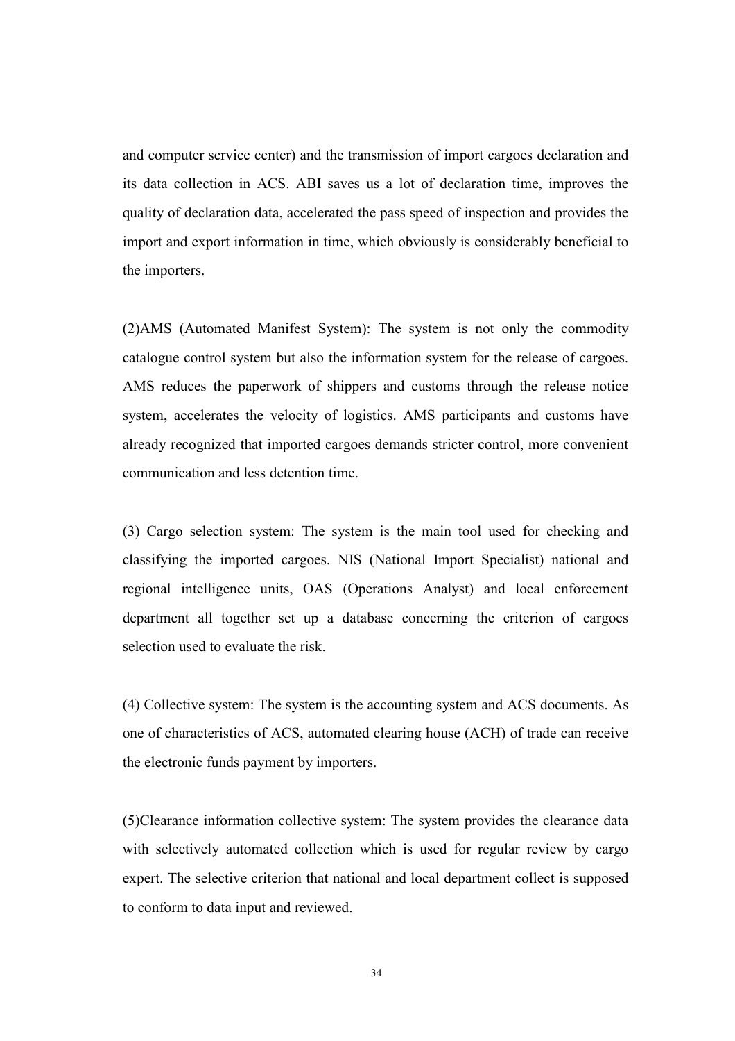and computer service center) and the transmission of import cargoes declaration and its data collection in ACS. ABI saves us a lot of declaration time, improves the quality of declaration data, accelerated the pass speed of inspection and provides the import and export information in time, which obviously is considerably beneficial to the importers.

(2)AMS (Automated Manifest System): The system is not only the commodity catalogue control system but also the information system for the release of cargoes. AMS reduces the paperwork of shippers and customs through the release notice system, accelerates the velocity of logistics. AMS participants and customs have already recognized that imported cargoes demands stricter control, more convenient communication and less detention time.

(3) Cargo selection system: The system is the main tool used for checking and classifying the imported cargoes. NIS (National Import Specialist) national and regional intelligence units, OAS (Operations Analyst) and local enforcement department all together set up a database concerning the criterion of cargoes selection used to evaluate the risk.

(4) Collective system: The system is the accounting system and ACS documents. As one of characteristics of ACS, automated clearing house (ACH) of trade can receive the electronic funds payment by importers.

(5)Clearance information collective system: The system provides the clearance data with selectively automated collection which is used for regular review by cargo expert. The selective criterion that national and local department collect is supposed to conform to data input and reviewed.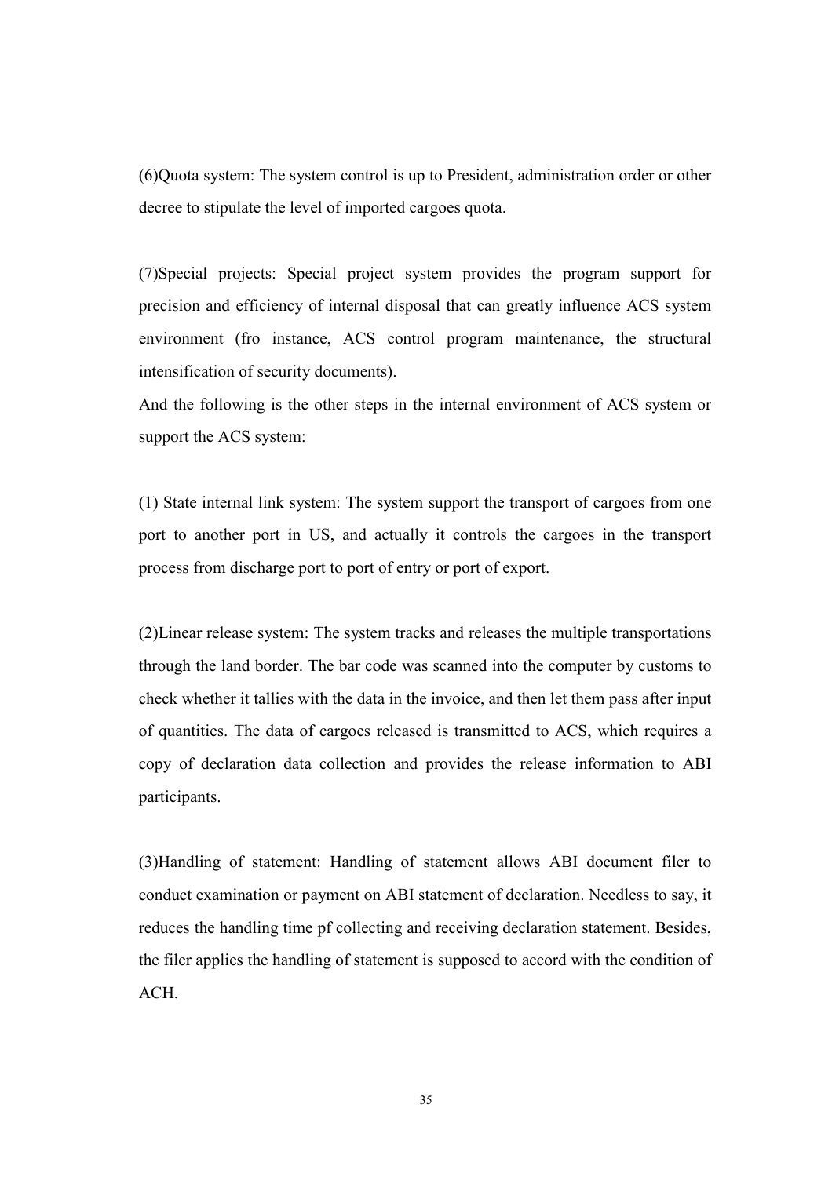(6)Quota system: The system control is up to President, administration order or other decree to stipulate the level of imported cargoes quota.

(7)Special projects: Special project system provides the program support for precision and efficiency of internal disposal that can greatly influence ACS system environment (fro instance, ACS control program maintenance, the structural intensification of security documents).

And the following is the other steps in the internal environment of ACS system or support the ACS system:

(1) State internal link system: The system support the transport of cargoes from one port to another port in US, and actually it controls the cargoes in the transport process from discharge port to port of entry or port of export.

(2)Linear release system: The system tracks and releases the multiple transportations through the land border. The bar code was scanned into the computer by customs to check whether it tallies with the data in the invoice, and then let them pass after input of quantities. The data of cargoes released is transmitted to ACS, which requires a copy of declaration data collection and provides the release information to ABI participants.

(3)Handling of statement: Handling of statement allows ABI document filer to conduct examination or payment on ABI statement of declaration. Needless to say, it reduces the handling time pf collecting and receiving declaration statement. Besides, the filer applies the handling of statement is supposed to accord with the condition of ACH.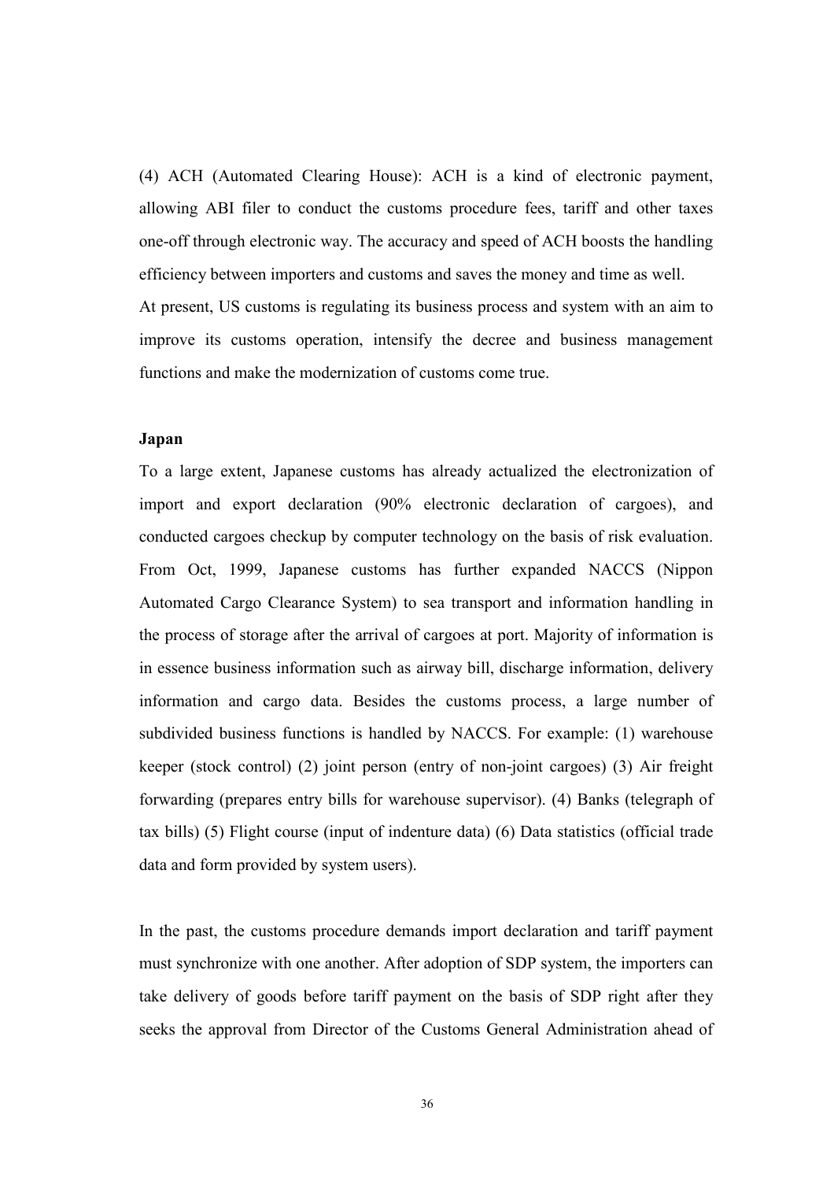(4) ACH (Automated Clearing House): ACH is a kind of electronic payment, allowing ABI filer to conduct the customs procedure fees, tariff and other taxes one-off through electronic way. The accuracy and speed of ACH boosts the handling efficiency between importers and customs and saves the money and time as well.

At present, US customs is regulating its business process and system with an aim to improve its customs operation, intensify the decree and business management functions and make the modernization of customs come true.

**Japan**

To a large extent, Japanese customs has already actualized the electronization of import and export declaration (90% electronic declaration of cargoes), and conducted cargoes checkup by computer technology on the basis of risk evaluation. From Oct, 1999, Japanese customs has further expanded NACCS (Nippon Automated Cargo Clearance System) to sea transport and information handling in the process of storage after the arrival of cargoes at port. Majority of information is in essence business information such as airway bill, discharge information, delivery information and cargo data. Besides the customs process, a large number of subdivided business functions is handled by NACCS. For example: (1) warehouse keeper (stock control) (2) joint person (entry of non-joint cargoes) (3) Air freight forwarding (prepares entry bills for warehouse supervisor). (4) Banks (telegraph of tax bills) (5) Flight course (input of indenture data) (6) Data statistics (official trade data and form provided by system users).

In the past, the customs procedure demands import declaration and tariff payment must synchronize with one another. After adoption of SDP system, the importers can take delivery of goods before tariff payment on the basis of SDP right after they seeks the approval from Director of the Customs General Administration ahead of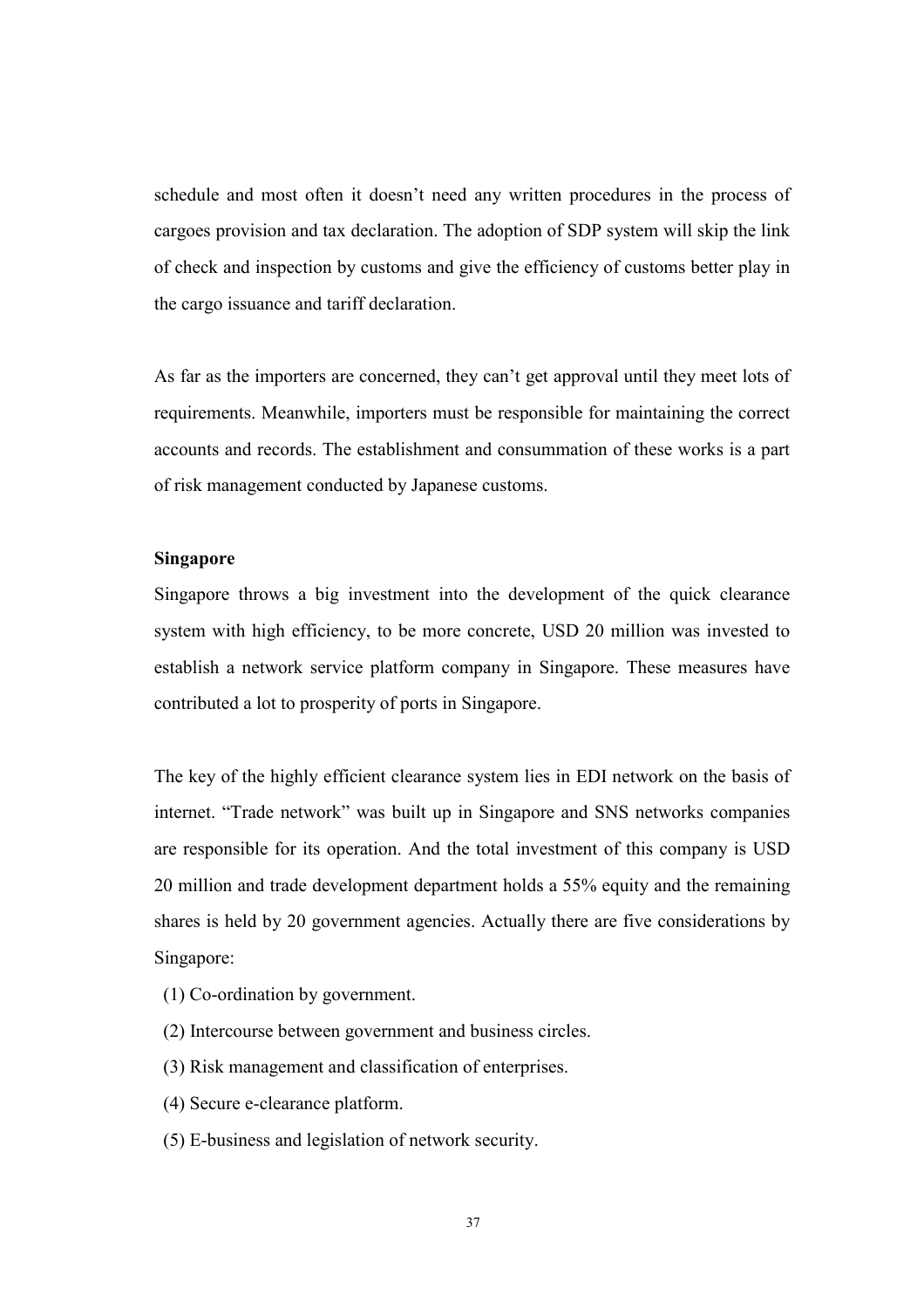schedule and most often it doesn't need any written procedures in the process of cargoes provision and tax declaration. The adoption of SDP system will skip the link of check and inspection by customs and give the efficiency of customs better play in the cargo issuance and tariff declaration.

As far as the importers are concerned, they can't get approval until they meet lots of requirements. Meanwhile, importers must be responsible for maintaining the correct accounts and records. The establishment and consummation of these works is a part of risk management conducted by Japanese customs.

**Singapore**

Singapore throws a big investment into the development of the quick clearance system with high efficiency, to be more concrete, USD 20 million was invested to establish a network service platform company in Singapore. These measures have contributed a lot to prosperity of ports in Singapore.

The key of the highly efficient clearance system lies in EDI network on the basis of internet. "Trade network" was built up in Singapore and SNS networks companies are responsible for its operation. And the total investment of this company is USD 20 million and trade development department holds a 55% equity and the remaining shares is held by 20 government agencies. Actually there are five considerations by Singapore:

(1) Co-ordination by government.

(2) Intercourse between government and business circles.

(3) Risk management and classification of enterprises.

(4) Secure e-clearance platform.

(5) E-business and legislation of network security.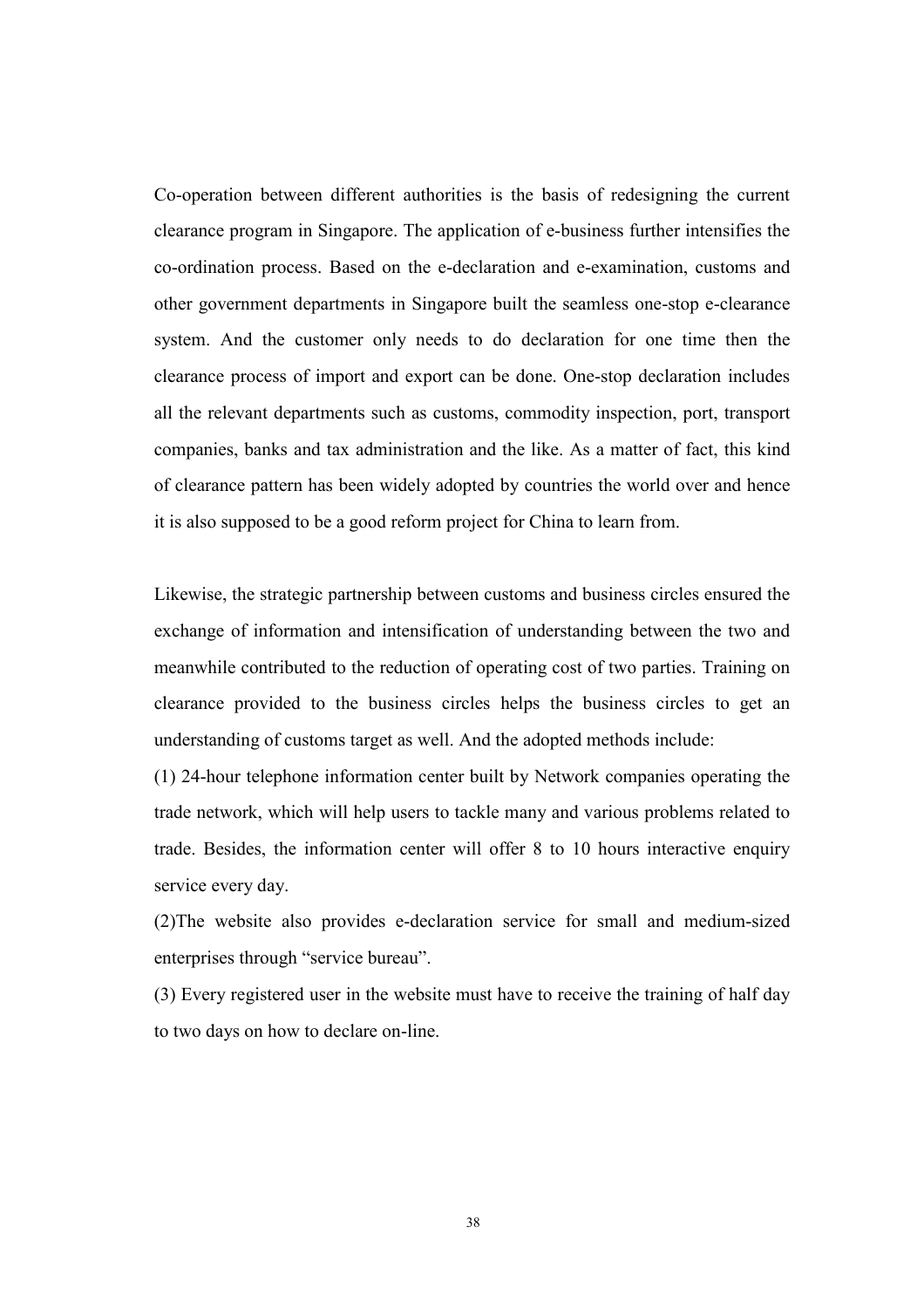Co-operation between different authorities is the basis of redesigning the current clearance program in Singapore. The application of e-business further intensifies the co-ordination process. Based on the e-declaration and e-examination, customs and other government departments in Singapore built the seamless one-stop e-clearance system. And the customer only needs to do declaration for one time then the clearance process of import and export can be done. One-stop declaration includes all the relevant departments such as customs, commodity inspection, port, transport companies, banks and tax administration and the like. As a matter of fact, this kind of clearance pattern has been widely adopted by countries the world over and hence it is also supposed to be a good reform project for China to learn from.

Likewise, the strategic partnership between customs and business circles ensured the exchange of information and intensification of understanding between the two and meanwhile contributed to the reduction of operating cost of two parties. Training on clearance provided to the business circles helps the business circles to get an understanding of customs target as well. And the adopted methods include:

(1) 24-hour telephone information center built by Network companies operating the trade network, which will help users to tackle many and various problems related to trade. Besides, the information center will offer 8 to 10 hours interactive enquiry service every day.

(2)The website also provides e-declaration service for small and medium-sized enterprises through "service bureau".

(3) Every registered user in the website must have to receive the training of half day to two days on how to declare on-line.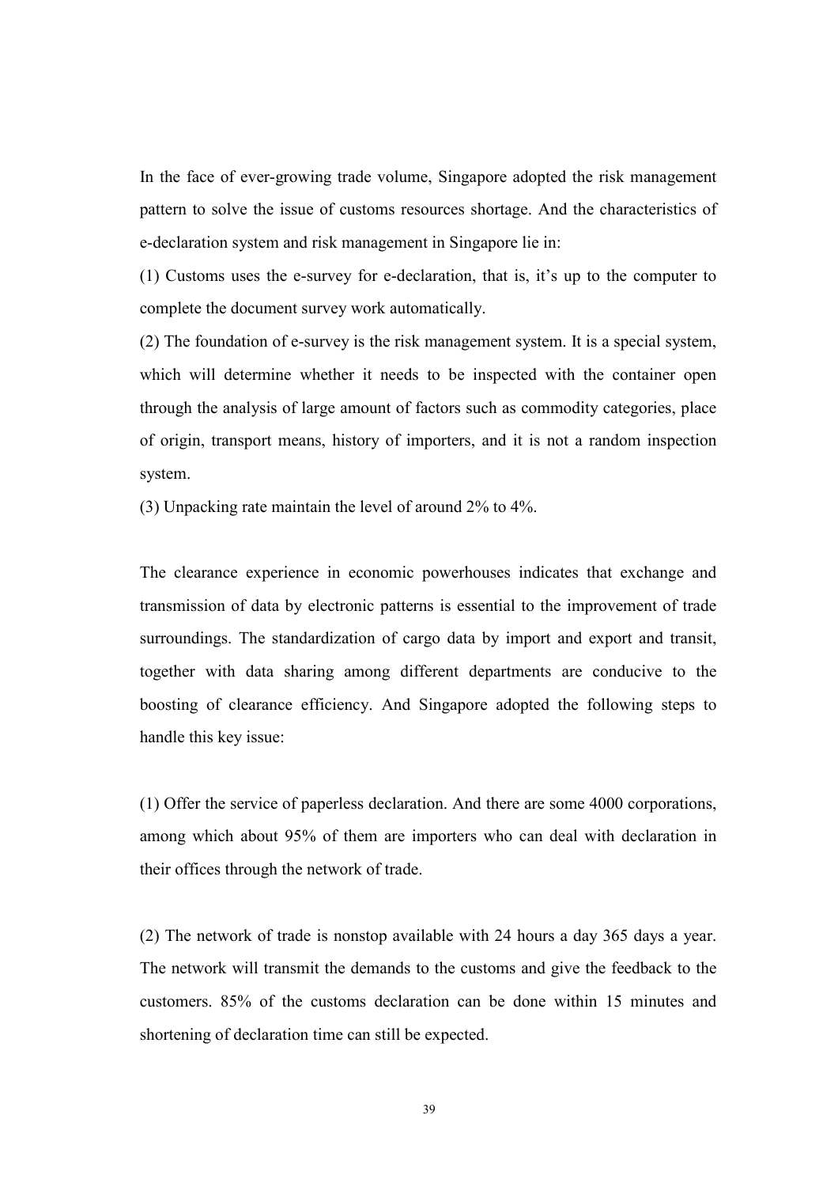In the face of ever-growing trade volume, Singapore adopted the risk management pattern to solve the issue of customs resources shortage. And the characteristics of e-declaration system and risk management in Singapore lie in:

(1) Customs uses the e-survey for e-declaration, that is, it's up to the computer to complete the document survey work automatically.

(2) The foundation of e-survey is the risk management system. It is a special system, which will determine whether it needs to be inspected with the container open through the analysis of large amount of factors such as commodity categories, place of origin, transport means, history of importers, and it is not a random inspection system.

(3) Unpacking rate maintain the level of around 2% to 4%.

The clearance experience in economic powerhouses indicates that exchange and transmission of data by electronic patterns is essential to the improvement of trade surroundings. The standardization of cargo data by import and export and transit, together with data sharing among different departments are conducive to the boosting of clearance efficiency. And Singapore adopted the following steps to handle this key issue:

(1) Offer the service of paperless declaration. And there are some 4000 corporations, among which about 95% of them are importers who can deal with declaration in their offices through the network of trade.

(2) The network of trade is nonstop available with 24 hours a day 365 days a year. The network will transmit the demands to the customs and give the feedback to the customers. 85% of the customs declaration can be done within 15 minutes and shortening of declaration time can still be expected.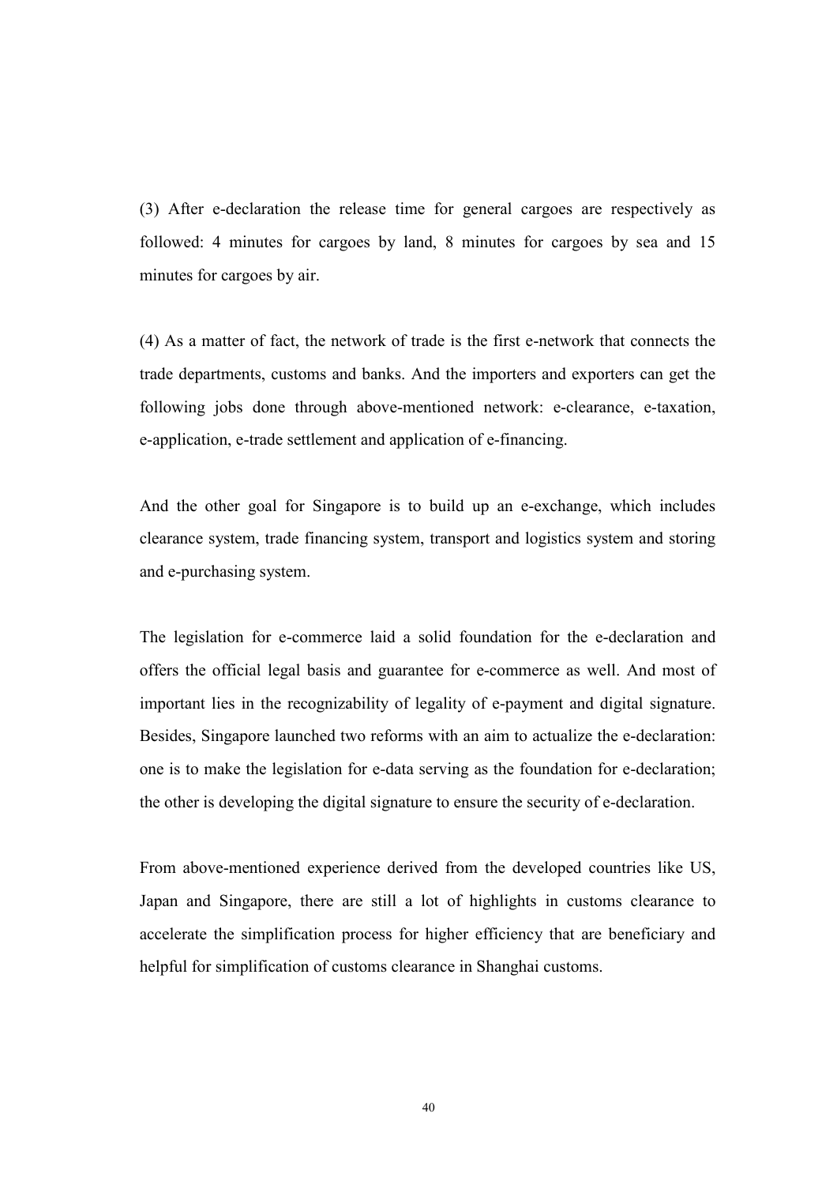(3) After e-declaration the release time for general cargoes are respectively as followed: 4 minutes for cargoes by land, 8 minutes for cargoes by sea and 15 minutes for cargoes by air.

(4) As a matter of fact, the network of trade is the first e-network that connects the trade departments, customs and banks. And the importers and exporters can get the following jobs done through above-mentioned network: e-clearance, e-taxation, e-application, e-trade settlement and application of e-financing.

And the other goal for Singapore is to build up an e-exchange, which includes clearance system, trade financing system, transport and logistics system and storing and e-purchasing system.

The legislation for e-commerce laid a solid foundation for the e-declaration and offers the official legal basis and guarantee for e-commerce as well. And most of important lies in the recognizability of legality of e-payment and digital signature. Besides, Singapore launched two reforms with an aim to actualize the e-declaration: one is to make the legislation for e-data serving as the foundation for e-declaration; the other is developing the digital signature to ensure the security of e-declaration.

From above-mentioned experience derived from the developed countries like US, Japan and Singapore, there are still a lot of highlights in customs clearance to accelerate the simplification process for higher efficiency that are beneficiary and helpful for simplification of customs clearance in Shanghai customs.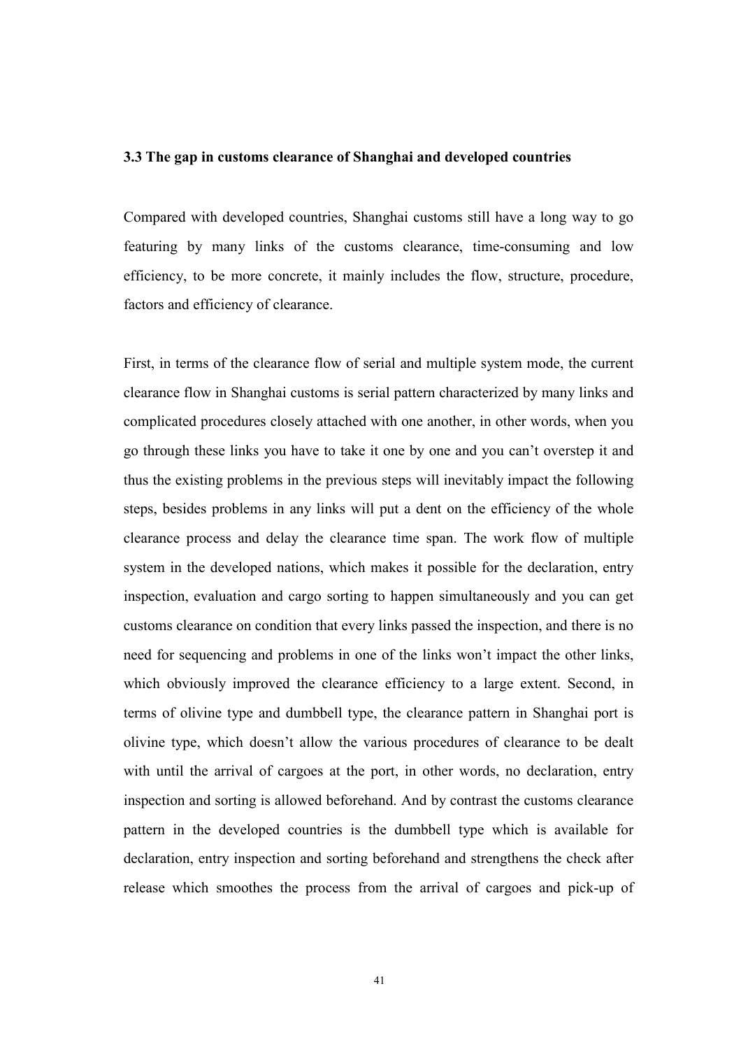### 3.3 The gap in customs clearance of Shanghai and developed countries

Compared with developed countries, Shanghai customs still have a long way to go featuring by many links of the customs clearance, time-consuming and low efficiency, to be more concrete, it mainly includes the flow, structure, procedure, factors and efficiency of clearance.

First, in terms of the clearance flow of serial and multiple system mode, the current clearance flow in Shanghai customs is serial pattern characterized by many links and complicated procedures closely attached with one another, in other words, when you go through these links you have to take it one by one and you can't overstep it and thus the existing problems in the previous steps will inevitably impact the following steps, besides problems in any links will put a dent on the efficiency of the whole clearance process and delay the clearance time span. The work flow of multiple system in the developed nations, which makes it possible for the declaration, entry inspection, evaluation and cargo sorting to happen simultaneously and you can get customs clearance on condition that every links passed the inspection, and there is no need for sequencing and problems in one of the links won't impact the other links, which obviously improved the clearance efficiency to a large extent. Second, in terms of olivine type and dumbbell type, the clearance pattern in Shanghai port is olivine type, which doesn't allow the various procedures of clearance to be dealt with until the arrival of cargoes at the port, in other words, no declaration, entry inspection and sorting is allowed beforehand. And by contrast the customs clearance pattern in the developed countries is the dumbbell type which is available for declaration, entry inspection and sorting beforehand and strengthens the check after release which smoothes the process from the arrival of cargoes and pick-up of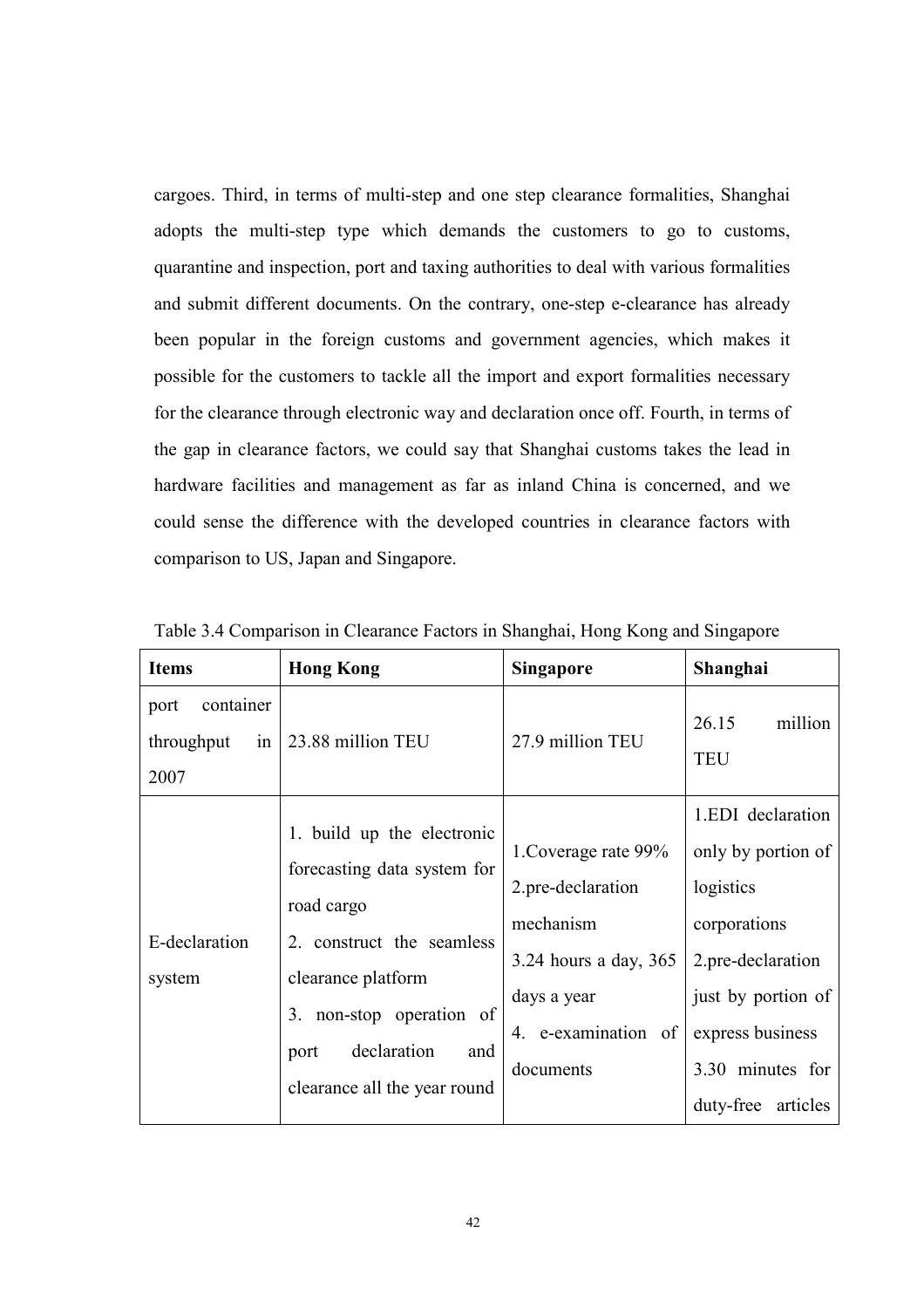cargoes. Third, in terms of multi-step and one step clearance formalities, Shanghai adopts the multi-step type which demands the customers to go to customs, quarantine and inspection, port and taxing authorities to deal with various formalities and submit different documents. On the contrary, one-step e-clearance has already been popular in the foreign customs and government agencies, which makes it possible for the customers to tackle all the import and export formalities necessary for the clearance through electronic way and declaration once off. Fourth, in terms of the gap in clearance factors, we could say that Shanghai customs takes the lead in hardware facilities and management as far as inland China is concerned, and we could sense the difference with the developed countries in clearance factors with comparison to US, Japan and Singapore.

Table 3.4 Comparison in Clearance Factors in Shanghai, Hong Kong and Singapore

| **Items** | **Hong Kong** | **Singapore** | **Shanghai** |
|---|---|---|---|
| port container throughput in 2007 | 23.88 million TEU | 27.9 million TEU | 26.15 million TEU |
| E-declaration system | 1. build up the electronic forecasting data system for road cargo<br>2. construct the seamless clearance platform<br>3. non-stop operation of port declaration and clearance all the year round | 1.Coverage rate 99%<br>2.pre-declaration mechanism<br>3.24 hours a day, 365 days a year<br>4. e-examination of documents | 1.EDI declaration only by portion of logistics corporations<br>2.pre-declaration just by portion of express business<br>3.30 minutes for duty-free articles |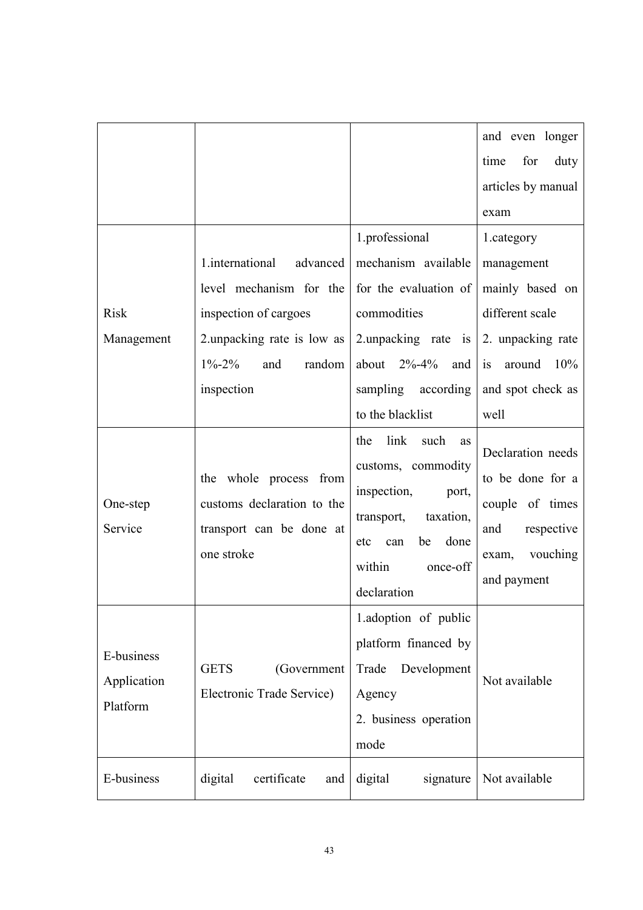| | | | and even longer time for duty articles by manual exam |
|---|---|---|---|
| Risk Management | 1.international advanced level mechanism for the inspection of cargoes<br>2.unpacking rate is low as 1%-2% and random inspection | 1.professional mechanism available for the evaluation of commodities<br>2.unpacking rate is about 2%-4% and sampling according to the blacklist | 1.category management mainly based on different scale<br>2. unpacking rate is around 10% and spot check as well |
| One-step Service | the whole process from customs declaration to the transport can be done at one stroke | the link such as customs, commodity inspection, port, transport, taxation, etc can be done within once-off declaration | Declaration needs to be done for a couple of times and respective exam, vouching and payment |
| E-business Application Platform | GETS (Government Electronic Trade Service) | 1.adoption of public platform financed by Trade Development Agency<br>2. business operation mode | Not available |
| E-business | digital certificate and | digital signature | Not available |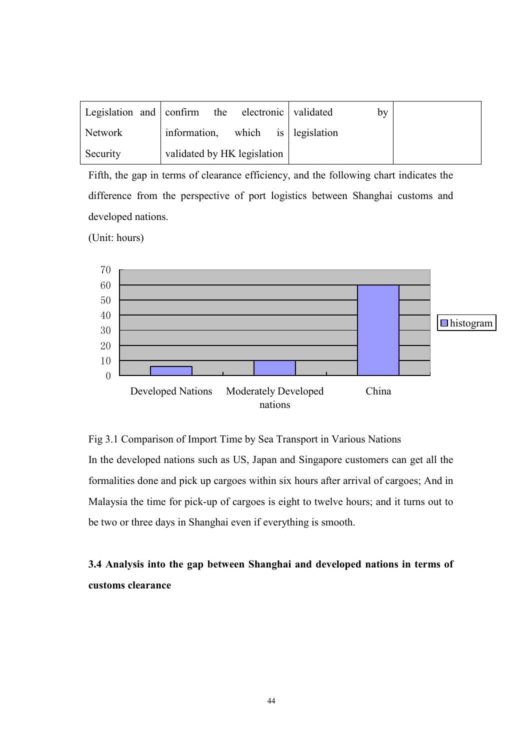| Legislation and Network Security | confirm the electronic information, which is validated by HK legislation | validated by legislation | |
|---|---|---|---|

Fifth, the gap in terms of clearance efficiency, and the following chart indicates the difference from the perspective of port logistics between Shanghai customs and developed nations.

(Unit: hours)

Fig 3.1 Comparison of Import Time by Sea Transport in Various Nations

In the developed nations such as US, Japan and Singapore customers can get all the formalities done and pick up cargoes within six hours after arrival of cargoes; And in Malaysia the time for pick-up of cargoes is eight to twelve hours; and it turns out to be two or three days in Shanghai even if everything is smooth.

**3.4 Analysis into the gap between Shanghai and developed nations in terms of customs clearance**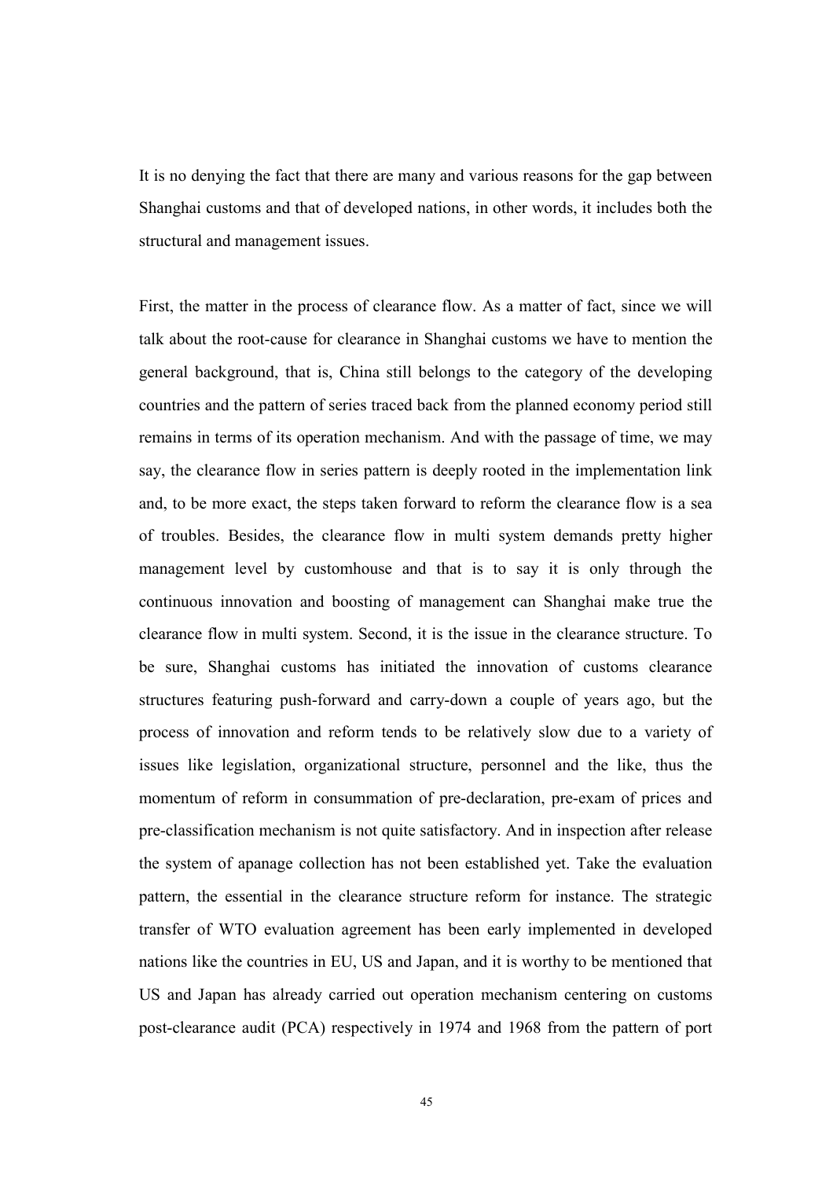It is no denying the fact that there are many and various reasons for the gap between Shanghai customs and that of developed nations, in other words, it includes both the structural and management issues.

First, the matter in the process of clearance flow. As a matter of fact, since we will talk about the root-cause for clearance in Shanghai customs we have to mention the general background, that is, China still belongs to the category of the developing countries and the pattern of series traced back from the planned economy period still remains in terms of its operation mechanism. And with the passage of time, we may say, the clearance flow in series pattern is deeply rooted in the implementation link and, to be more exact, the steps taken forward to reform the clearance flow is a sea of troubles. Besides, the clearance flow in multi system demands pretty higher management level by customhouse and that is to say it is only through the continuous innovation and boosting of management can Shanghai make true the clearance flow in multi system. Second, it is the issue in the clearance structure. To be sure, Shanghai customs has initiated the innovation of customs clearance structures featuring push-forward and carry-down a couple of years ago, but the process of innovation and reform tends to be relatively slow due to a variety of issues like legislation, organizational structure, personnel and the like, thus the momentum of reform in consummation of pre-declaration, pre-exam of prices and pre-classification mechanism is not quite satisfactory. And in inspection after release the system of apanage collection has not been established yet. Take the evaluation pattern, the essential in the clearance structure reform for instance. The strategic transfer of WTO evaluation agreement has been early implemented in developed nations like the countries in EU, US and Japan, and it is worthy to be mentioned that US and Japan has already carried out operation mechanism centering on customs post-clearance audit (PCA) respectively in 1974 and 1968 from the pattern of port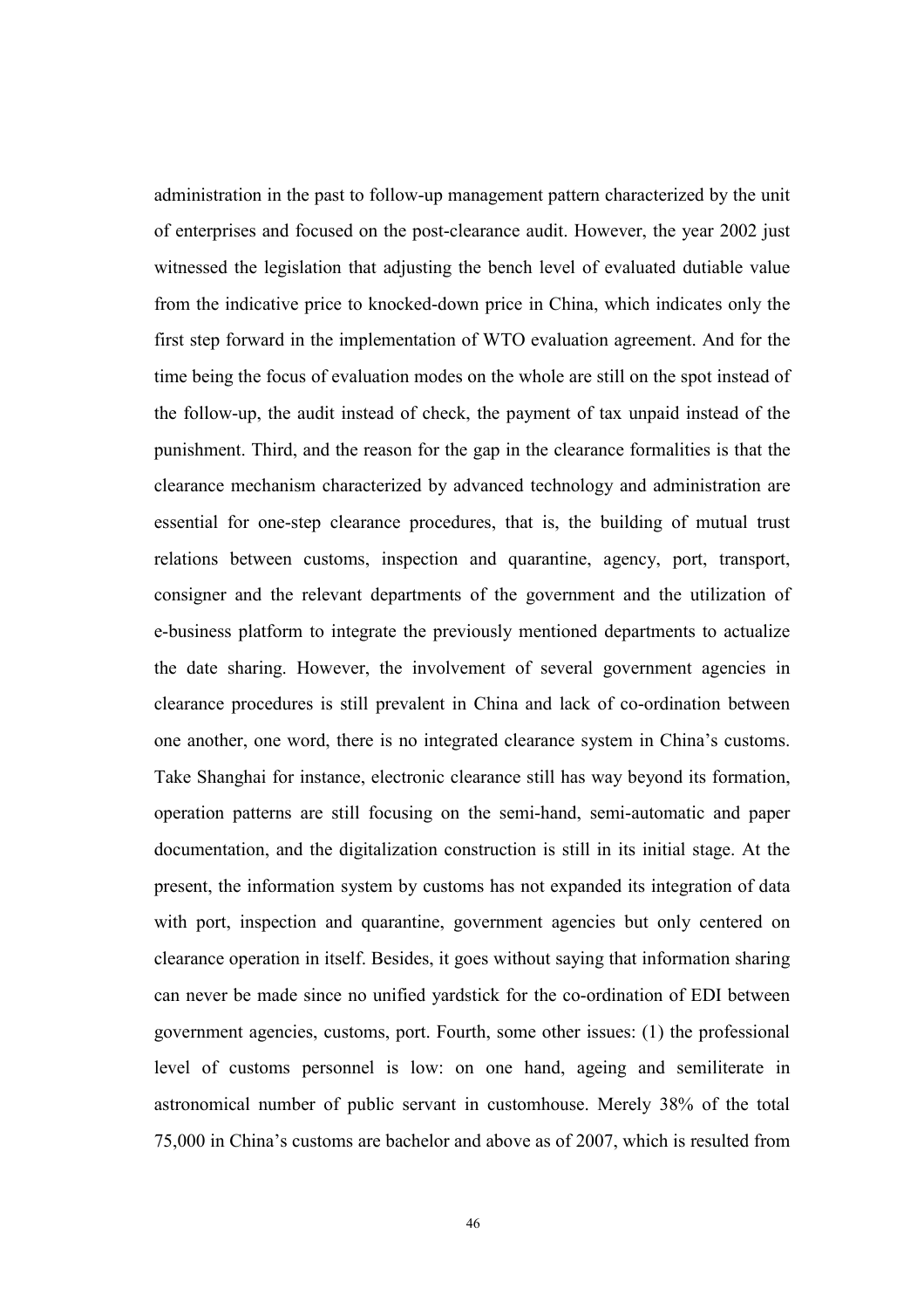administration in the past to follow-up management pattern characterized by the unit of enterprises and focused on the post-clearance audit. However, the year 2002 just witnessed the legislation that adjusting the bench level of evaluated dutiable value from the indicative price to knocked-down price in China, which indicates only the first step forward in the implementation of WTO evaluation agreement. And for the time being the focus of evaluation modes on the whole are still on the spot instead of the follow-up, the audit instead of check, the payment of tax unpaid instead of the punishment. Third, and the reason for the gap in the clearance formalities is that the clearance mechanism characterized by advanced technology and administration are essential for one-step clearance procedures, that is, the building of mutual trust relations between customs, inspection and quarantine, agency, port, transport, consigner and the relevant departments of the government and the utilization of e-business platform to integrate the previously mentioned departments to actualize the date sharing. However, the involvement of several government agencies in clearance procedures is still prevalent in China and lack of co-ordination between one another, one word, there is no integrated clearance system in China's customs. Take Shanghai for instance, electronic clearance still has way beyond its formation, operation patterns are still focusing on the semi-hand, semi-automatic and paper documentation, and the digitalization construction is still in its initial stage. At the present, the information system by customs has not expanded its integration of data with port, inspection and quarantine, government agencies but only centered on clearance operation in itself. Besides, it goes without saying that information sharing can never be made since no unified yardstick for the co-ordination of EDI between government agencies, customs, port. Fourth, some other issues: (1) the professional level of customs personnel is low: on one hand, ageing and semiliterate in astronomical number of public servant in customhouse. Merely 38% of the total 75,000 in China's customs are bachelor and above as of 2007, which is resulted from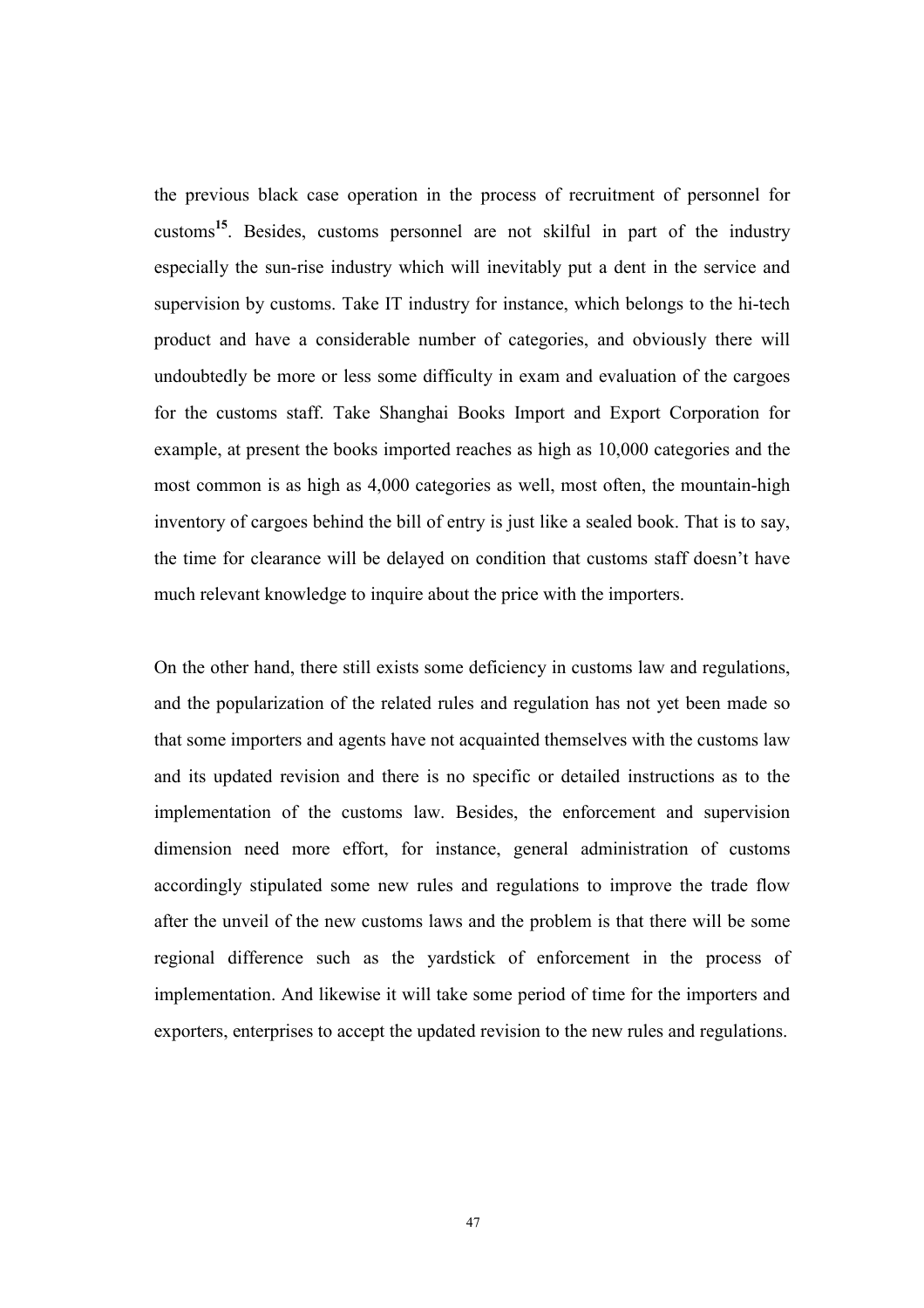the previous black case operation in the process of recruitment of personnel for customs[15]. Besides, customs personnel are not skilful in part of the industry especially the sun-rise industry which will inevitably put a dent in the service and supervision by customs. Take IT industry for instance, which belongs to the hi-tech product and have a considerable number of categories, and obviously there will undoubtedly be more or less some difficulty in exam and evaluation of the cargoes for the customs staff. Take Shanghai Books Import and Export Corporation for example, at present the books imported reaches as high as 10,000 categories and the most common is as high as 4,000 categories as well, most often, the mountain-high inventory of cargoes behind the bill of entry is just like a sealed book. That is to say, the time for clearance will be delayed on condition that customs staff doesn't have much relevant knowledge to inquire about the price with the importers.

On the other hand, there still exists some deficiency in customs law and regulations, and the popularization of the related rules and regulation has not yet been made so that some importers and agents have not acquainted themselves with the customs law and its updated revision and there is no specific or detailed instructions as to the implementation of the customs law. Besides, the enforcement and supervision dimension need more effort, for instance, general administration of customs accordingly stipulated some new rules and regulations to improve the trade flow after the unveil of the new customs laws and the problem is that there will be some regional difference such as the yardstick of enforcement in the process of implementation. And likewise it will take some period of time for the importers and exporters, enterprises to accept the updated revision to the new rules and regulations.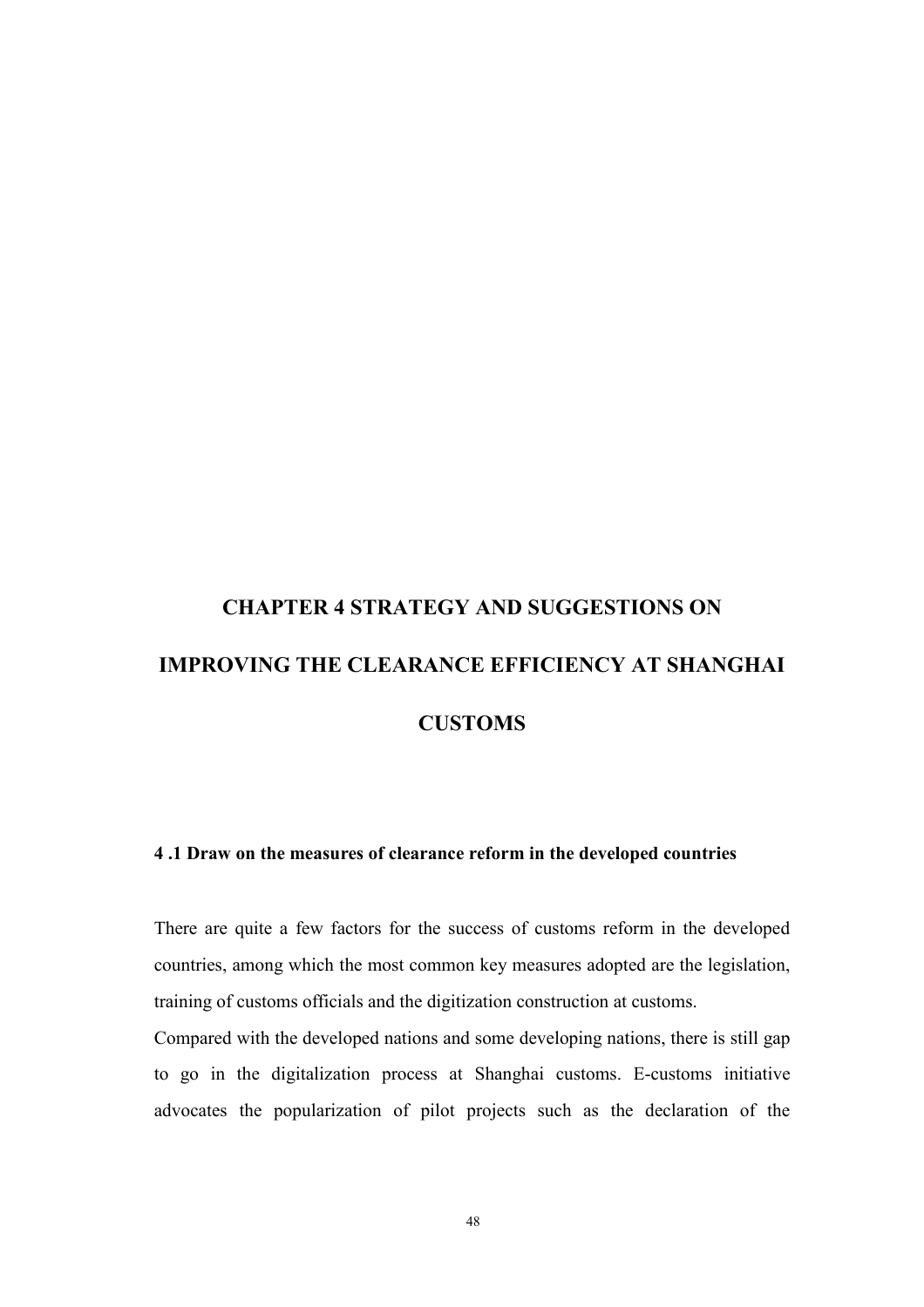# CHAPTER 4 STRATEGY AND SUGGESTIONS ON IMPROVING THE CLEARANCE EFFICIENCY AT SHANGHAI CUSTOMS

## 4 .1 Draw on the measures of clearance reform in the developed countries

There are quite a few factors for the success of customs reform in the developed countries, among which the most common key measures adopted are the legislation, training of customs officials and the digitization construction at customs.

Compared with the developed nations and some developing nations, there is still gap to go in the digitalization process at Shanghai customs. E-customs initiative advocates the popularization of pilot projects such as the declaration of the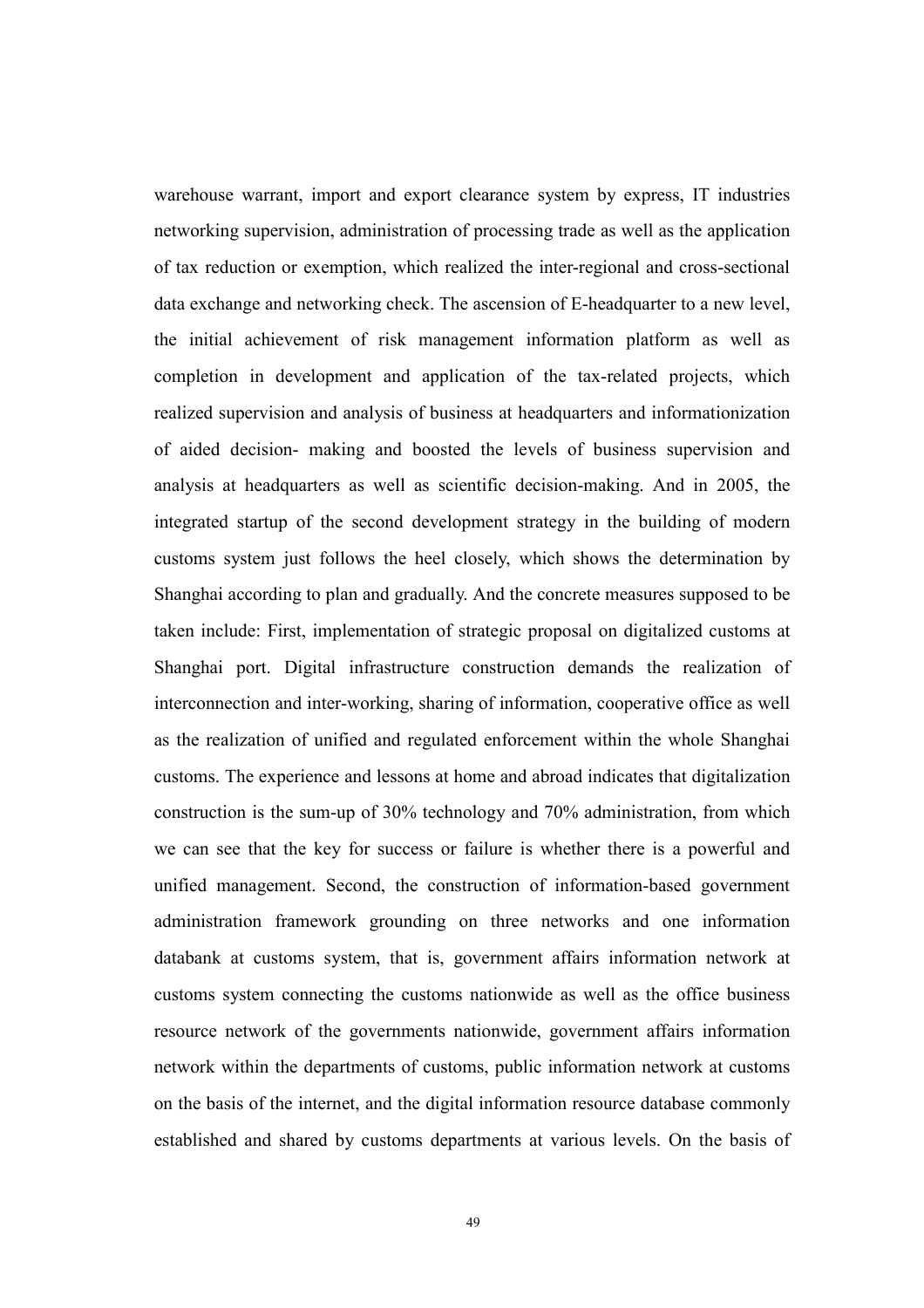warehouse warrant, import and export clearance system by express, IT industries networking supervision, administration of processing trade as well as the application of tax reduction or exemption, which realized the inter-regional and cross-sectional data exchange and networking check. The ascension of E-headquarter to a new level, the initial achievement of risk management information platform as well as completion in development and application of the tax-related projects, which realized supervision and analysis of business at headquarters and informationization of aided decision- making and boosted the levels of business supervision and analysis at headquarters as well as scientific decision-making. And in 2005, the integrated startup of the second development strategy in the building of modern customs system just follows the heel closely, which shows the determination by Shanghai according to plan and gradually. And the concrete measures supposed to be taken include: First, implementation of strategic proposal on digitalized customs at Shanghai port. Digital infrastructure construction demands the realization of interconnection and inter-working, sharing of information, cooperative office as well as the realization of unified and regulated enforcement within the whole Shanghai customs. The experience and lessons at home and abroad indicates that digitalization construction is the sum-up of 30% technology and 70% administration, from which we can see that the key for success or failure is whether there is a powerful and unified management. Second, the construction of information-based government administration framework grounding on three networks and one information databank at customs system, that is, government affairs information network at customs system connecting the customs nationwide as well as the office business resource network of the governments nationwide, government affairs information network within the departments of customs, public information network at customs on the basis of the internet, and the digital information resource database commonly established and shared by customs departments at various levels. On the basis of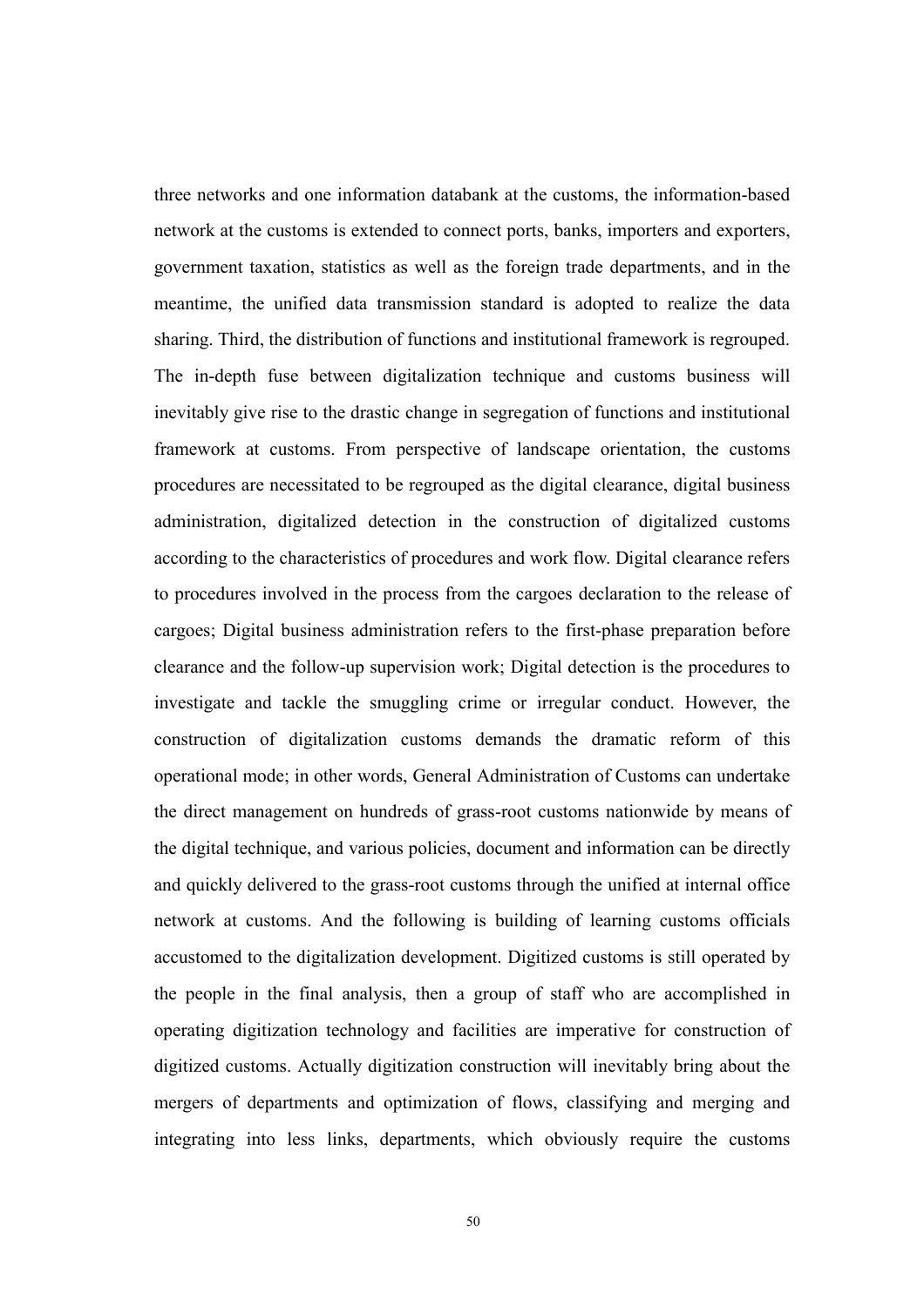three networks and one information databank at the customs, the information-based network at the customs is extended to connect ports, banks, importers and exporters, government taxation, statistics as well as the foreign trade departments, and in the meantime, the unified data transmission standard is adopted to realize the data sharing. Third, the distribution of functions and institutional framework is regrouped. The in-depth fuse between digitalization technique and customs business will inevitably give rise to the drastic change in segregation of functions and institutional framework at customs. From perspective of landscape orientation, the customs procedures are necessitated to be regrouped as the digital clearance, digital business administration, digitalized detection in the construction of digitalized customs according to the characteristics of procedures and work flow. Digital clearance refers to procedures involved in the process from the cargoes declaration to the release of cargoes; Digital business administration refers to the first-phase preparation before clearance and the follow-up supervision work; Digital detection is the procedures to investigate and tackle the smuggling crime or irregular conduct. However, the construction of digitalization customs demands the dramatic reform of this operational mode; in other words, General Administration of Customs can undertake the direct management on hundreds of grass-root customs nationwide by means of the digital technique, and various policies, document and information can be directly and quickly delivered to the grass-root customs through the unified at internal office network at customs. And the following is building of learning customs officials accustomed to the digitalization development. Digitized customs is still operated by the people in the final analysis, then a group of staff who are accomplished in operating digitization technology and facilities are imperative for construction of digitized customs. Actually digitization construction will inevitably bring about the mergers of departments and optimization of flows, classifying and merging and integrating into less links, departments, which obviously require the customs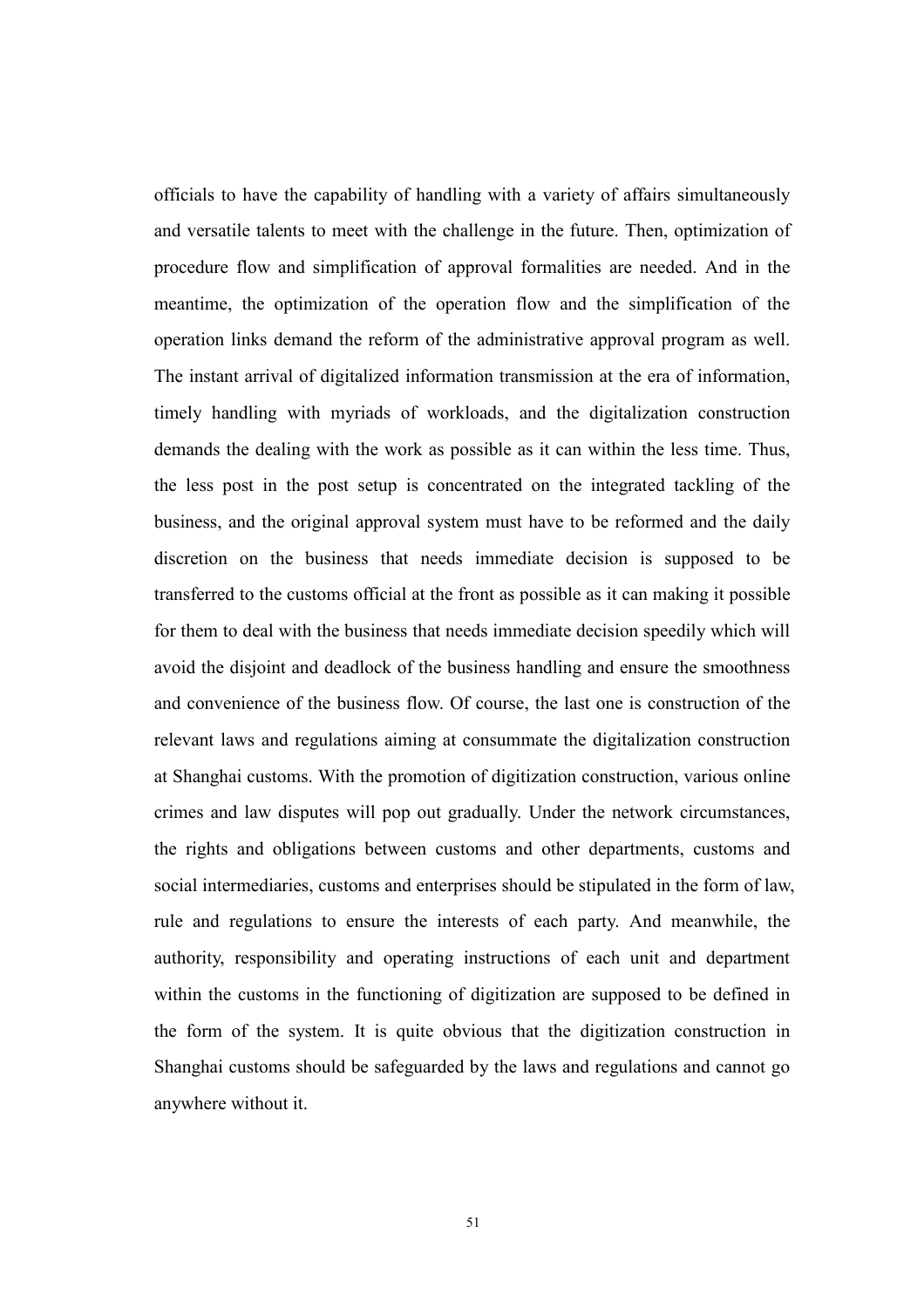officials to have the capability of handling with a variety of affairs simultaneously and versatile talents to meet with the challenge in the future. Then, optimization of procedure flow and simplification of approval formalities are needed. And in the meantime, the optimization of the operation flow and the simplification of the operation links demand the reform of the administrative approval program as well. The instant arrival of digitalized information transmission at the era of information, timely handling with myriads of workloads, and the digitalization construction demands the dealing with the work as possible as it can within the less time. Thus, the less post in the post setup is concentrated on the integrated tackling of the business, and the original approval system must have to be reformed and the daily discretion on the business that needs immediate decision is supposed to be transferred to the customs official at the front as possible as it can making it possible for them to deal with the business that needs immediate decision speedily which will avoid the disjoint and deadlock of the business handling and ensure the smoothness and convenience of the business flow. Of course, the last one is construction of the relevant laws and regulations aiming at consummate the digitalization construction at Shanghai customs. With the promotion of digitization construction, various online crimes and law disputes will pop out gradually. Under the network circumstances, the rights and obligations between customs and other departments, customs and social intermediaries, customs and enterprises should be stipulated in the form of law, rule and regulations to ensure the interests of each party. And meanwhile, the authority, responsibility and operating instructions of each unit and department within the customs in the functioning of digitization are supposed to be defined in the form of the system. It is quite obvious that the digitization construction in Shanghai customs should be safeguarded by the laws and regulations and cannot go anywhere without it.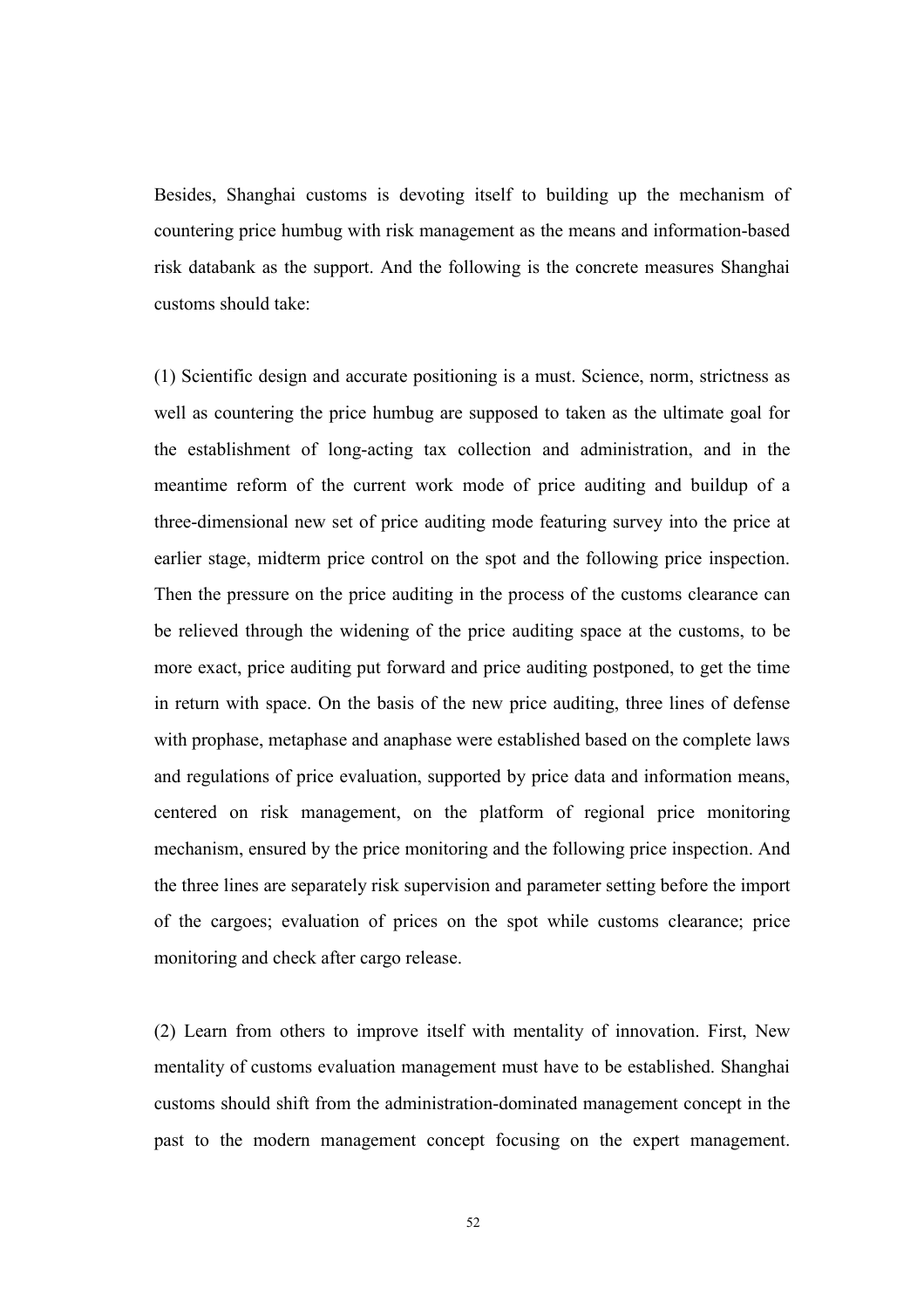Besides, Shanghai customs is devoting itself to building up the mechanism of countering price humbug with risk management as the means and information-based risk databank as the support. And the following is the concrete measures Shanghai customs should take:

(1) Scientific design and accurate positioning is a must. Science, norm, strictness as well as countering the price humbug are supposed to taken as the ultimate goal for the establishment of long-acting tax collection and administration, and in the meantime reform of the current work mode of price auditing and buildup of a three-dimensional new set of price auditing mode featuring survey into the price at earlier stage, midterm price control on the spot and the following price inspection. Then the pressure on the price auditing in the process of the customs clearance can be relieved through the widening of the price auditing space at the customs, to be more exact, price auditing put forward and price auditing postponed, to get the time in return with space. On the basis of the new price auditing, three lines of defense with prophase, metaphase and anaphase were established based on the complete laws and regulations of price evaluation, supported by price data and information means, centered on risk management, on the platform of regional price monitoring mechanism, ensured by the price monitoring and the following price inspection. And the three lines are separately risk supervision and parameter setting before the import of the cargoes; evaluation of prices on the spot while customs clearance; price monitoring and check after cargo release.

(2) Learn from others to improve itself with mentality of innovation. First, New mentality of customs evaluation management must have to be established. Shanghai customs should shift from the administration-dominated management concept in the past to the modern management concept focusing on the expert management.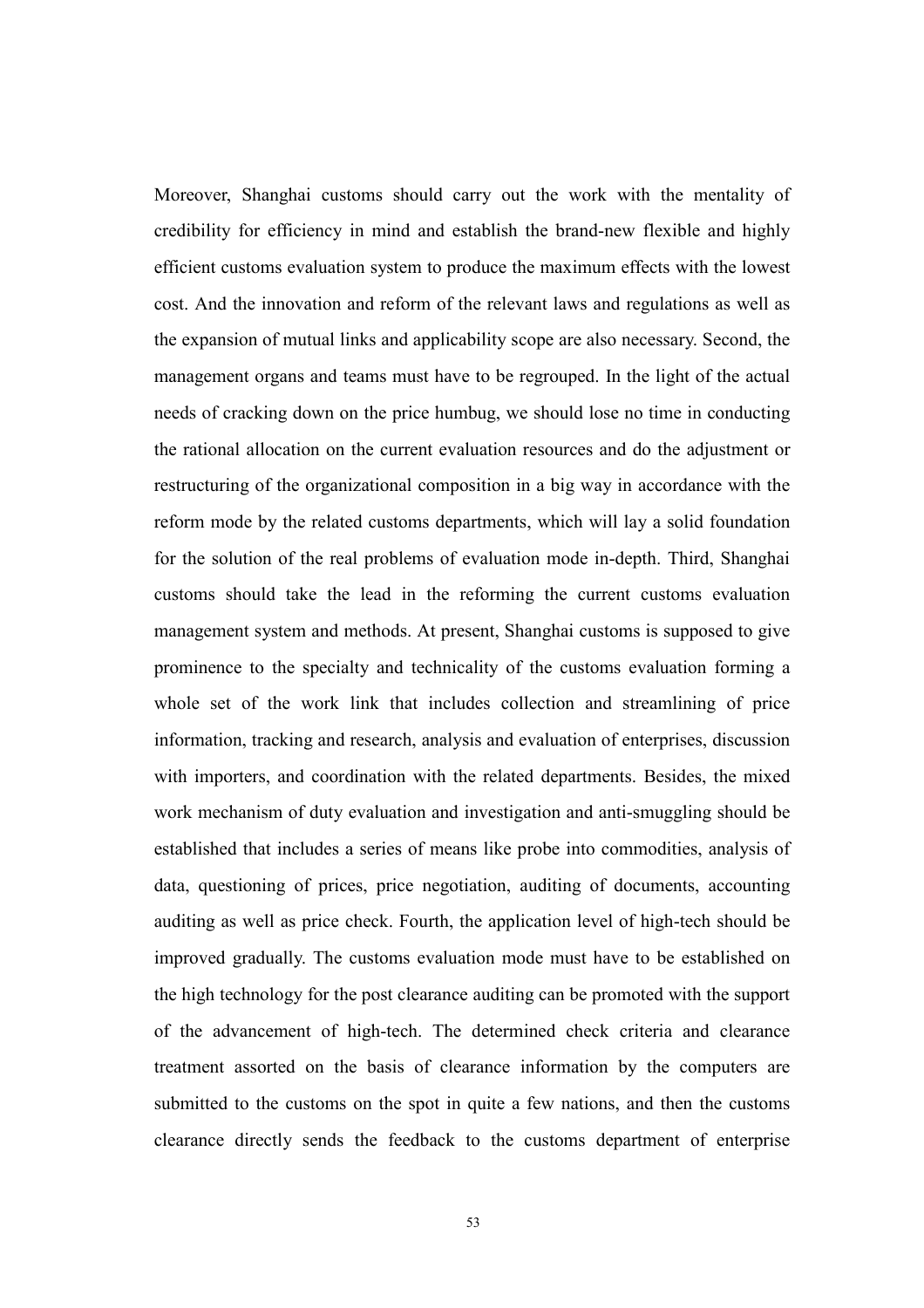Moreover, Shanghai customs should carry out the work with the mentality of credibility for efficiency in mind and establish the brand-new flexible and highly efficient customs evaluation system to produce the maximum effects with the lowest cost. And the innovation and reform of the relevant laws and regulations as well as the expansion of mutual links and applicability scope are also necessary. Second, the management organs and teams must have to be regrouped. In the light of the actual needs of cracking down on the price humbug, we should lose no time in conducting the rational allocation on the current evaluation resources and do the adjustment or restructuring of the organizational composition in a big way in accordance with the reform mode by the related customs departments, which will lay a solid foundation for the solution of the real problems of evaluation mode in-depth. Third, Shanghai customs should take the lead in the reforming the current customs evaluation management system and methods. At present, Shanghai customs is supposed to give prominence to the specialty and technicality of the customs evaluation forming a whole set of the work link that includes collection and streamlining of price information, tracking and research, analysis and evaluation of enterprises, discussion with importers, and coordination with the related departments. Besides, the mixed work mechanism of duty evaluation and investigation and anti-smuggling should be established that includes a series of means like probe into commodities, analysis of data, questioning of prices, price negotiation, auditing of documents, accounting auditing as well as price check. Fourth, the application level of high-tech should be improved gradually. The customs evaluation mode must have to be established on the high technology for the post clearance auditing can be promoted with the support of the advancement of high-tech. The determined check criteria and clearance treatment assorted on the basis of clearance information by the computers are submitted to the customs on the spot in quite a few nations, and then the customs clearance directly sends the feedback to the customs department of enterprise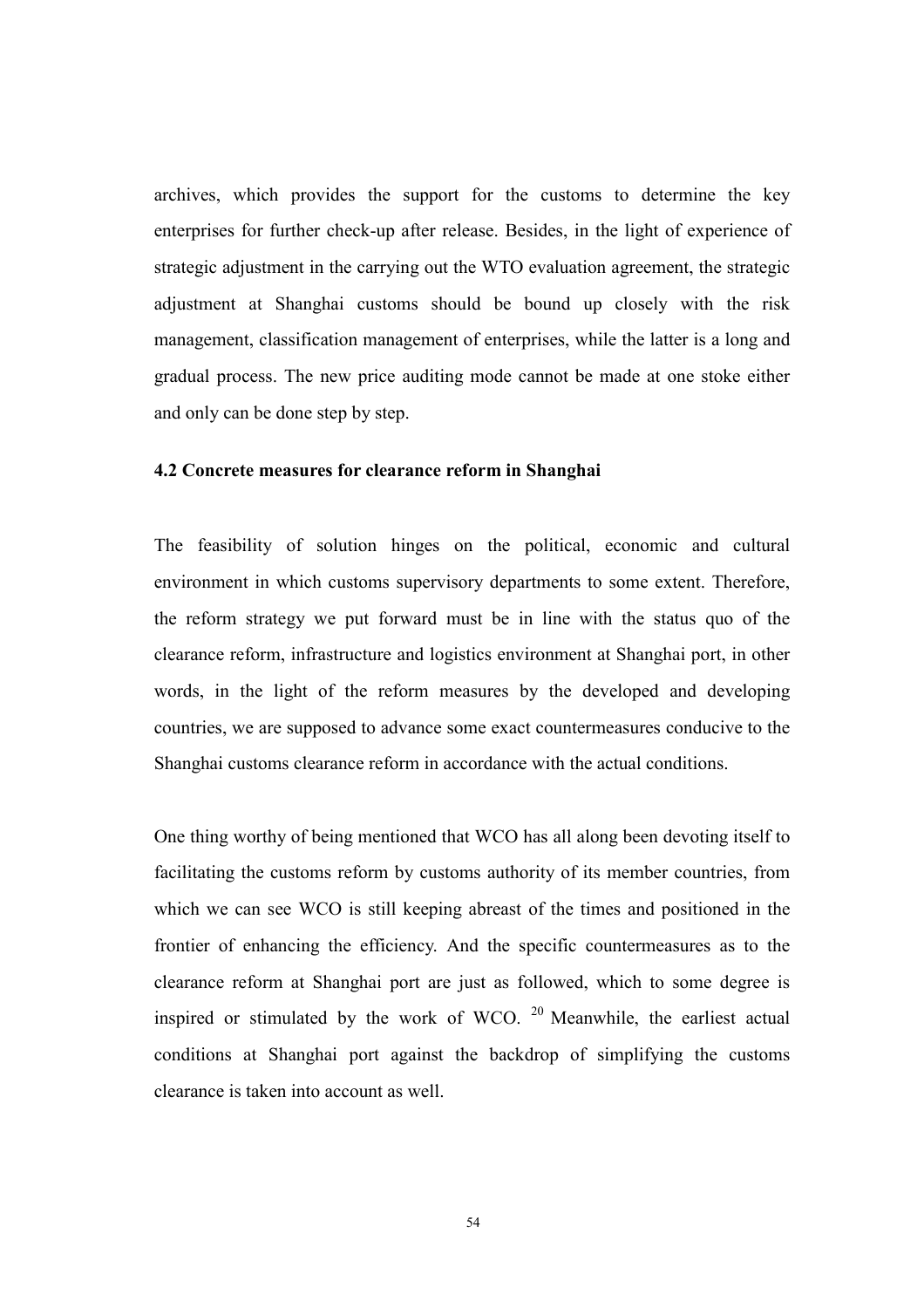archives, which provides the support for the customs to determine the key enterprises for further check-up after release. Besides, in the light of experience of strategic adjustment in the carrying out the WTO evaluation agreement, the strategic adjustment at Shanghai customs should be bound up closely with the risk management, classification management of enterprises, while the latter is a long and gradual process. The new price auditing mode cannot be made at one stoke either and only can be done step by step.

### 4.2 Concrete measures for clearance reform in Shanghai

The feasibility of solution hinges on the political, economic and cultural environment in which customs supervisory departments to some extent. Therefore, the reform strategy we put forward must be in line with the status quo of the clearance reform, infrastructure and logistics environment at Shanghai port, in other words, in the light of the reform measures by the developed and developing countries, we are supposed to advance some exact countermeasures conducive to the Shanghai customs clearance reform in accordance with the actual conditions.

One thing worthy of being mentioned that WCO has all along been devoting itself to facilitating the customs reform by customs authority of its member countries, from which we can see WCO is still keeping abreast of the times and positioned in the frontier of enhancing the efficiency. And the specific countermeasures as to the clearance reform at Shanghai port are just as followed, which to some degree is inspired or stimulated by the work of WCO. [20] Meanwhile, the earliest actual conditions at Shanghai port against the backdrop of simplifying the customs clearance is taken into account as well.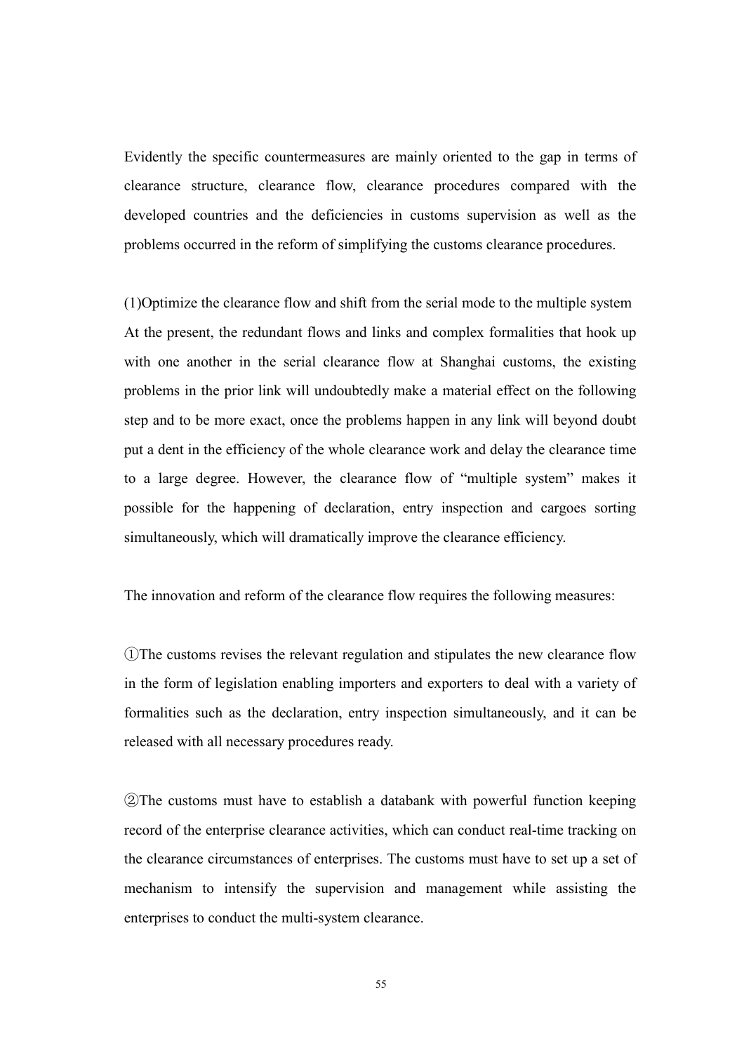Evidently the specific countermeasures are mainly oriented to the gap in terms of clearance structure, clearance flow, clearance procedures compared with the developed countries and the deficiencies in customs supervision as well as the problems occurred in the reform of simplifying the customs clearance procedures.

(1)Optimize the clearance flow and shift from the serial mode to the multiple system
At the present, the redundant flows and links and complex formalities that hook up with one another in the serial clearance flow at Shanghai customs, the existing problems in the prior link will undoubtedly make a material effect on the following step and to be more exact, once the problems happen in any link will beyond doubt put a dent in the efficiency of the whole clearance work and delay the clearance time to a large degree. However, the clearance flow of "multiple system" makes it possible for the happening of declaration, entry inspection and cargoes sorting simultaneously, which will dramatically improve the clearance efficiency.

The innovation and reform of the clearance flow requires the following measures:

①The customs revises the relevant regulation and stipulates the new clearance flow in the form of legislation enabling importers and exporters to deal with a variety of formalities such as the declaration, entry inspection simultaneously, and it can be released with all necessary procedures ready.

②The customs must have to establish a databank with powerful function keeping record of the enterprise clearance activities, which can conduct real-time tracking on the clearance circumstances of enterprises. The customs must have to set up a set of mechanism to intensify the supervision and management while assisting the enterprises to conduct the multi-system clearance.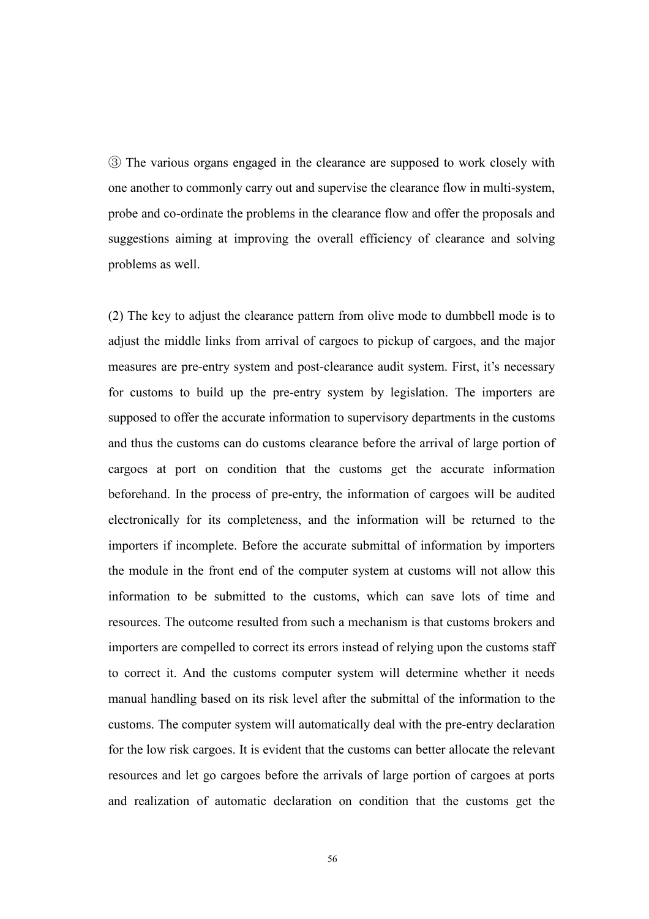③ The various organs engaged in the clearance are supposed to work closely with one another to commonly carry out and supervise the clearance flow in multi-system, probe and co-ordinate the problems in the clearance flow and offer the proposals and suggestions aiming at improving the overall efficiency of clearance and solving problems as well.

(2) The key to adjust the clearance pattern from olive mode to dumbbell mode is to adjust the middle links from arrival of cargoes to pickup of cargoes, and the major measures are pre-entry system and post-clearance audit system. First, it's necessary for customs to build up the pre-entry system by legislation. The importers are supposed to offer the accurate information to supervisory departments in the customs and thus the customs can do customs clearance before the arrival of large portion of cargoes at port on condition that the customs get the accurate information beforehand. In the process of pre-entry, the information of cargoes will be audited electronically for its completeness, and the information will be returned to the importers if incomplete. Before the accurate submittal of information by importers the module in the front end of the computer system at customs will not allow this information to be submitted to the customs, which can save lots of time and resources. The outcome resulted from such a mechanism is that customs brokers and importers are compelled to correct its errors instead of relying upon the customs staff to correct it. And the customs computer system will determine whether it needs manual handling based on its risk level after the submittal of the information to the customs. The computer system will automatically deal with the pre-entry declaration for the low risk cargoes. It is evident that the customs can better allocate the relevant resources and let go cargoes before the arrivals of large portion of cargoes at ports and realization of automatic declaration on condition that the customs get the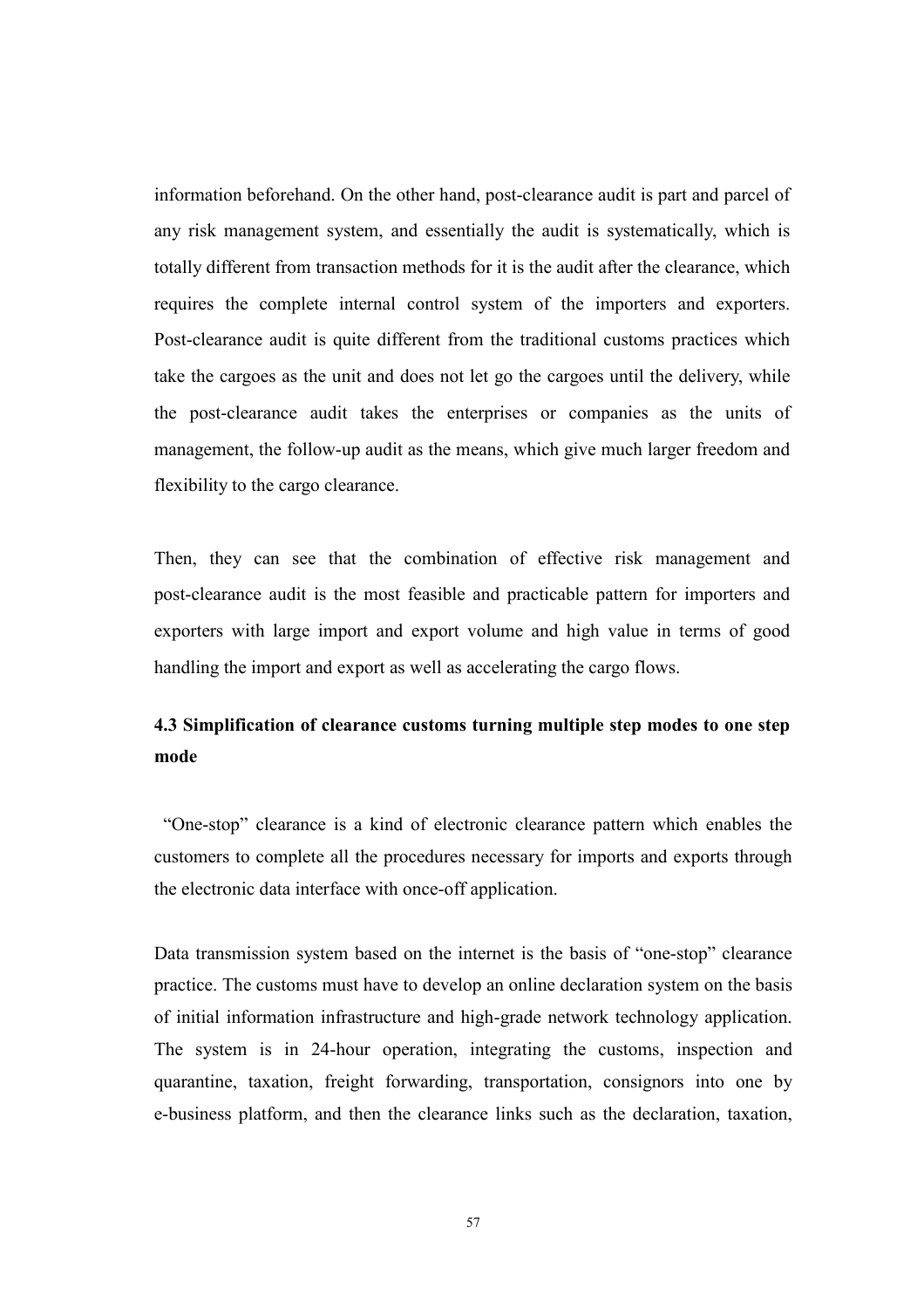information beforehand. On the other hand, post-clearance audit is part and parcel of any risk management system, and essentially the audit is systematically, which is totally different from transaction methods for it is the audit after the clearance, which requires the complete internal control system of the importers and exporters. Post-clearance audit is quite different from the traditional customs practices which take the cargoes as the unit and does not let go the cargoes until the delivery, while the post-clearance audit takes the enterprises or companies as the units of management, the follow-up audit as the means, which give much larger freedom and flexibility to the cargo clearance.

Then, they can see that the combination of effective risk management and post-clearance audit is the most feasible and practicable pattern for importers and exporters with large import and export volume and high value in terms of good handling the import and export as well as accelerating the cargo flows.

### 4.3 Simplification of clearance customs turning multiple step modes to one step mode

"One-stop" clearance is a kind of electronic clearance pattern which enables the customers to complete all the procedures necessary for imports and exports through the electronic data interface with once-off application.

Data transmission system based on the internet is the basis of "one-stop" clearance practice. The customs must have to develop an online declaration system on the basis of initial information infrastructure and high-grade network technology application. The system is in 24-hour operation, integrating the customs, inspection and quarantine, taxation, freight forwarding, transportation, consignors into one by e-business platform, and then the clearance links such as the declaration, taxation,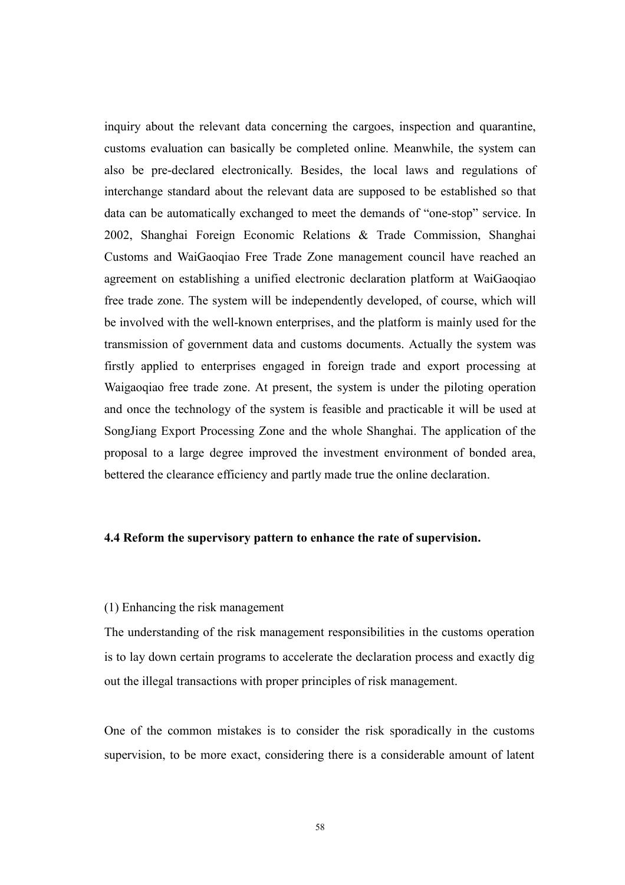inquiry about the relevant data concerning the cargoes, inspection and quarantine, customs evaluation can basically be completed online. Meanwhile, the system can also be pre-declared electronically. Besides, the local laws and regulations of interchange standard about the relevant data are supposed to be established so that data can be automatically exchanged to meet the demands of "one-stop" service. In 2002, Shanghai Foreign Economic Relations & Trade Commission, Shanghai Customs and WaiGaoqiao Free Trade Zone management council have reached an agreement on establishing a unified electronic declaration platform at WaiGaoqiao free trade zone. The system will be independently developed, of course, which will be involved with the well-known enterprises, and the platform is mainly used for the transmission of government data and customs documents. Actually the system was firstly applied to enterprises engaged in foreign trade and export processing at Waigaoqiao free trade zone. At present, the system is under the piloting operation and once the technology of the system is feasible and practicable it will be used at SongJiang Export Processing Zone and the whole Shanghai. The application of the proposal to a large degree improved the investment environment of bonded area, bettered the clearance efficiency and partly made true the online declaration.

### 4.4 Reform the supervisory pattern to enhance the rate of supervision.

(1) Enhancing the risk management

The understanding of the risk management responsibilities in the customs operation is to lay down certain programs to accelerate the declaration process and exactly dig out the illegal transactions with proper principles of risk management.

One of the common mistakes is to consider the risk sporadically in the customs supervision, to be more exact, considering there is a considerable amount of latent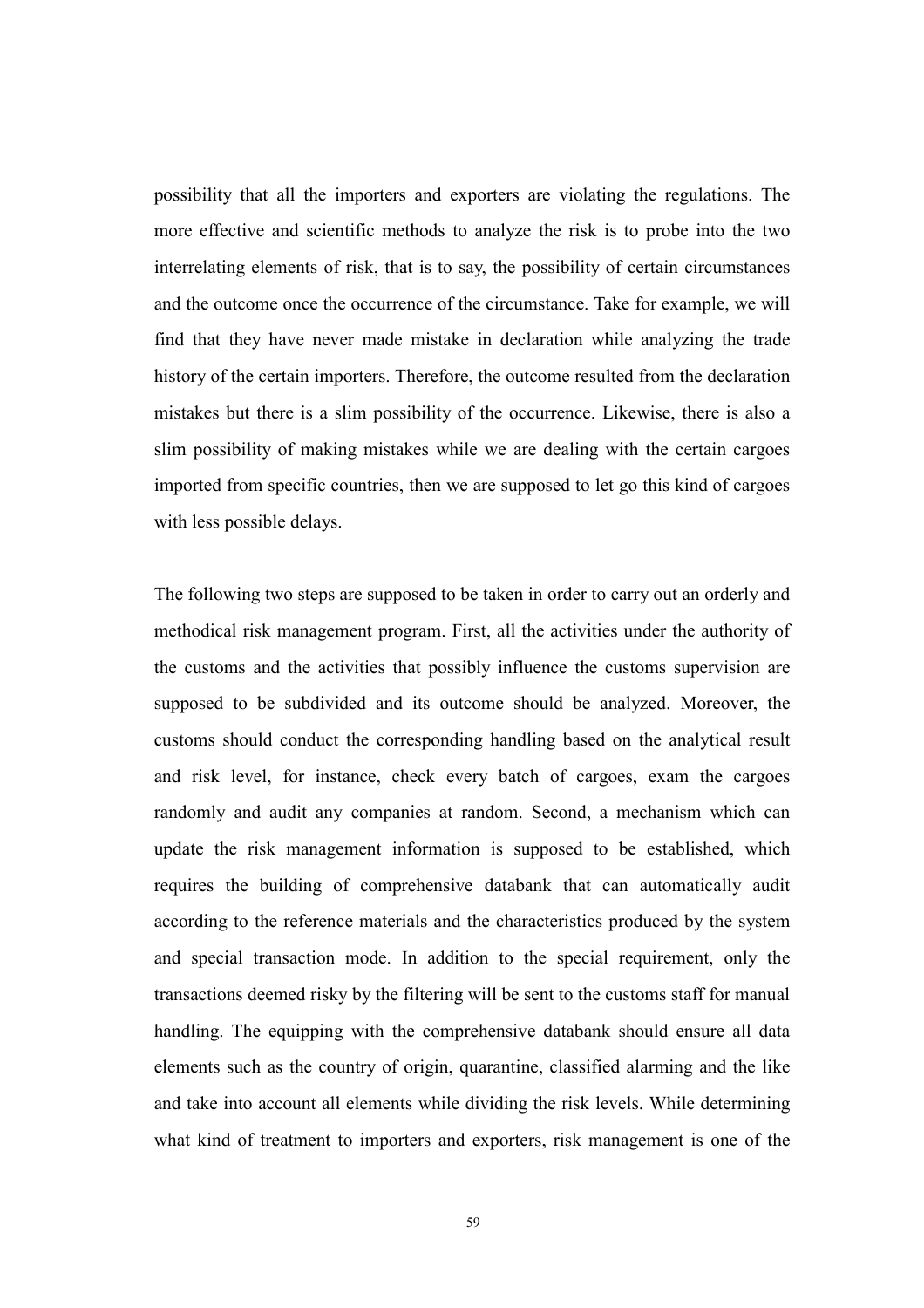possibility that all the importers and exporters are violating the regulations. The more effective and scientific methods to analyze the risk is to probe into the two interrelating elements of risk, that is to say, the possibility of certain circumstances and the outcome once the occurrence of the circumstance. Take for example, we will find that they have never made mistake in declaration while analyzing the trade history of the certain importers. Therefore, the outcome resulted from the declaration mistakes but there is a slim possibility of the occurrence. Likewise, there is also a slim possibility of making mistakes while we are dealing with the certain cargoes imported from specific countries, then we are supposed to let go this kind of cargoes with less possible delays.

The following two steps are supposed to be taken in order to carry out an orderly and methodical risk management program. First, all the activities under the authority of the customs and the activities that possibly influence the customs supervision are supposed to be subdivided and its outcome should be analyzed. Moreover, the customs should conduct the corresponding handling based on the analytical result and risk level, for instance, check every batch of cargoes, exam the cargoes randomly and audit any companies at random. Second, a mechanism which can update the risk management information is supposed to be established, which requires the building of comprehensive databank that can automatically audit according to the reference materials and the characteristics produced by the system and special transaction mode. In addition to the special requirement, only the transactions deemed risky by the filtering will be sent to the customs staff for manual handling. The equipping with the comprehensive databank should ensure all data elements such as the country of origin, quarantine, classified alarming and the like and take into account all elements while dividing the risk levels. While determining what kind of treatment to importers and exporters, risk management is one of the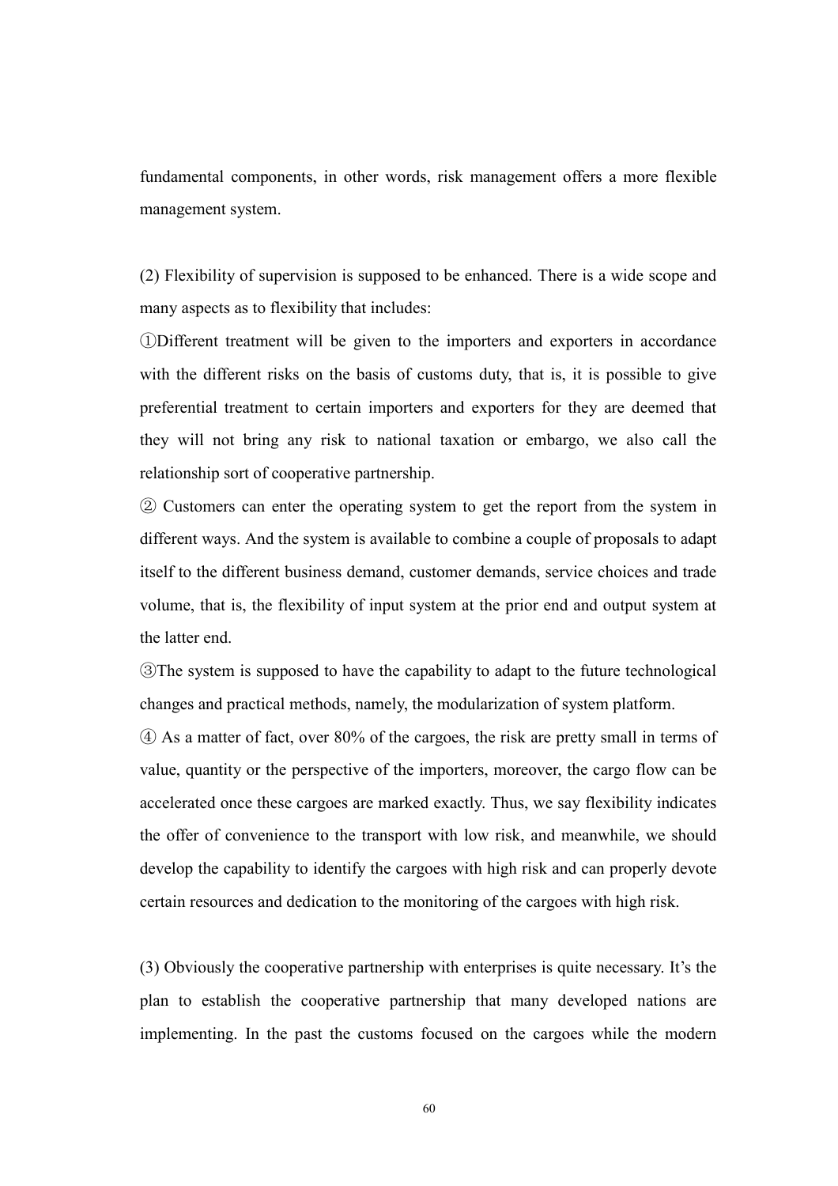fundamental components, in other words, risk management offers a more flexible management system.

(2) Flexibility of supervision is supposed to be enhanced. There is a wide scope and many aspects as to flexibility that includes:

①Different treatment will be given to the importers and exporters in accordance with the different risks on the basis of customs duty, that is, it is possible to give preferential treatment to certain importers and exporters for they are deemed that they will not bring any risk to national taxation or embargo, we also call the relationship sort of cooperative partnership.

② Customers can enter the operating system to get the report from the system in different ways. And the system is available to combine a couple of proposals to adapt itself to the different business demand, customer demands, service choices and trade volume, that is, the flexibility of input system at the prior end and output system at the latter end.

③The system is supposed to have the capability to adapt to the future technological changes and practical methods, namely, the modularization of system platform.

④ As a matter of fact, over 80% of the cargoes, the risk are pretty small in terms of value, quantity or the perspective of the importers, moreover, the cargo flow can be accelerated once these cargoes are marked exactly. Thus, we say flexibility indicates the offer of convenience to the transport with low risk, and meanwhile, we should develop the capability to identify the cargoes with high risk and can properly devote certain resources and dedication to the monitoring of the cargoes with high risk.

(3) Obviously the cooperative partnership with enterprises is quite necessary. It's the plan to establish the cooperative partnership that many developed nations are implementing. In the past the customs focused on the cargoes while the modern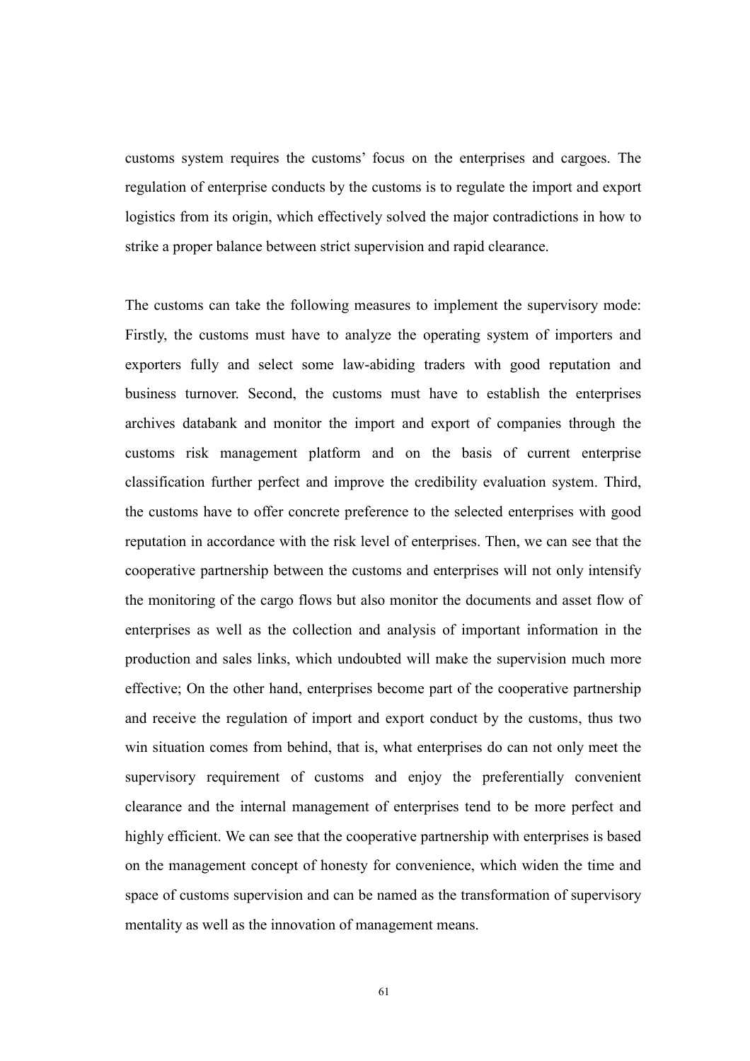customs system requires the customs' focus on the enterprises and cargoes. The regulation of enterprise conducts by the customs is to regulate the import and export logistics from its origin, which effectively solved the major contradictions in how to strike a proper balance between strict supervision and rapid clearance.

The customs can take the following measures to implement the supervisory mode: Firstly, the customs must have to analyze the operating system of importers and exporters fully and select some law-abiding traders with good reputation and business turnover. Second, the customs must have to establish the enterprises archives databank and monitor the import and export of companies through the customs risk management platform and on the basis of current enterprise classification further perfect and improve the credibility evaluation system. Third, the customs have to offer concrete preference to the selected enterprises with good reputation in accordance with the risk level of enterprises. Then, we can see that the cooperative partnership between the customs and enterprises will not only intensify the monitoring of the cargo flows but also monitor the documents and asset flow of enterprises as well as the collection and analysis of important information in the production and sales links, which undoubted will make the supervision much more effective; On the other hand, enterprises become part of the cooperative partnership and receive the regulation of import and export conduct by the customs, thus two win situation comes from behind, that is, what enterprises do can not only meet the supervisory requirement of customs and enjoy the preferentially convenient clearance and the internal management of enterprises tend to be more perfect and highly efficient. We can see that the cooperative partnership with enterprises is based on the management concept of honesty for convenience, which widen the time and space of customs supervision and can be named as the transformation of supervisory mentality as well as the innovation of management means.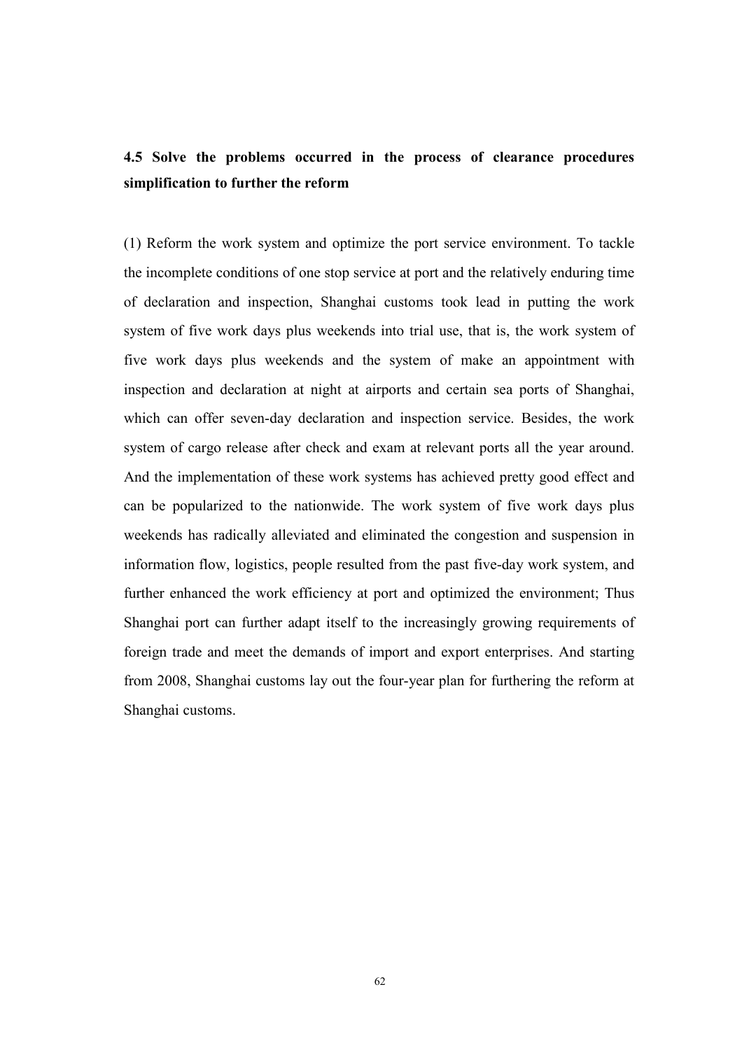### 4.5 Solve the problems occurred in the process of clearance procedures simplification to further the reform

(1) Reform the work system and optimize the port service environment. To tackle the incomplete conditions of one stop service at port and the relatively enduring time of declaration and inspection, Shanghai customs took lead in putting the work system of five work days plus weekends into trial use, that is, the work system of five work days plus weekends and the system of make an appointment with inspection and declaration at night at airports and certain sea ports of Shanghai, which can offer seven-day declaration and inspection service. Besides, the work system of cargo release after check and exam at relevant ports all the year around. And the implementation of these work systems has achieved pretty good effect and can be popularized to the nationwide. The work system of five work days plus weekends has radically alleviated and eliminated the congestion and suspension in information flow, logistics, people resulted from the past five-day work system, and further enhanced the work efficiency at port and optimized the environment; Thus Shanghai port can further adapt itself to the increasingly growing requirements of foreign trade and meet the demands of import and export enterprises. And starting from 2008, Shanghai customs lay out the four-year plan for furthering the reform at Shanghai customs.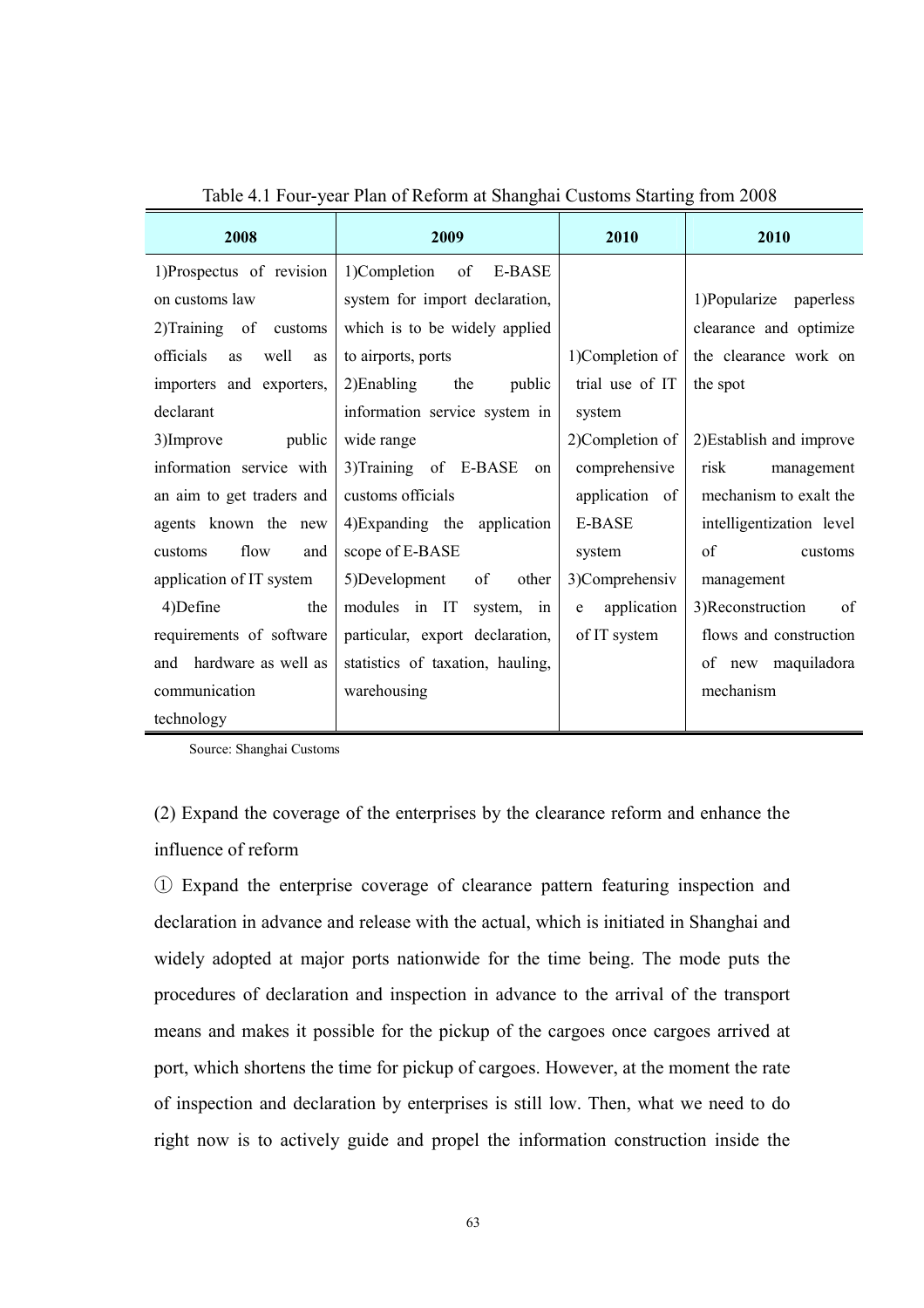Table 4.1 Four-year Plan of Reform at Shanghai Customs Starting from 2008

| 2008 | 2009 | 2010 | 2010 |
|---|---|---|---|
| 1)Prospectus of revision on customs law<br>2)Training of customs officials as well as importers and exporters, declarant<br>3)Improve public information service with an aim to get traders and agents known the new customs flow and application of IT system<br>4)Define the requirements of software and hardware as well as communication technology | 1)Completion of E-BASE system for import declaration, which is to be widely applied to airports, ports<br>2)Enabling the public information service system in wide range<br>3)Training of E-BASE on customs officials<br>4)Expanding the application scope of E-BASE<br>5)Development of other modules in IT system, in particular, export declaration, statistics of taxation, hauling, warehousing | 1)Completion of trial use of IT system<br>2)Completion of comprehensive application of E-BASE system<br>3)Comprehensive application of IT system | 1)Popularize paperless clearance and optimize the clearance work on the spot<br>2)Establish and improve risk management mechanism to exalt the intelligentization level of customs management<br>3)Reconstruction of flows and construction of new maquiladora mechanism |

Source: Shanghai Customs

(2) Expand the coverage of the enterprises by the clearance reform and enhance the influence of reform

① Expand the enterprise coverage of clearance pattern featuring inspection and declaration in advance and release with the actual, which is initiated in Shanghai and widely adopted at major ports nationwide for the time being. The mode puts the procedures of declaration and inspection in advance to the arrival of the transport means and makes it possible for the pickup of the cargoes once cargoes arrived at port, which shortens the time for pickup of cargoes. However, at the moment the rate of inspection and declaration by enterprises is still low. Then, what we need to do right now is to actively guide and propel the information construction inside the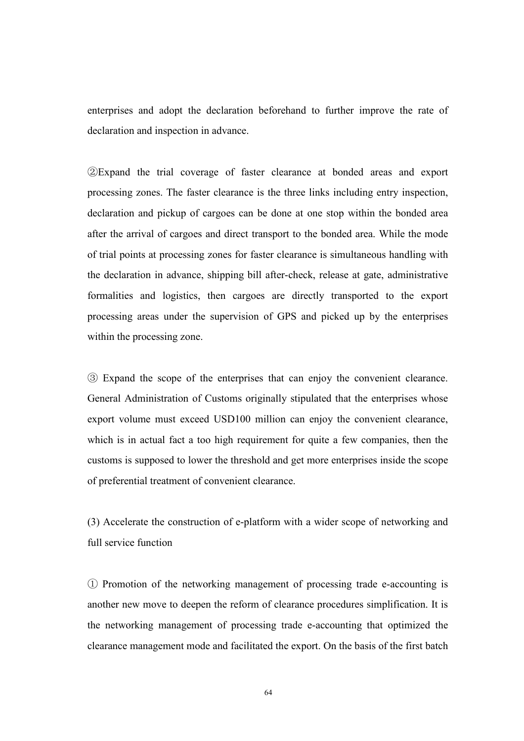enterprises and adopt the declaration beforehand to further improve the rate of declaration and inspection in advance.

②Expand the trial coverage of faster clearance at bonded areas and export processing zones. The faster clearance is the three links including entry inspection, declaration and pickup of cargoes can be done at one stop within the bonded area after the arrival of cargoes and direct transport to the bonded area. While the mode of trial points at processing zones for faster clearance is simultaneous handling with the declaration in advance, shipping bill after-check, release at gate, administrative formalities and logistics, then cargoes are directly transported to the export processing areas under the supervision of GPS and picked up by the enterprises within the processing zone.

③ Expand the scope of the enterprises that can enjoy the convenient clearance. General Administration of Customs originally stipulated that the enterprises whose export volume must exceed USD100 million can enjoy the convenient clearance, which is in actual fact a too high requirement for quite a few companies, then the customs is supposed to lower the threshold and get more enterprises inside the scope of preferential treatment of convenient clearance.

(3) Accelerate the construction of e-platform with a wider scope of networking and full service function

① Promotion of the networking management of processing trade e-accounting is another new move to deepen the reform of clearance procedures simplification. It is the networking management of processing trade e-accounting that optimized the clearance management mode and facilitated the export. On the basis of the first batch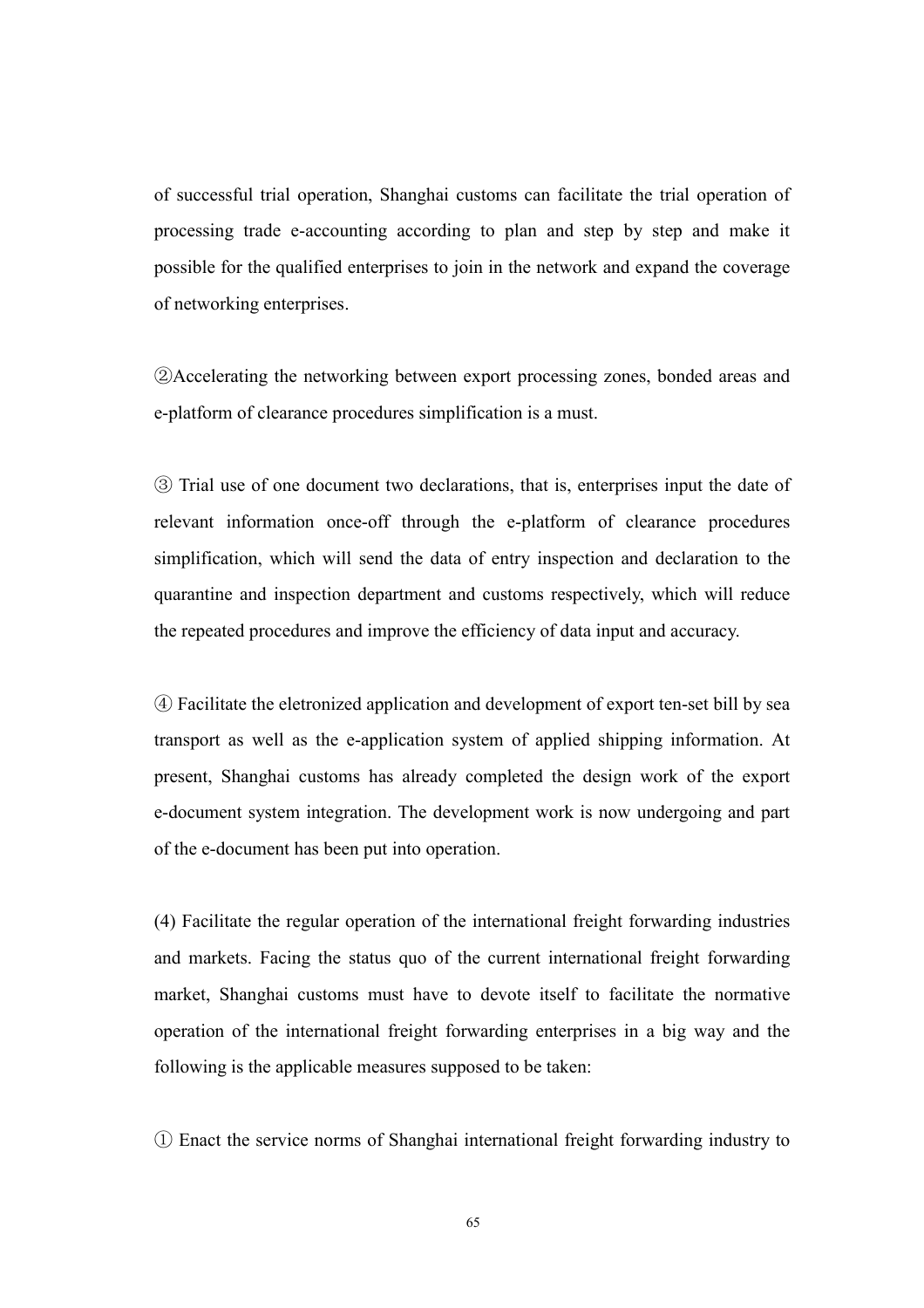of successful trial operation, Shanghai customs can facilitate the trial operation of processing trade e-accounting according to plan and step by step and make it possible for the qualified enterprises to join in the network and expand the coverage of networking enterprises.

②Accelerating the networking between export processing zones, bonded areas and e-platform of clearance procedures simplification is a must.

③ Trial use of one document two declarations, that is, enterprises input the date of relevant information once-off through the e-platform of clearance procedures simplification, which will send the data of entry inspection and declaration to the quarantine and inspection department and customs respectively, which will reduce the repeated procedures and improve the efficiency of data input and accuracy.

④ Facilitate the eletronized application and development of export ten-set bill by sea transport as well as the e-application system of applied shipping information. At present, Shanghai customs has already completed the design work of the export e-document system integration. The development work is now undergoing and part of the e-document has been put into operation.

(4) Facilitate the regular operation of the international freight forwarding industries and markets. Facing the status quo of the current international freight forwarding market, Shanghai customs must have to devote itself to facilitate the normative operation of the international freight forwarding enterprises in a big way and the following is the applicable measures supposed to be taken:

① Enact the service norms of Shanghai international freight forwarding industry to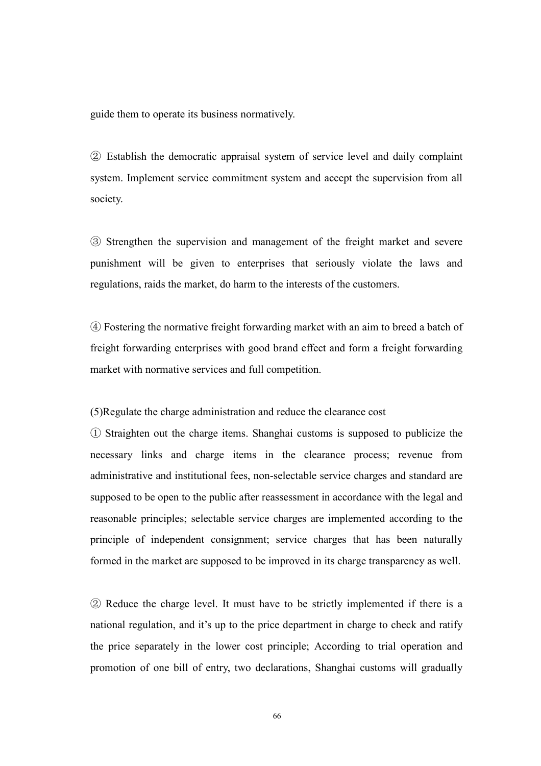guide them to operate its business normatively.

② Establish the democratic appraisal system of service level and daily complaint system. Implement service commitment system and accept the supervision from all society.

③ Strengthen the supervision and management of the freight market and severe punishment will be given to enterprises that seriously violate the laws and regulations, raids the market, do harm to the interests of the customers.

④ Fostering the normative freight forwarding market with an aim to breed a batch of freight forwarding enterprises with good brand effect and form a freight forwarding market with normative services and full competition.

(5)Regulate the charge administration and reduce the clearance cost

① Straighten out the charge items. Shanghai customs is supposed to publicize the necessary links and charge items in the clearance process; revenue from administrative and institutional fees, non-selectable service charges and standard are supposed to be open to the public after reassessment in accordance with the legal and reasonable principles; selectable service charges are implemented according to the principle of independent consignment; service charges that has been naturally formed in the market are supposed to be improved in its charge transparency as well.

② Reduce the charge level. It must have to be strictly implemented if there is a national regulation, and it's up to the price department in charge to check and ratify the price separately in the lower cost principle; According to trial operation and promotion of one bill of entry, two declarations, Shanghai customs will gradually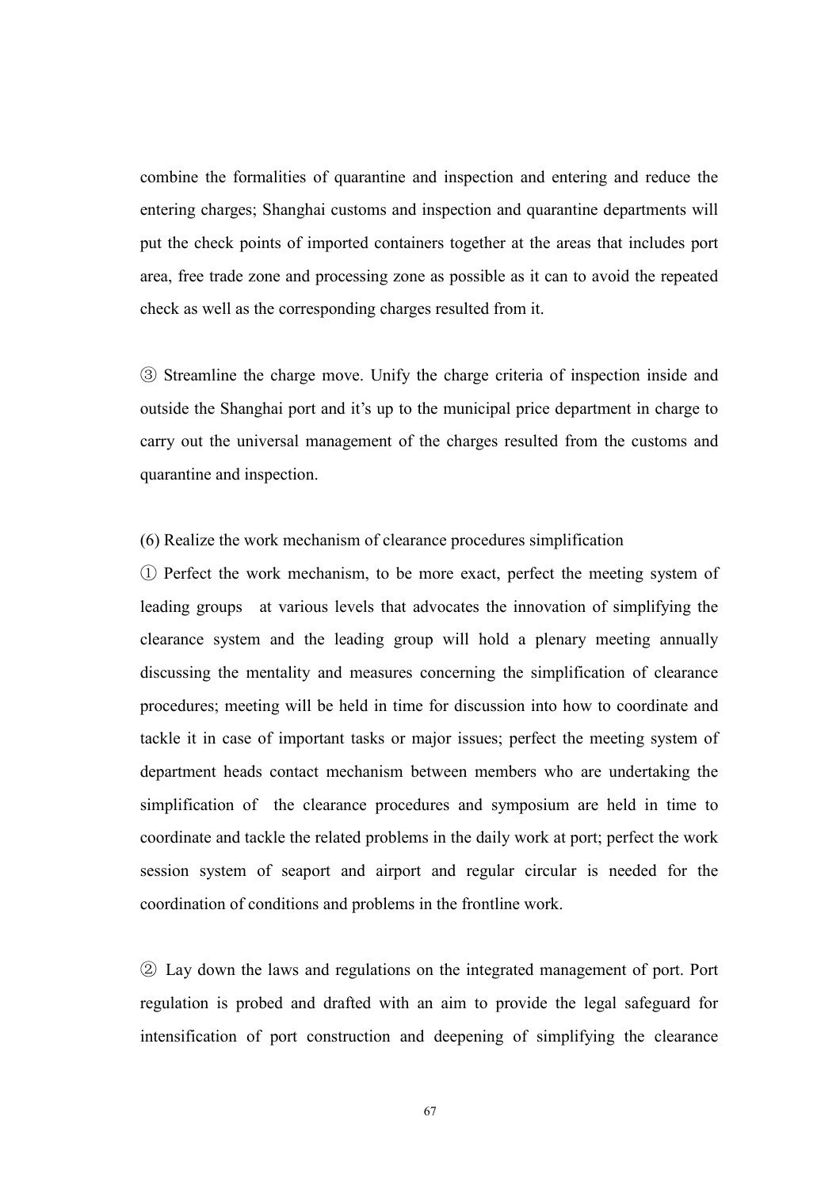combine the formalities of quarantine and inspection and entering and reduce the entering charges; Shanghai customs and inspection and quarantine departments will put the check points of imported containers together at the areas that includes port area, free trade zone and processing zone as possible as it can to avoid the repeated check as well as the corresponding charges resulted from it.

③ Streamline the charge move. Unify the charge criteria of inspection inside and outside the Shanghai port and it's up to the municipal price department in charge to carry out the universal management of the charges resulted from the customs and quarantine and inspection.

(6) Realize the work mechanism of clearance procedures simplification

① Perfect the work mechanism, to be more exact, perfect the meeting system of leading groups at various levels that advocates the innovation of simplifying the clearance system and the leading group will hold a plenary meeting annually discussing the mentality and measures concerning the simplification of clearance procedures; meeting will be held in time for discussion into how to coordinate and tackle it in case of important tasks or major issues; perfect the meeting system of department heads contact mechanism between members who are undertaking the simplification of the clearance procedures and symposium are held in time to coordinate and tackle the related problems in the daily work at port; perfect the work session system of seaport and airport and regular circular is needed for the coordination of conditions and problems in the frontline work.

② Lay down the laws and regulations on the integrated management of port. Port regulation is probed and drafted with an aim to provide the legal safeguard for intensification of port construction and deepening of simplifying the clearance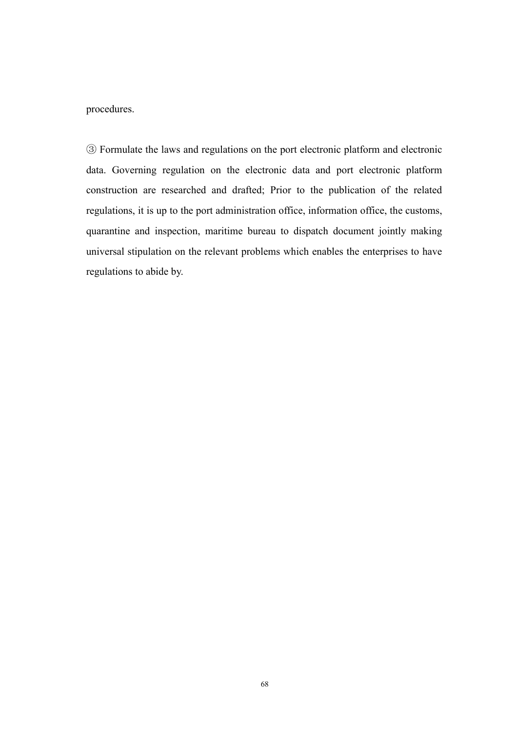procedures.

③ Formulate the laws and regulations on the port electronic platform and electronic data. Governing regulation on the electronic data and port electronic platform construction are researched and drafted; Prior to the publication of the related regulations, it is up to the port administration office, information office, the customs, quarantine and inspection, maritime bureau to dispatch document jointly making universal stipulation on the relevant problems which enables the enterprises to have regulations to abide by.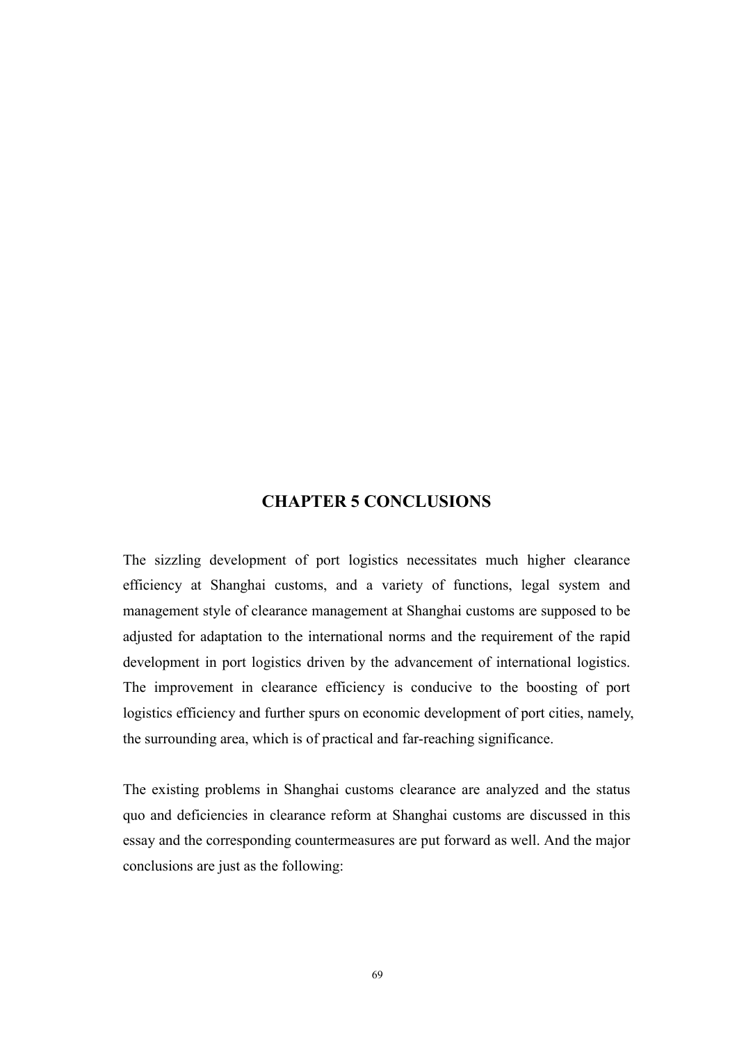# CHAPTER 5 CONCLUSIONS

The sizzling development of port logistics necessitates much higher clearance efficiency at Shanghai customs, and a variety of functions, legal system and management style of clearance management at Shanghai customs are supposed to be adjusted for adaptation to the international norms and the requirement of the rapid development in port logistics driven by the advancement of international logistics. The improvement in clearance efficiency is conducive to the boosting of port logistics efficiency and further spurs on economic development of port cities, namely, the surrounding area, which is of practical and far-reaching significance.

The existing problems in Shanghai customs clearance are analyzed and the status quo and deficiencies in clearance reform at Shanghai customs are discussed in this essay and the corresponding countermeasures are put forward as well. And the major conclusions are just as the following: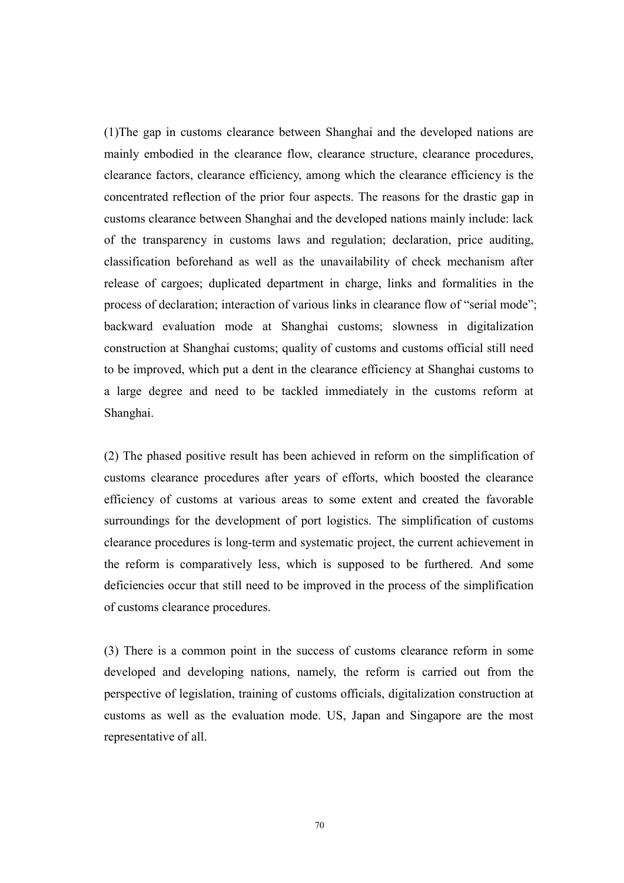(1)The gap in customs clearance between Shanghai and the developed nations are mainly embodied in the clearance flow, clearance structure, clearance procedures, clearance factors, clearance efficiency, among which the clearance efficiency is the concentrated reflection of the prior four aspects. The reasons for the drastic gap in customs clearance between Shanghai and the developed nations mainly include: lack of the transparency in customs laws and regulation; declaration, price auditing, classification beforehand as well as the unavailability of check mechanism after release of cargoes; duplicated department in charge, links and formalities in the process of declaration; interaction of various links in clearance flow of "serial mode"; backward evaluation mode at Shanghai customs; slowness in digitalization construction at Shanghai customs; quality of customs and customs official still need to be improved, which put a dent in the clearance efficiency at Shanghai customs to a large degree and need to be tackled immediately in the customs reform at Shanghai.

(2) The phased positive result has been achieved in reform on the simplification of customs clearance procedures after years of efforts, which boosted the clearance efficiency of customs at various areas to some extent and created the favorable surroundings for the development of port logistics. The simplification of customs clearance procedures is long-term and systematic project, the current achievement in the reform is comparatively less, which is supposed to be furthered. And some deficiencies occur that still need to be improved in the process of the simplification of customs clearance procedures.

(3) There is a common point in the success of customs clearance reform in some developed and developing nations, namely, the reform is carried out from the perspective of legislation, training of customs officials, digitalization construction at customs as well as the evaluation mode. US, Japan and Singapore are the most representative of all.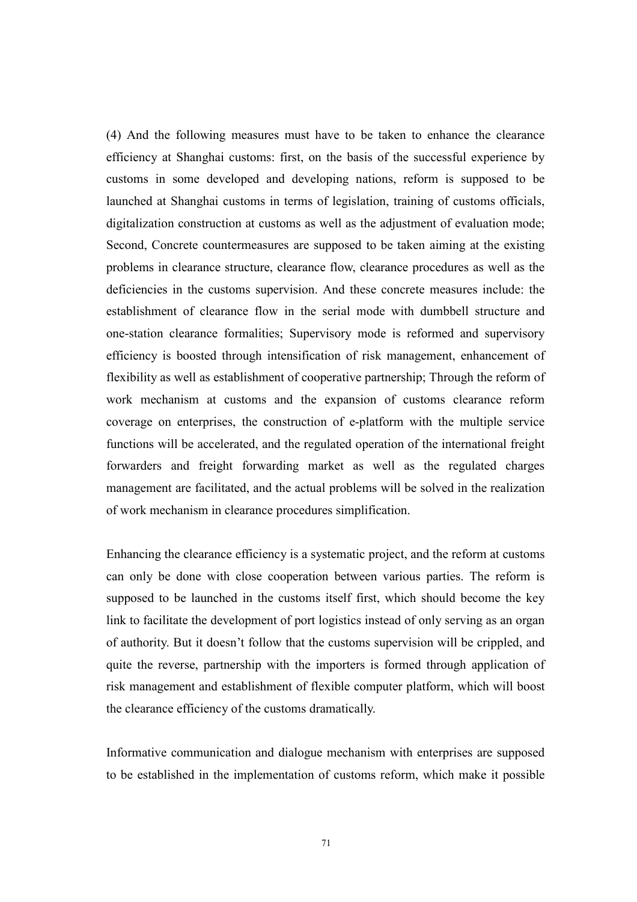(4) And the following measures must have to be taken to enhance the clearance efficiency at Shanghai customs: first, on the basis of the successful experience by customs in some developed and developing nations, reform is supposed to be launched at Shanghai customs in terms of legislation, training of customs officials, digitalization construction at customs as well as the adjustment of evaluation mode; Second, Concrete countermeasures are supposed to be taken aiming at the existing problems in clearance structure, clearance flow, clearance procedures as well as the deficiencies in the customs supervision. And these concrete measures include: the establishment of clearance flow in the serial mode with dumbbell structure and one-station clearance formalities; Supervisory mode is reformed and supervisory efficiency is boosted through intensification of risk management, enhancement of flexibility as well as establishment of cooperative partnership; Through the reform of work mechanism at customs and the expansion of customs clearance reform coverage on enterprises, the construction of e-platform with the multiple service functions will be accelerated, and the regulated operation of the international freight forwarders and freight forwarding market as well as the regulated charges management are facilitated, and the actual problems will be solved in the realization of work mechanism in clearance procedures simplification.

Enhancing the clearance efficiency is a systematic project, and the reform at customs can only be done with close cooperation between various parties. The reform is supposed to be launched in the customs itself first, which should become the key link to facilitate the development of port logistics instead of only serving as an organ of authority. But it doesn't follow that the customs supervision will be crippled, and quite the reverse, partnership with the importers is formed through application of risk management and establishment of flexible computer platform, which will boost the clearance efficiency of the customs dramatically.

Informative communication and dialogue mechanism with enterprises are supposed to be established in the implementation of customs reform, which make it possible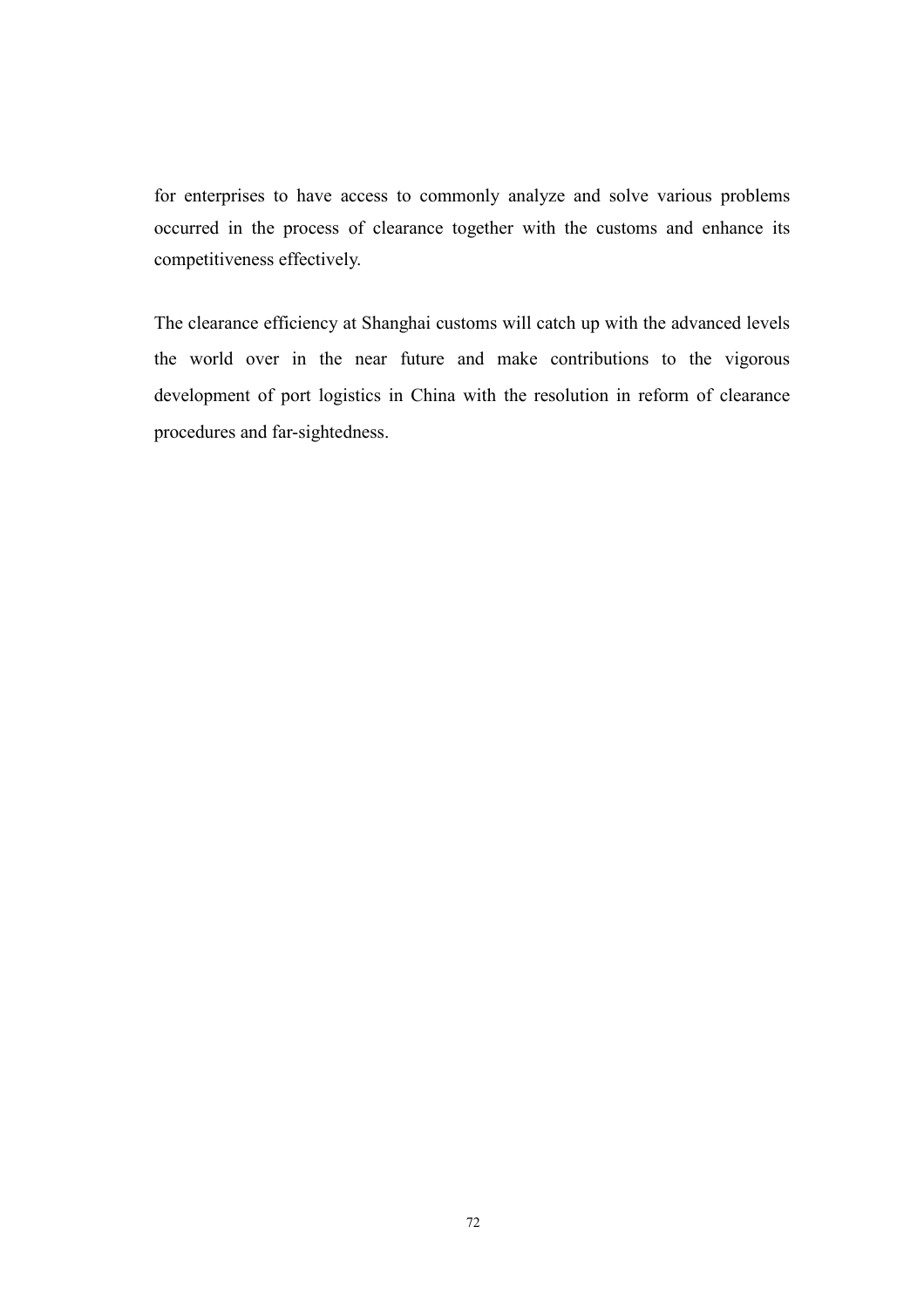for enterprises to have access to commonly analyze and solve various problems occurred in the process of clearance together with the customs and enhance its competitiveness effectively.

The clearance efficiency at Shanghai customs will catch up with the advanced levels the world over in the near future and make contributions to the vigorous development of port logistics in China with the resolution in reform of clearance procedures and far-sightedness.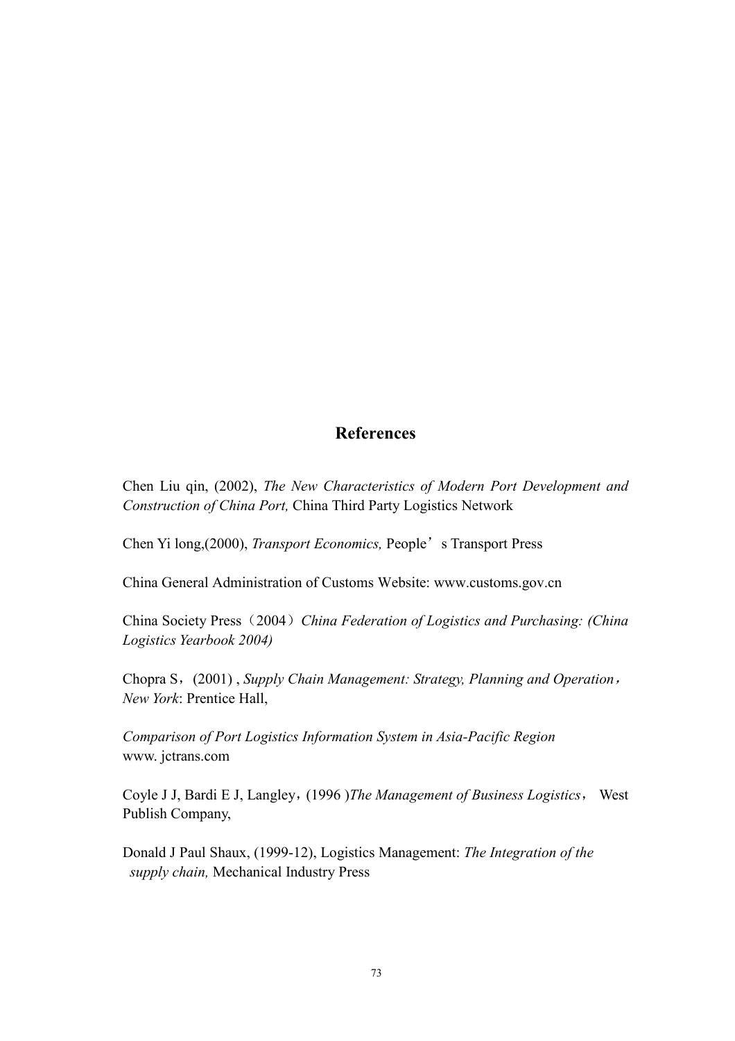## References

Chen Liu qin, (2002), *The New Characteristics of Modern Port Development and Construction of China Port,* China Third Party Logistics Network

Chen Yi long,(2000), *Transport Economics,* People’s Transport Press

China General Administration of Customs Website: www.customs.gov.cn

China Society Press（2004）*China Federation of Logistics and Purchasing: (China Logistics Yearbook 2004)*

Chopra S，(2001) , *Supply Chain Management: Strategy, Planning and Operation，New York*: Prentice Hall,

*Comparison of Port Logistics Information System in Asia-Pacific Region*
www. jctrans.com

Coyle J J, Bardi E J, Langley，(1996 )*The Management of Business Logistics*， West Publish Company,

Donald J Paul Shaux, (1999-12), Logistics Management: *The Integration of the supply chain,* Mechanical Industry Press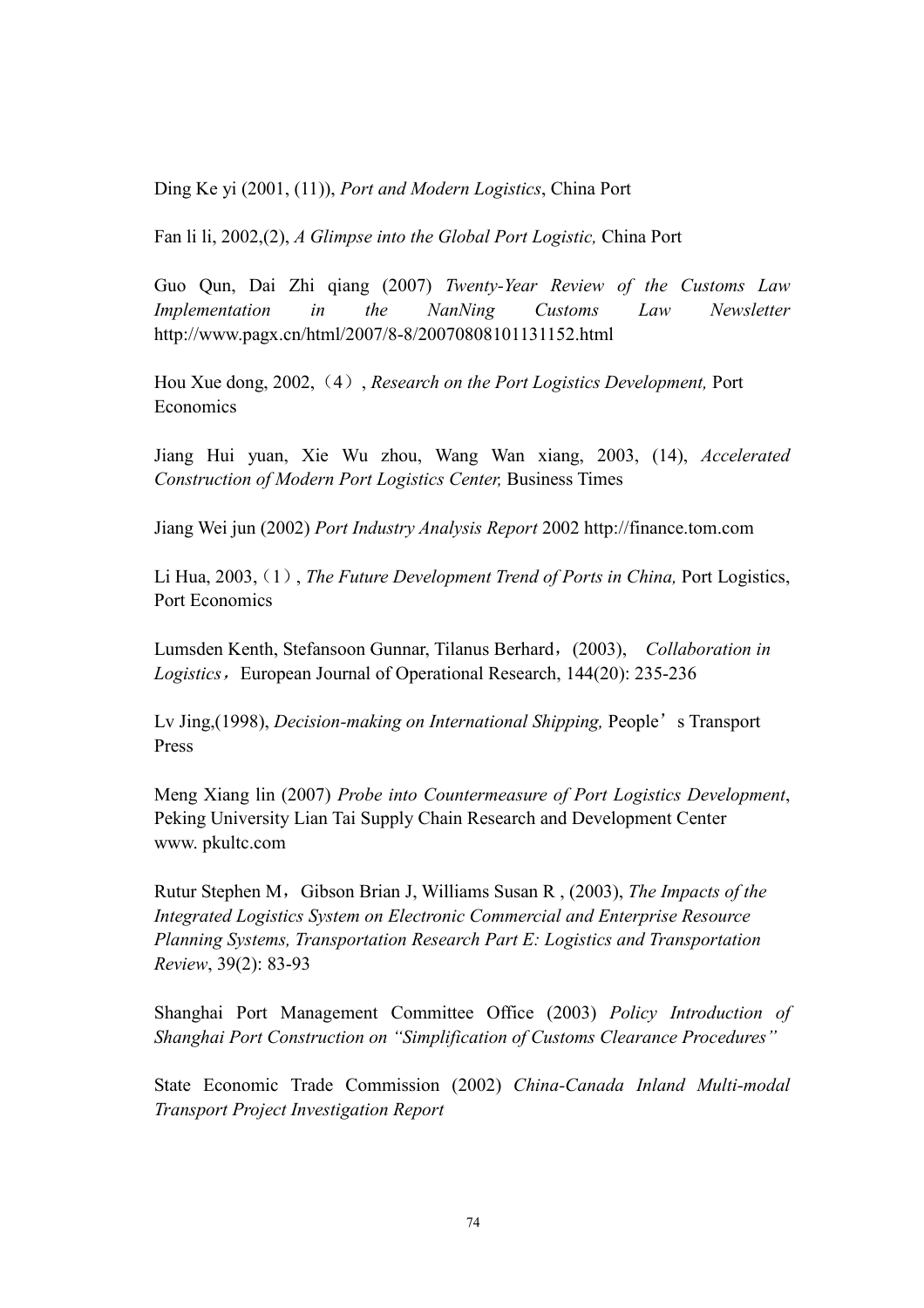Ding Ke yi (2001, (11)), *Port and Modern Logistics*, China Port

Fan li li, 2002,(2), *A Glimpse into the Global Port Logistic,* China Port

Guo Qun, Dai Zhi qiang (2007) *Twenty-Year Review of the Customs Law Implementation in the NanNing Customs Law Newsletter* http://www.pagx.cn/html/2007/8-8/20070808101131152.html

Hou Xue dong, 2002,（4）, *Research on the Port Logistics Development,* Port Economics

Jiang Hui yuan, Xie Wu zhou, Wang Wan xiang, 2003, (14), *Accelerated Construction of Modern Port Logistics Center,* Business Times

Jiang Wei jun (2002) *Port Industry Analysis Report* 2002 http://finance.tom.com

Li Hua, 2003,（1）, *The Future Development Trend of Ports in China,* Port Logistics, Port Economics

Lumsden Kenth, Stefansoon Gunnar, Tilanus Berhard，(2003), *Collaboration in Logistics*，European Journal of Operational Research, 144(20): 235-236

Lv Jing,(1998), *Decision-making on International Shipping,* People's Transport Press

Meng Xiang lin (2007) *Probe into Countermeasure of Port Logistics Development*, Peking University Lian Tai Supply Chain Research and Development Center www. pkultc.com

Rutur Stephen M，Gibson Brian J, Williams Susan R , (2003), *The Impacts of the Integrated Logistics System on Electronic Commercial and Enterprise Resource Planning Systems, Transportation Research Part E: Logistics and Transportation Review*, 39(2): 83-93

Shanghai Port Management Committee Office (2003) *Policy Introduction of Shanghai Port Construction on "Simplification of Customs Clearance Procedures"*

State Economic Trade Commission (2002) *China-Canada Inland Multi-modal Transport Project Investigation Report*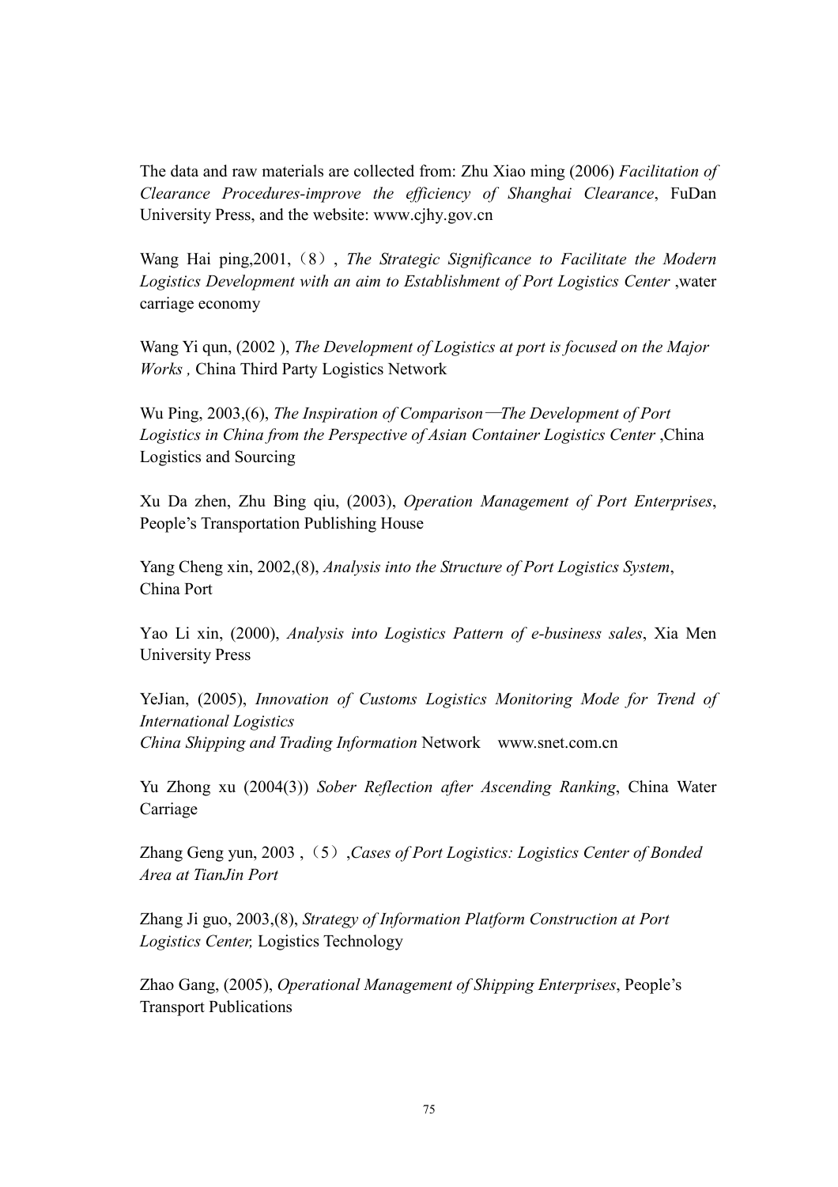The data and raw materials are collected from: Zhu Xiao ming (2006) *Facilitation of Clearance Procedures-improve the efficiency of Shanghai Clearance*, FuDan University Press, and the website: www.cjhy.gov.cn

Wang Hai ping,2001,（8）, *The Strategic Significance to Facilitate the Modern Logistics Development with an aim to Establishment of Port Logistics Center* ,water carriage economy

Wang Yi qun, (2002 ), *The Development of Logistics at port is focused on the Major Works ,* China Third Party Logistics Network

Wu Ping, 2003,(6), *The Inspiration of Comparison—The Development of Port Logistics in China from the Perspective of Asian Container Logistics Center* ,China Logistics and Sourcing

Xu Da zhen, Zhu Bing qiu, (2003), *Operation Management of Port Enterprises*, People's Transportation Publishing House

Yang Cheng xin, 2002,(8), *Analysis into the Structure of Port Logistics System*, China Port

Yao Li xin, (2000), *Analysis into Logistics Pattern of e-business sales*, Xia Men University Press

YeJian, (2005), *Innovation of Customs Logistics Monitoring Mode for Trend of International Logistics*
*China Shipping and Trading Information* Network www.snet.com.cn

Yu Zhong xu (2004(3)) *Sober Reflection after Ascending Ranking*, China Water Carriage

Zhang Geng yun, 2003 ,（5）,*Cases of Port Logistics: Logistics Center of Bonded Area at TianJin Port*

Zhang Ji guo, 2003,(8), *Strategy of Information Platform Construction at Port Logistics Center,* Logistics Technology

Zhao Gang, (2005), *Operational Management of Shipping Enterprises*, People's Transport Publications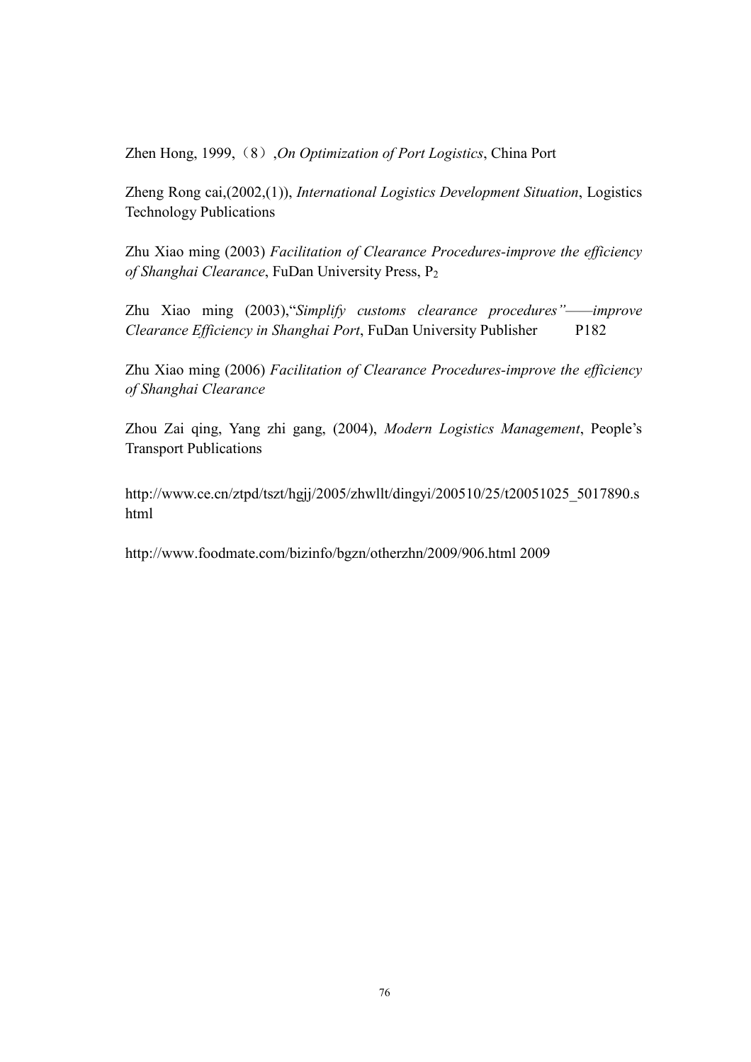Zhen Hong, 1999,（8）,*On Optimization of Port Logistics*, China Port

Zheng Rong cai,(2002,(1)), *International Logistics Development Situation*, Logistics Technology Publications

Zhu Xiao ming (2003) *Facilitation of Clearance Procedures-improve the efficiency of Shanghai Clearance*, FuDan University Press, $P_2$

Zhu Xiao ming (2003),"*Simplify customs clearance procedures"——improve Clearance Efficiency in Shanghai Port*, FuDan University Publisher P182

Zhu Xiao ming (2006) *Facilitation of Clearance Procedures-improve the efficiency of Shanghai Clearance*

Zhou Zai qing, Yang zhi gang, (2004), *Modern Logistics Management*, People's Transport Publications

http://www.ce.cn/ztpd/tszt/hgjj/2005/zhwllt/dingyi/200510/25/t20051025_5017890.shtml

http://www.foodmate.com/bizinfo/bgzn/otherzhn/2009/906.html 2009